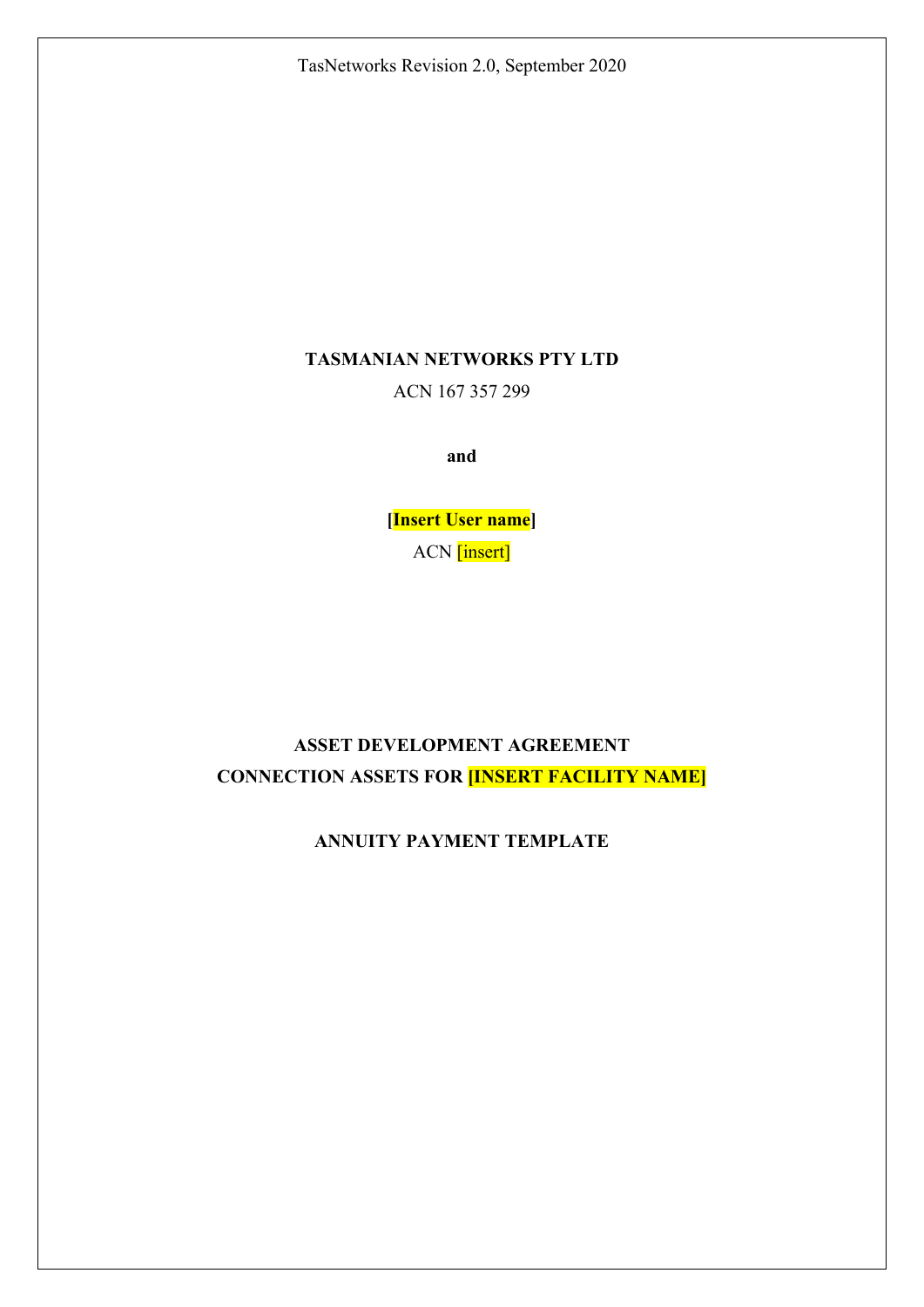TasNetworks Revision 2.0, September 2020

**TASMANIAN NETWORKS PTY LTD**

ACN 167 357 299

**and**

**[Insert User name]**

ACN [insert]

**ASSET DEVELOPMENT AGREEMENT**

**CONNECTION ASSETS FOR [INSERT FACILITY NAME]**

**ANNUITY PAYMENT TEMPLATE**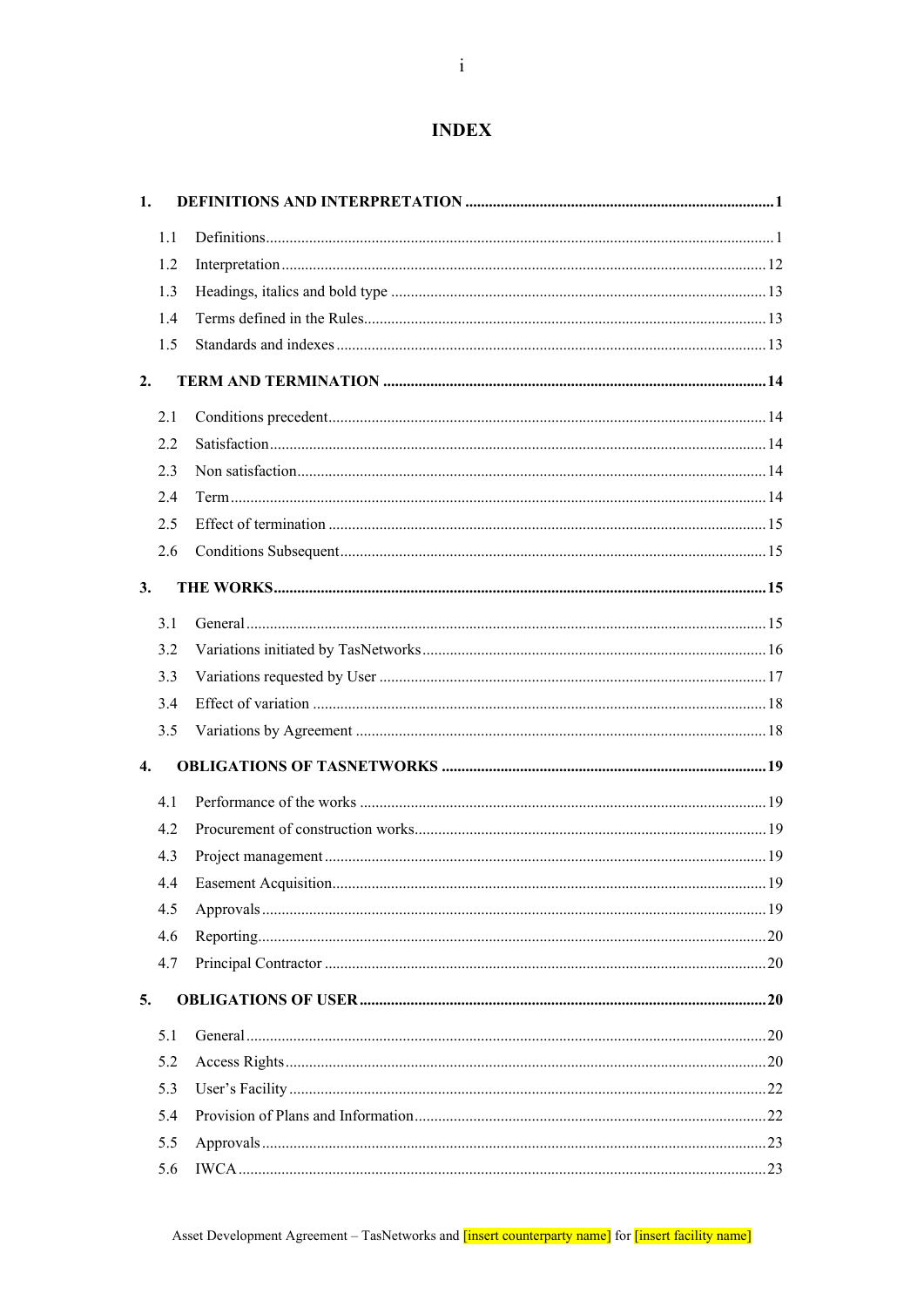# INDEX

**1. DEFINITIONS AND INTERPRETATION .......... 1**

- 1.1 Definitions .......... 1
- 1.2 Interpretation .......... 12
- 1.3 Headings, italics and bold type .......... 13
- 1.4 Terms defined in the Rules .......... 13
- 1.5 Standards and indexes .......... 13

**2. TERM AND TERMINATION .......... 14**

- 2.1 Conditions precedent .......... 14
- 2.2 Satisfaction .......... 14
- 2.3 Non satisfaction .......... 14
- 2.4 Term .......... 14
- 2.5 Effect of termination .......... 15
- 2.6 Conditions Subsequent .......... 15

**3. THE WORKS .......... 15**

- 3.1 General .......... 15
- 3.2 Variations initiated by TasNetworks .......... 16
- 3.3 Variations requested by User .......... 17
- 3.4 Effect of variation .......... 18
- 3.5 Variations by Agreement .......... 18

**4. OBLIGATIONS OF TASNETWORKS .......... 19**

- 4.1 Performance of the works .......... 19
- 4.2 Procurement of construction works .......... 19
- 4.3 Project management .......... 19
- 4.4 Easement Acquisition .......... 19
- 4.5 Approvals .......... 19
- 4.6 Reporting .......... 20
- 4.7 Principal Contractor .......... 20

**5. OBLIGATIONS OF USER .......... 20**

- 5.1 General .......... 20
- 5.2 Access Rights .......... 20
- 5.3 User's Facility .......... 22
- 5.4 Provision of Plans and Information .......... 22
- 5.5 Approvals .......... 23
- 5.6 IWCA .......... 23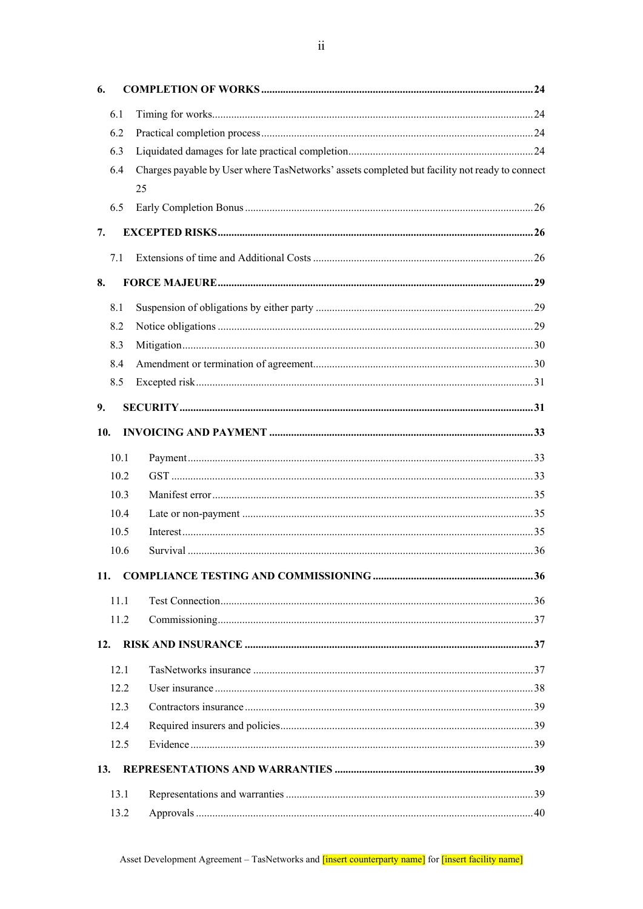**6. COMPLETION OF WORKS ........ 24**

- 6.1 Timing for works ........ 24
- 6.2 Practical completion process ........ 24
- 6.3 Liquidated damages for late practical completion ........ 24
- 6.4 Charges payable by User where TasNetworks' assets completed but facility not ready to connect ........ 25
- 6.5 Early Completion Bonus ........ 26

**7. EXCEPTED RISKS ........ 26**

- 7.1 Extensions of time and Additional Costs ........ 26

**8. FORCE MAJEURE ........ 29**

- 8.1 Suspension of obligations by either party ........ 29
- 8.2 Notice obligations ........ 29
- 8.3 Mitigation ........ 30
- 8.4 Amendment or termination of agreement ........ 30
- 8.5 Excepted risk ........ 31

**9. SECURITY ........ 31**

**10. INVOICING AND PAYMENT ........ 33**

- 10.1 Payment ........ 33
- 10.2 GST ........ 33
- 10.3 Manifest error ........ 35
- 10.4 Late or non-payment ........ 35
- 10.5 Interest ........ 35
- 10.6 Survival ........ 36

**11. COMPLIANCE TESTING AND COMMISSIONING ........ 36**

- 11.1 Test Connection ........ 36
- 11.2 Commissioning ........ 37

**12. RISK AND INSURANCE ........ 37**

- 12.1 TasNetworks insurance ........ 37
- 12.2 User insurance ........ 38
- 12.3 Contractors insurance ........ 39
- 12.4 Required insurers and policies ........ 39
- 12.5 Evidence ........ 39

**13. REPRESENTATIONS AND WARRANTIES ........ 39**

- 13.1 Representations and warranties ........ 39
- 13.2 Approvals ........ 40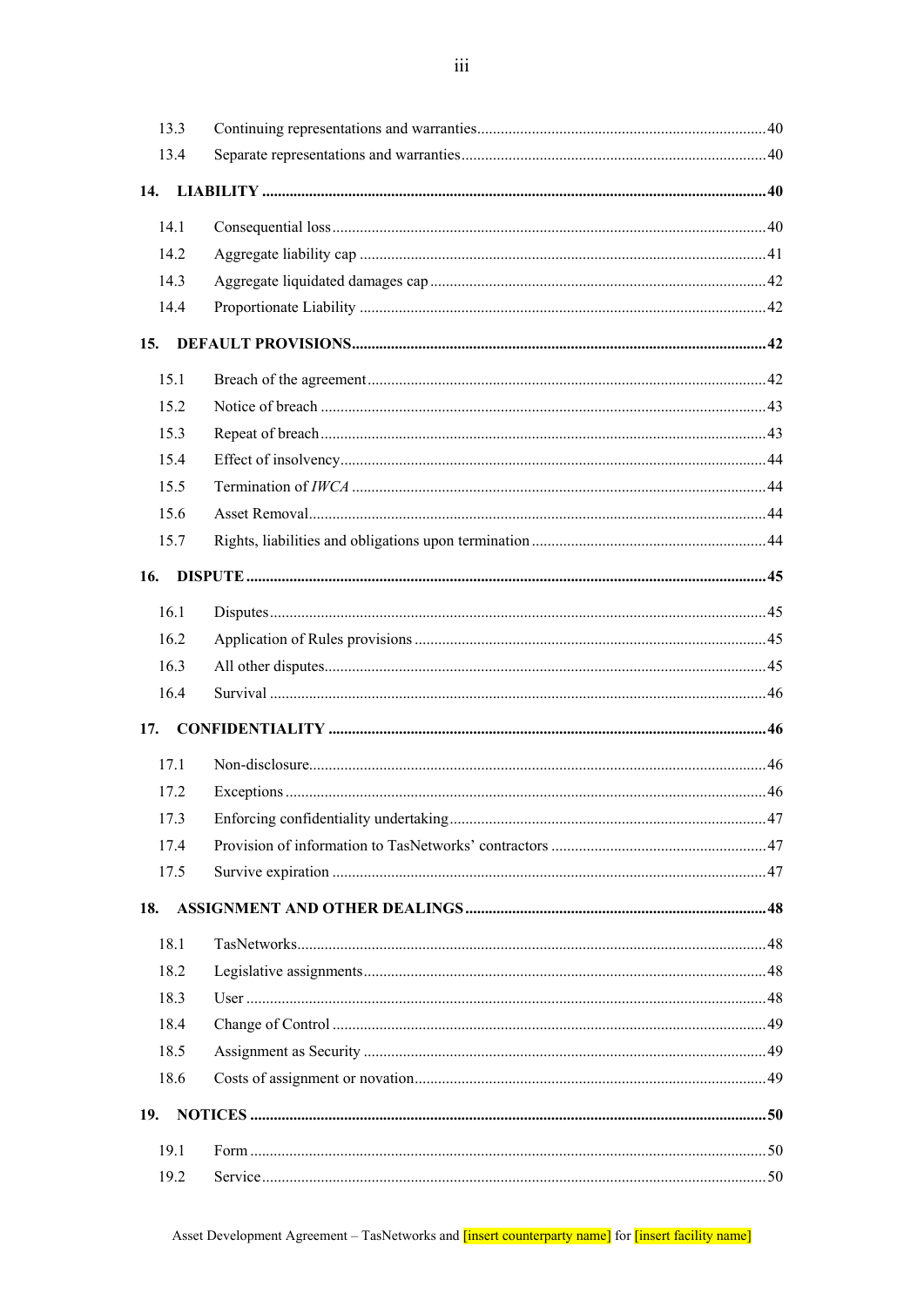| | | |
|---|---|---|
| 13.3 | Continuing representations and warranties | 40 |
| 13.4 | Separate representations and warranties | 40 |
| **14.** | **LIABILITY** | **40** |
| 14.1 | Consequential loss | 40 |
| 14.2 | Aggregate liability cap | 41 |
| 14.3 | Aggregate liquidated damages cap | 42 |
| 14.4 | Proportionate Liability | 42 |
| **15.** | **DEFAULT PROVISIONS** | **42** |
| 15.1 | Breach of the agreement | 42 |
| 15.2 | Notice of breach | 43 |
| 15.3 | Repeat of breach | 43 |
| 15.4 | Effect of insolvency | 44 |
| 15.5 | Termination of *IWCA* | 44 |
| 15.6 | Asset Removal | 44 |
| 15.7 | Rights, liabilities and obligations upon termination | 44 |
| **16.** | **DISPUTE** | **45** |
| 16.1 | Disputes | 45 |
| 16.2 | Application of Rules provisions | 45 |
| 16.3 | All other disputes | 45 |
| 16.4 | Survival | 46 |
| **17.** | **CONFIDENTIALITY** | **46** |
| 17.1 | Non-disclosure | 46 |
| 17.2 | Exceptions | 46 |
| 17.3 | Enforcing confidentiality undertaking | 47 |
| 17.4 | Provision of information to TasNetworks' contractors | 47 |
| 17.5 | Survive expiration | 47 |
| **18.** | **ASSIGNMENT AND OTHER DEALINGS** | **48** |
| 18.1 | TasNetworks | 48 |
| 18.2 | Legislative assignments | 48 |
| 18.3 | User | 48 |
| 18.4 | Change of Control | 49 |
| 18.5 | Assignment as Security | 49 |
| 18.6 | Costs of assignment or novation | 49 |
| **19.** | **NOTICES** | **50** |
| 19.1 | Form | 50 |
| 19.2 | Service | 50 |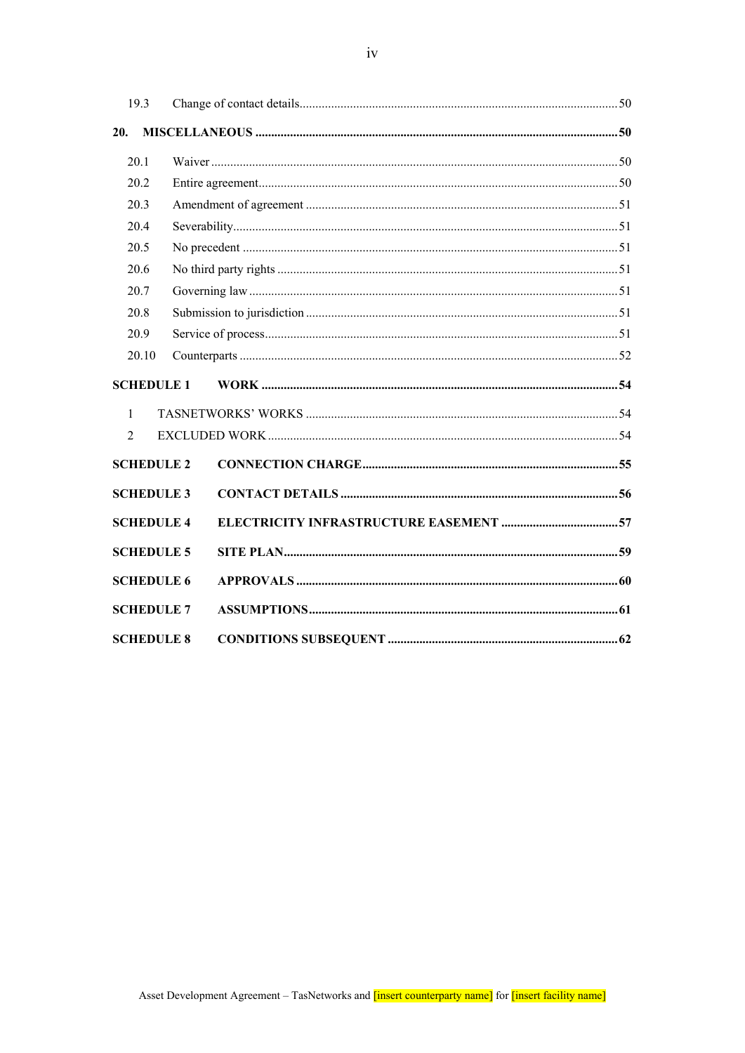| | | |
|---|---|---|
| 19.3 | Change of contact details | 50 |
| **20.** | **MISCELLANEOUS** | **50** |
| 20.1 | Waiver | 50 |
| 20.2 | Entire agreement | 50 |
| 20.3 | Amendment of agreement | 51 |
| 20.4 | Severability | 51 |
| 20.5 | No precedent | 51 |
| 20.6 | No third party rights | 51 |
| 20.7 | Governing law | 51 |
| 20.8 | Submission to jurisdiction | 51 |
| 20.9 | Service of process | 51 |
| 20.10 | Counterparts | 52 |
| **SCHEDULE 1** | **WORK** | **54** |
| 1 | TASNETWORKS' WORKS | 54 |
| 2 | EXCLUDED WORK | 54 |
| **SCHEDULE 2** | **CONNECTION CHARGE** | **55** |
| **SCHEDULE 3** | **CONTACT DETAILS** | **56** |
| **SCHEDULE 4** | **ELECTRICITY INFRASTRUCTURE EASEMENT** | **57** |
| **SCHEDULE 5** | **SITE PLAN** | **59** |
| **SCHEDULE 6** | **APPROVALS** | **60** |
| **SCHEDULE 7** | **ASSUMPTIONS** | **61** |
| **SCHEDULE 8** | **CONDITIONS SUBSEQUENT** | **62** |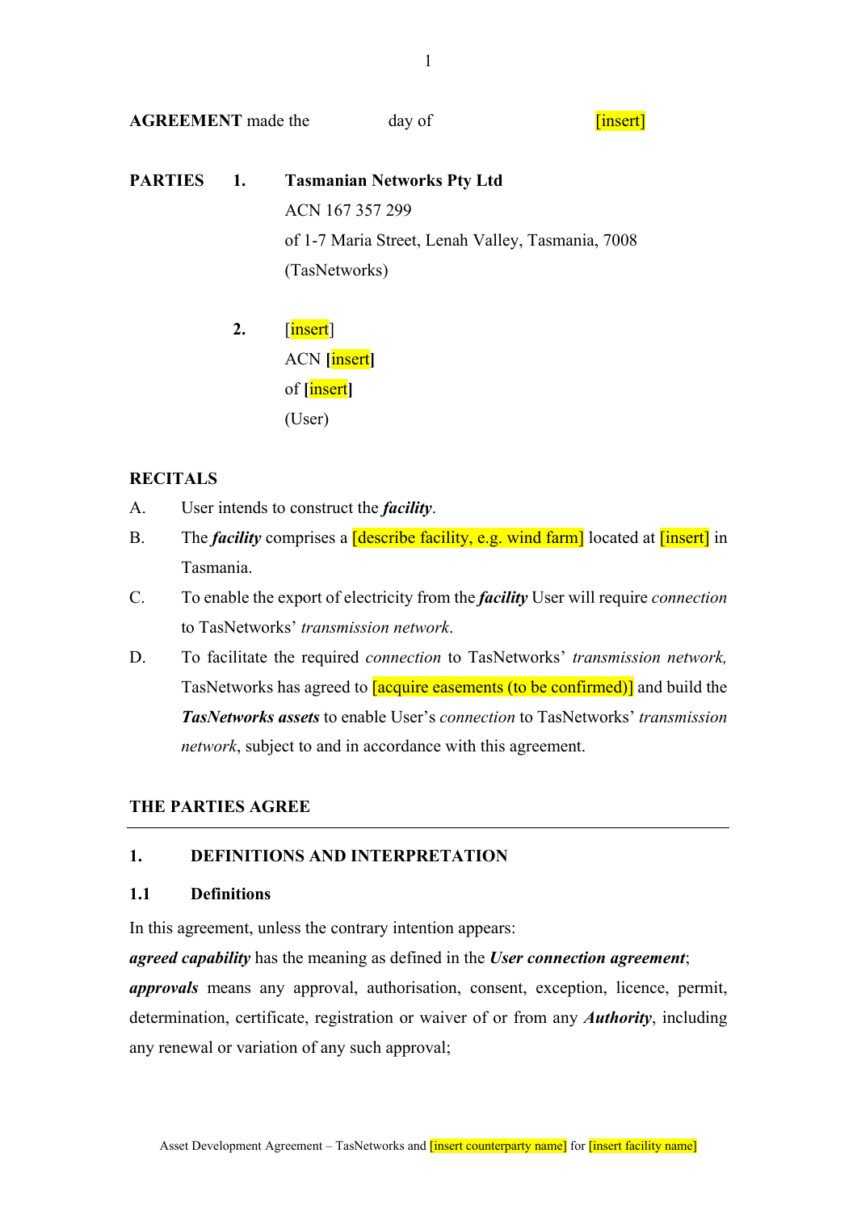**AGREEMENT** made the day of [insert]

**PARTIES** 1. **Tasmanian Networks Pty Ltd**

ACN 167 357 299

of 1-7 Maria Street, Lenah Valley, Tasmania, 7008

(TasNetworks)

2. [insert]

ACN **[**insert**]**

of **[**insert**]**

(User)

**RECITALS**

A. User intends to construct the ***facility***.

B. The ***facility*** comprises a [describe facility, e.g. wind farm] located at [insert] in Tasmania.

C. To enable the export of electricity from the ***facility*** User will require *connection* to TasNetworks' *transmission network*.

D. To facilitate the required *connection* to TasNetworks' *transmission network,* TasNetworks has agreed to [acquire easements (to be confirmed)] and build the ***TasNetworks assets*** to enable User's *connection* to TasNetworks' *transmission network*, subject to and in accordance with this agreement.

**THE PARTIES AGREE**

---

## 1. DEFINITIONS AND INTERPRETATION

### 1.1 Definitions

In this agreement, unless the contrary intention appears:

***agreed capability*** has the meaning as defined in the ***User connection agreement***;

***approvals*** means any approval, authorisation, consent, exception, licence, permit, determination, certificate, registration or waiver of or from any ***Authority***, including any renewal or variation of any such approval;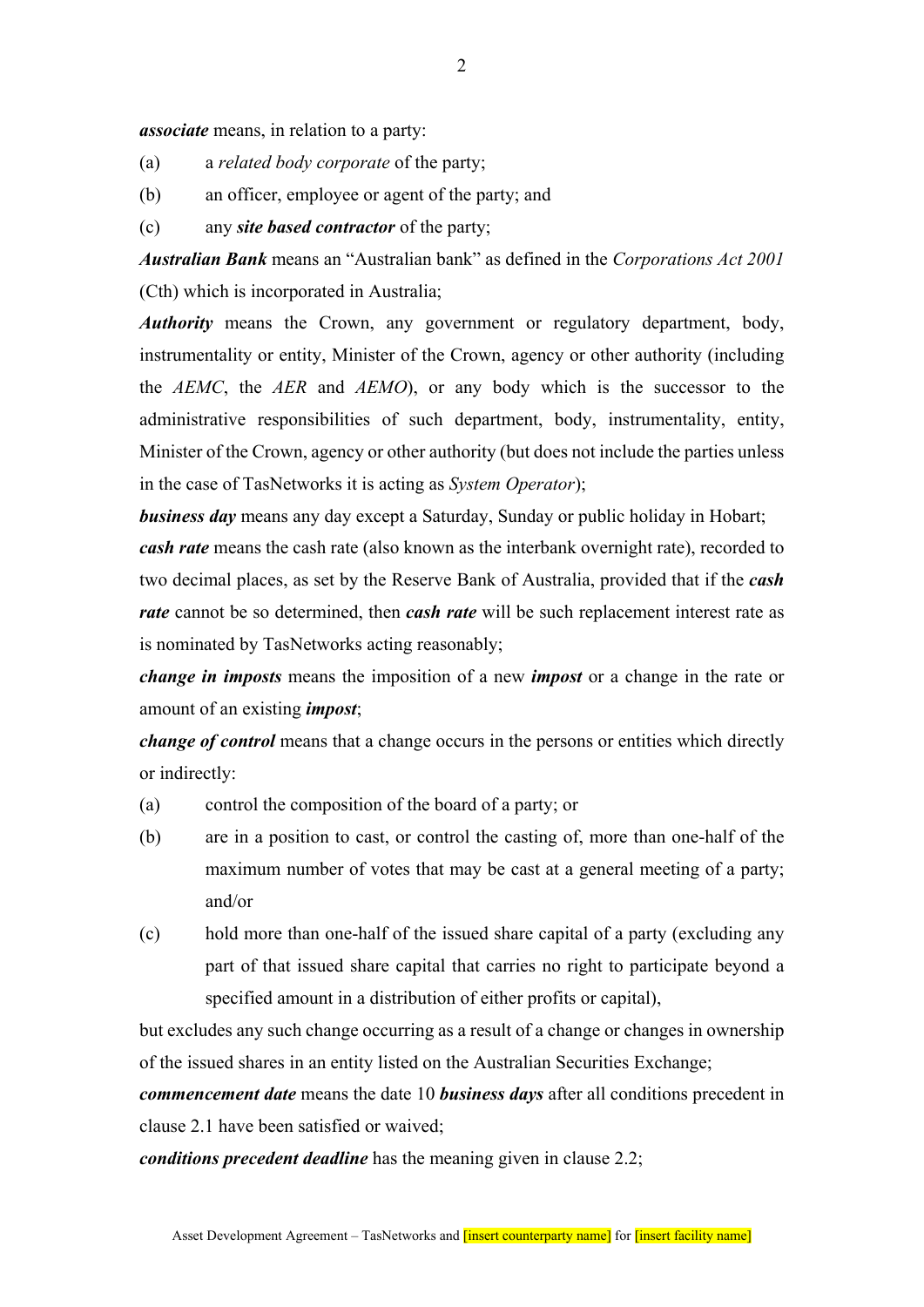***associate*** means, in relation to a party:

(a) a *related body corporate* of the party;

(b) an officer, employee or agent of the party; and

(c) any ***site based contractor*** of the party;

***Australian Bank*** means an "Australian bank" as defined in the *Corporations Act 2001* (Cth) which is incorporated in Australia;

***Authority*** means the Crown, any government or regulatory department, body, instrumentality or entity, Minister of the Crown, agency or other authority (including the *AEMC*, the *AER* and *AEMO*), or any body which is the successor to the administrative responsibilities of such department, body, instrumentality, entity, Minister of the Crown, agency or other authority (but does not include the parties unless in the case of TasNetworks it is acting as *System Operator*);

***business day*** means any day except a Saturday, Sunday or public holiday in Hobart;

***cash rate*** means the cash rate (also known as the interbank overnight rate), recorded to two decimal places, as set by the Reserve Bank of Australia, provided that if the ***cash rate*** cannot be so determined, then ***cash rate*** will be such replacement interest rate as is nominated by TasNetworks acting reasonably;

***change in imposts*** means the imposition of a new ***impost*** or a change in the rate or amount of an existing ***impost***;

***change of control*** means that a change occurs in the persons or entities which directly or indirectly:

(a) control the composition of the board of a party; or

(b) are in a position to cast, or control the casting of, more than one-half of the maximum number of votes that may be cast at a general meeting of a party; and/or

(c) hold more than one-half of the issued share capital of a party (excluding any part of that issued share capital that carries no right to participate beyond a specified amount in a distribution of either profits or capital),

but excludes any such change occurring as a result of a change or changes in ownership of the issued shares in an entity listed on the Australian Securities Exchange;

***commencement date*** means the date 10 ***business days*** after all conditions precedent in clause 2.1 have been satisfied or waived;

***conditions precedent deadline*** has the meaning given in clause 2.2;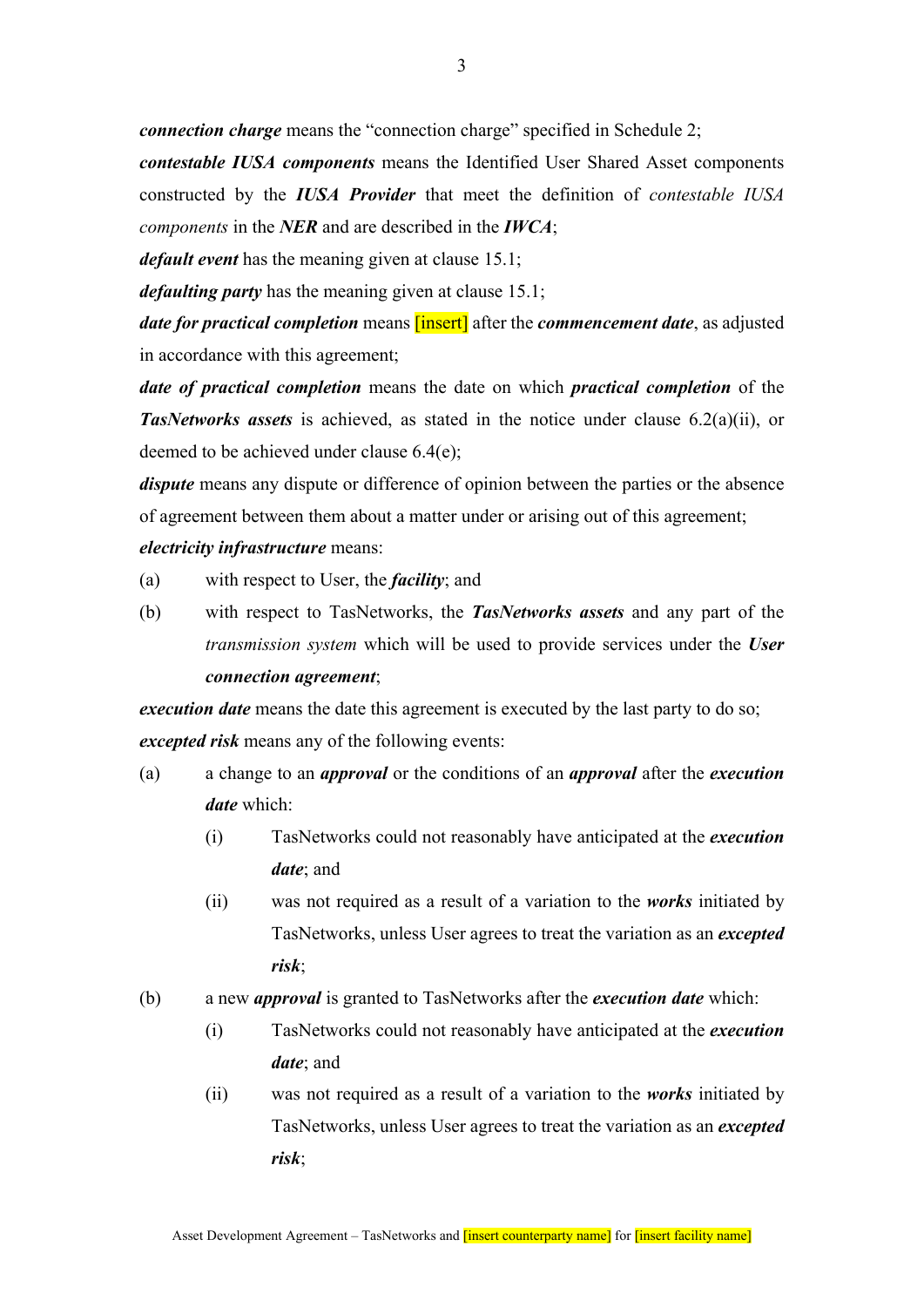***connection charge*** means the "connection charge" specified in Schedule 2;

***contestable IUSA components*** means the Identified User Shared Asset components constructed by the ***IUSA Provider*** that meet the definition of *contestable IUSA components* in the ***NER*** and are described in the ***IWCA***;

***default event*** has the meaning given at clause 15.1;

***defaulting party*** has the meaning given at clause 15.1;

***date for practical completion*** means [insert] after the ***commencement date***, as adjusted in accordance with this agreement;

***date of practical completion*** means the date on which ***practical completion*** of the ***TasNetworks assets*** is achieved, as stated in the notice under clause 6.2(a)(ii), or deemed to be achieved under clause 6.4(e);

***dispute*** means any dispute or difference of opinion between the parties or the absence of agreement between them about a matter under or arising out of this agreement;

***electricity infrastructure*** means:

(a) with respect to User, the ***facility***; and

(b) with respect to TasNetworks, the ***TasNetworks assets*** and any part of the *transmission system* which will be used to provide services under the ***User connection agreement***;

***execution date*** means the date this agreement is executed by the last party to do so;

***excepted risk*** means any of the following events:

(a) a change to an ***approval*** or the conditions of an ***approval*** after the ***execution date*** which:

   (i) TasNetworks could not reasonably have anticipated at the ***execution date***; and

   (ii) was not required as a result of a variation to the ***works*** initiated by TasNetworks, unless User agrees to treat the variation as an ***excepted risk***;

(b) a new ***approval*** is granted to TasNetworks after the ***execution date*** which:

   (i) TasNetworks could not reasonably have anticipated at the ***execution date***; and

   (ii) was not required as a result of a variation to the ***works*** initiated by TasNetworks, unless User agrees to treat the variation as an ***excepted risk***;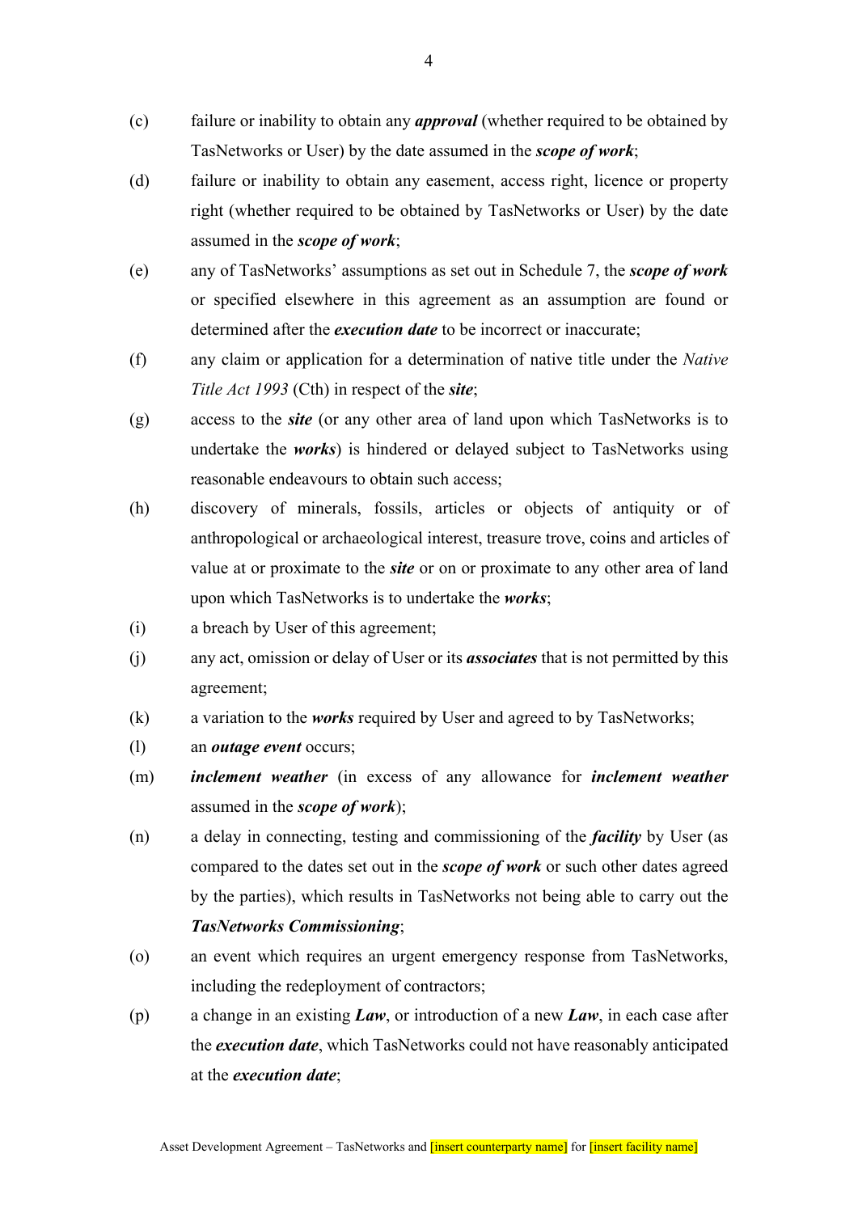(c) failure or inability to obtain any ***approval*** (whether required to be obtained by TasNetworks or User) by the date assumed in the ***scope of work***;

(d) failure or inability to obtain any easement, access right, licence or property right (whether required to be obtained by TasNetworks or User) by the date assumed in the ***scope of work***;

(e) any of TasNetworks' assumptions as set out in Schedule 7, the ***scope of work*** or specified elsewhere in this agreement as an assumption are found or determined after the ***execution date*** to be incorrect or inaccurate;

(f) any claim or application for a determination of native title under the *Native Title Act 1993* (Cth) in respect of the ***site***;

(g) access to the ***site*** (or any other area of land upon which TasNetworks is to undertake the ***works***) is hindered or delayed subject to TasNetworks using reasonable endeavours to obtain such access;

(h) discovery of minerals, fossils, articles or objects of antiquity or of anthropological or archaeological interest, treasure trove, coins and articles of value at or proximate to the ***site*** or on or proximate to any other area of land upon which TasNetworks is to undertake the ***works***;

(i) a breach by User of this agreement;

(j) any act, omission or delay of User or its ***associates*** that is not permitted by this agreement;

(k) a variation to the ***works*** required by User and agreed to by TasNetworks;

(l) an ***outage event*** occurs;

(m) ***inclement weather*** (in excess of any allowance for ***inclement weather*** assumed in the ***scope of work***);

(n) a delay in connecting, testing and commissioning of the ***facility*** by User (as compared to the dates set out in the ***scope of work*** or such other dates agreed by the parties), which results in TasNetworks not being able to carry out the ***TasNetworks Commissioning***;

(o) an event which requires an urgent emergency response from TasNetworks, including the redeployment of contractors;

(p) a change in an existing ***Law***, or introduction of a new ***Law***, in each case after the ***execution date***, which TasNetworks could not have reasonably anticipated at the ***execution date***;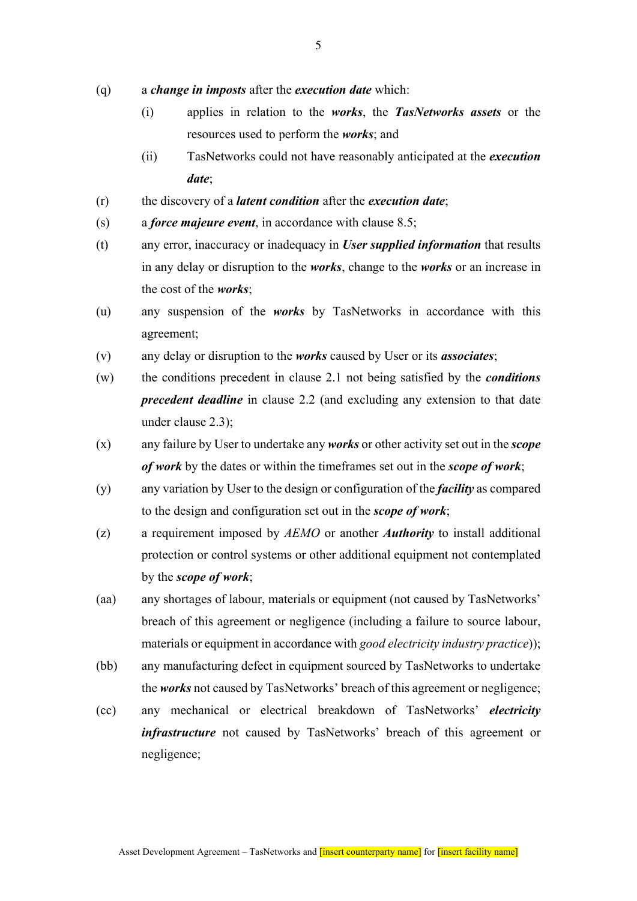(q) a ***change in imposts*** after the ***execution date*** which:

    (i) applies in relation to the ***works***, the ***TasNetworks assets*** or the resources used to perform the ***works***; and

    (ii) TasNetworks could not have reasonably anticipated at the ***execution date***;

(r) the discovery of a ***latent condition*** after the ***execution date***;

(s) a ***force majeure event***, in accordance with clause 8.5;

(t) any error, inaccuracy or inadequacy in ***User supplied information*** that results in any delay or disruption to the ***works***, change to the ***works*** or an increase in the cost of the ***works***;

(u) any suspension of the ***works*** by TasNetworks in accordance with this agreement;

(v) any delay or disruption to the ***works*** caused by User or its ***associates***;

(w) the conditions precedent in clause 2.1 not being satisfied by the ***conditions precedent deadline*** in clause 2.2 (and excluding any extension to that date under clause 2.3);

(x) any failure by User to undertake any ***works*** or other activity set out in the ***scope of work*** by the dates or within the timeframes set out in the ***scope of work***;

(y) any variation by User to the design or configuration of the ***facility*** as compared to the design and configuration set out in the ***scope of work***;

(z) a requirement imposed by *AEMO* or another ***Authority*** to install additional protection or control systems or other additional equipment not contemplated by the ***scope of work***;

(aa) any shortages of labour, materials or equipment (not caused by TasNetworks' breach of this agreement or negligence (including a failure to source labour, materials or equipment in accordance with *good electricity industry practice*));

(bb) any manufacturing defect in equipment sourced by TasNetworks to undertake the ***works*** not caused by TasNetworks' breach of this agreement or negligence;

(cc) any mechanical or electrical breakdown of TasNetworks' ***electricity infrastructure*** not caused by TasNetworks' breach of this agreement or negligence;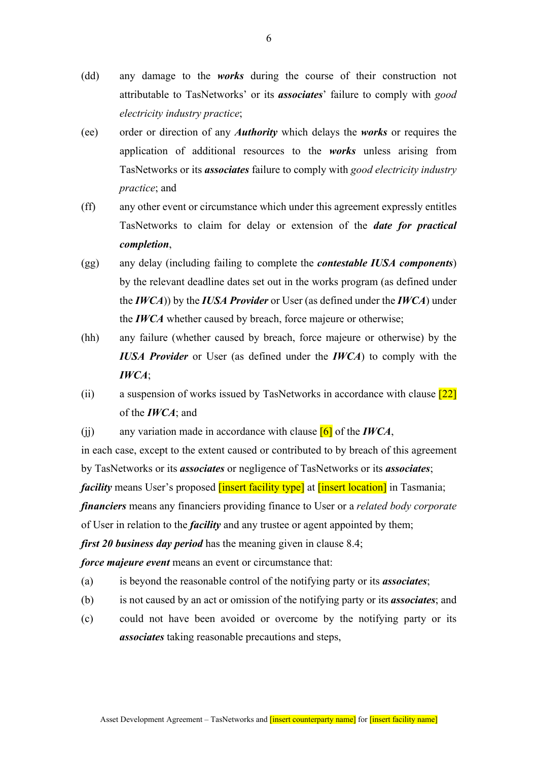(dd) any damage to the ***works*** during the course of their construction not attributable to TasNetworks' or its ***associates***' failure to comply with *good electricity industry practice*;

(ee) order or direction of any ***Authority*** which delays the ***works*** or requires the application of additional resources to the ***works*** unless arising from TasNetworks or its ***associates*** failure to comply with *good electricity industry practice*; and

(ff) any other event or circumstance which under this agreement expressly entitles TasNetworks to claim for delay or extension of the ***date for practical completion***,

(gg) any delay (including failing to complete the ***contestable IUSA components***) by the relevant deadline dates set out in the works program (as defined under the ***IWCA***)) by the ***IUSA Provider*** or User (as defined under the ***IWCA***) under the ***IWCA*** whether caused by breach, force majeure or otherwise;

(hh) any failure (whether caused by breach, force majeure or otherwise) by the ***IUSA Provider*** or User (as defined under the ***IWCA***) to comply with the ***IWCA***;

(ii) a suspension of works issued by TasNetworks in accordance with clause [22] of the ***IWCA***; and

(jj) any variation made in accordance with clause [6] of the ***IWCA***,

in each case, except to the extent caused or contributed to by breach of this agreement by TasNetworks or its ***associates*** or negligence of TasNetworks or its ***associates***;

***facility*** means User's proposed [insert facility type] at [insert location] in Tasmania;

***financiers*** means any financiers providing finance to User or a *related body corporate* of User in relation to the ***facility*** and any trustee or agent appointed by them;

***first 20 business day period*** has the meaning given in clause 8.4;

***force majeure event*** means an event or circumstance that:

(a) is beyond the reasonable control of the notifying party or its ***associates***;

(b) is not caused by an act or omission of the notifying party or its ***associates***; and

(c) could not have been avoided or overcome by the notifying party or its ***associates*** taking reasonable precautions and steps,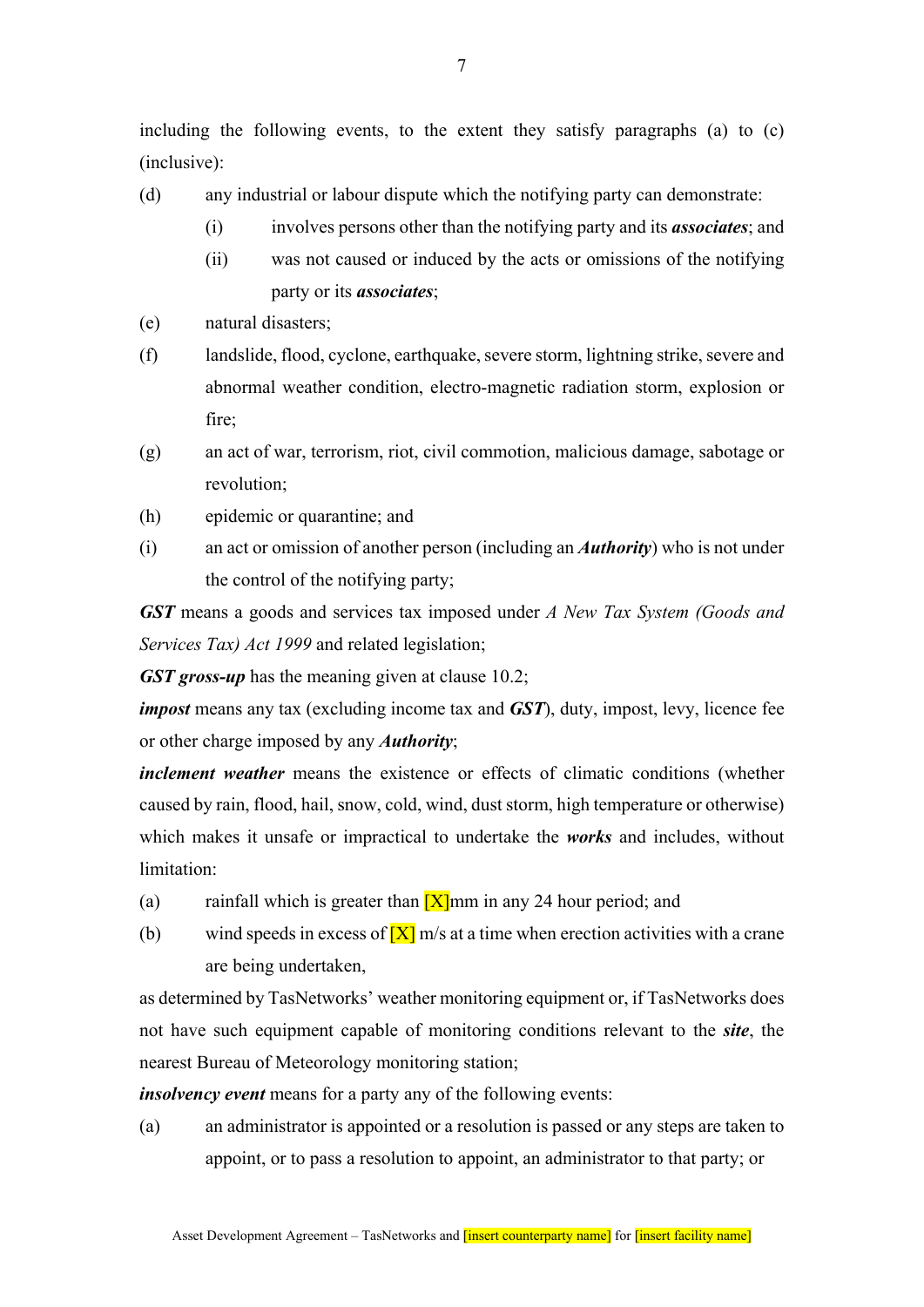including the following events, to the extent they satisfy paragraphs (a) to (c) (inclusive):

(d) any industrial or labour dispute which the notifying party can demonstrate:

  (i) involves persons other than the notifying party and its ***associates***; and

  (ii) was not caused or induced by the acts or omissions of the notifying party or its ***associates***;

(e) natural disasters;

(f) landslide, flood, cyclone, earthquake, severe storm, lightning strike, severe and abnormal weather condition, electro-magnetic radiation storm, explosion or fire;

(g) an act of war, terrorism, riot, civil commotion, malicious damage, sabotage or revolution;

(h) epidemic or quarantine; and

(i) an act or omission of another person (including an ***Authority***) who is not under the control of the notifying party;

***GST*** means a goods and services tax imposed under *A New Tax System (Goods and Services Tax) Act 1999* and related legislation;

***GST gross-up*** has the meaning given at clause 10.2;

***impost*** means any tax (excluding income tax and ***GST***), duty, impost, levy, licence fee or other charge imposed by any ***Authority***;

***inclement weather*** means the existence or effects of climatic conditions (whether caused by rain, flood, hail, snow, cold, wind, dust storm, high temperature or otherwise) which makes it unsafe or impractical to undertake the ***works*** and includes, without limitation:

(a) rainfall which is greater than [X]mm in any 24 hour period; and

(b) wind speeds in excess of [X] m/s at a time when erection activities with a crane are being undertaken,

as determined by TasNetworks' weather monitoring equipment or, if TasNetworks does not have such equipment capable of monitoring conditions relevant to the ***site***, the nearest Bureau of Meteorology monitoring station;

***insolvency event*** means for a party any of the following events:

(a) an administrator is appointed or a resolution is passed or any steps are taken to appoint, or to pass a resolution to appoint, an administrator to that party; or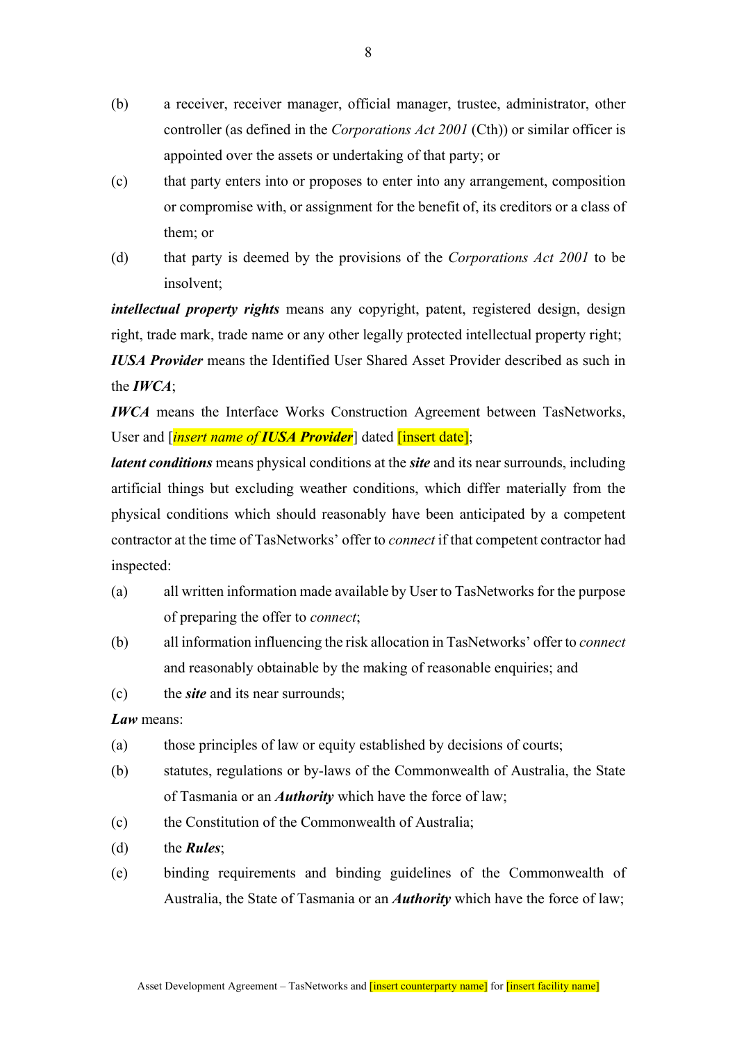(b) a receiver, receiver manager, official manager, trustee, administrator, other controller (as defined in the *Corporations Act 2001* (Cth)) or similar officer is appointed over the assets or undertaking of that party; or

(c) that party enters into or proposes to enter into any arrangement, composition or compromise with, or assignment for the benefit of, its creditors or a class of them; or

(d) that party is deemed by the provisions of the *Corporations Act 2001* to be insolvent;

***intellectual property rights*** means any copyright, patent, registered design, design right, trade mark, trade name or any other legally protected intellectual property right;

***IUSA Provider*** means the Identified User Shared Asset Provider described as such in the ***IWCA***;

***IWCA*** means the Interface Works Construction Agreement between TasNetworks, User and [*insert name of **IUSA Provider***] dated [insert date];

***latent conditions*** means physical conditions at the ***site*** and its near surrounds, including artificial things but excluding weather conditions, which differ materially from the physical conditions which should reasonably have been anticipated by a competent contractor at the time of TasNetworks' offer to *connect* if that competent contractor had inspected:

(a) all written information made available by User to TasNetworks for the purpose of preparing the offer to *connect*;

(b) all information influencing the risk allocation in TasNetworks' offer to *connect* and reasonably obtainable by the making of reasonable enquiries; and

(c) the ***site*** and its near surrounds;

***Law*** means:

(a) those principles of law or equity established by decisions of courts;

(b) statutes, regulations or by-laws of the Commonwealth of Australia, the State of Tasmania or an ***Authority*** which have the force of law;

(c) the Constitution of the Commonwealth of Australia;

(d) the ***Rules***;

(e) binding requirements and binding guidelines of the Commonwealth of Australia, the State of Tasmania or an ***Authority*** which have the force of law;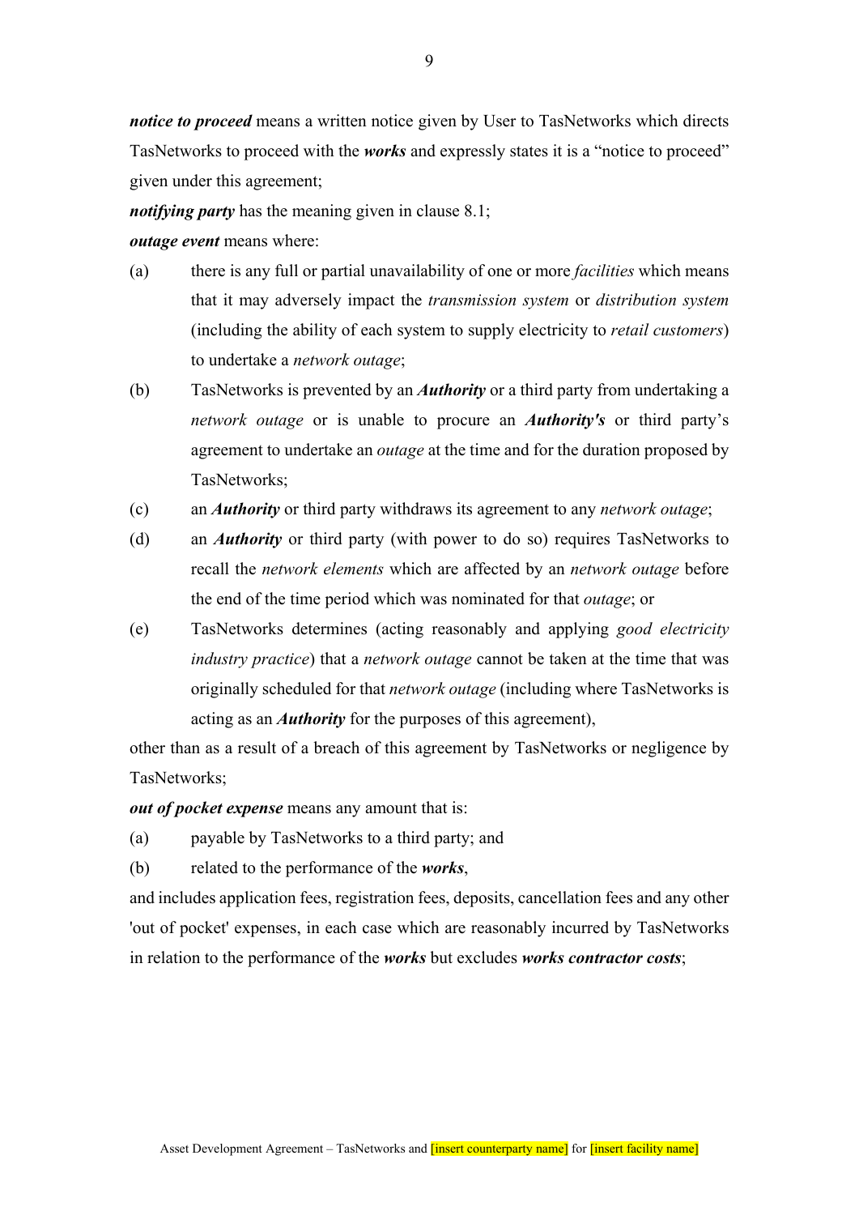***notice to proceed*** means a written notice given by User to TasNetworks which directs TasNetworks to proceed with the ***works*** and expressly states it is a “notice to proceed” given under this agreement;

***notifying party*** has the meaning given in clause 8.1;

***outage event*** means where:

(a) there is any full or partial unavailability of one or more *facilities* which means that it may adversely impact the *transmission system* or *distribution system* (including the ability of each system to supply electricity to *retail customers*) to undertake a *network outage*;

(b) TasNetworks is prevented by an ***Authority*** or a third party from undertaking a *network outage* or is unable to procure an ***Authority's*** or third party’s agreement to undertake an *outage* at the time and for the duration proposed by TasNetworks;

(c) an ***Authority*** or third party withdraws its agreement to any *network outage*;

(d) an ***Authority*** or third party (with power to do so) requires TasNetworks to recall the *network elements* which are affected by an *network outage* before the end of the time period which was nominated for that *outage*; or

(e) TasNetworks determines (acting reasonably and applying *good electricity industry practice*) that a *network outage* cannot be taken at the time that was originally scheduled for that *network outage* (including where TasNetworks is acting as an ***Authority*** for the purposes of this agreement),

other than as a result of a breach of this agreement by TasNetworks or negligence by TasNetworks;

***out of pocket expense*** means any amount that is:

(a) payable by TasNetworks to a third party; and

(b) related to the performance of the ***works***,

and includes application fees, registration fees, deposits, cancellation fees and any other 'out of pocket' expenses, in each case which are reasonably incurred by TasNetworks in relation to the performance of the ***works*** but excludes ***works contractor costs***;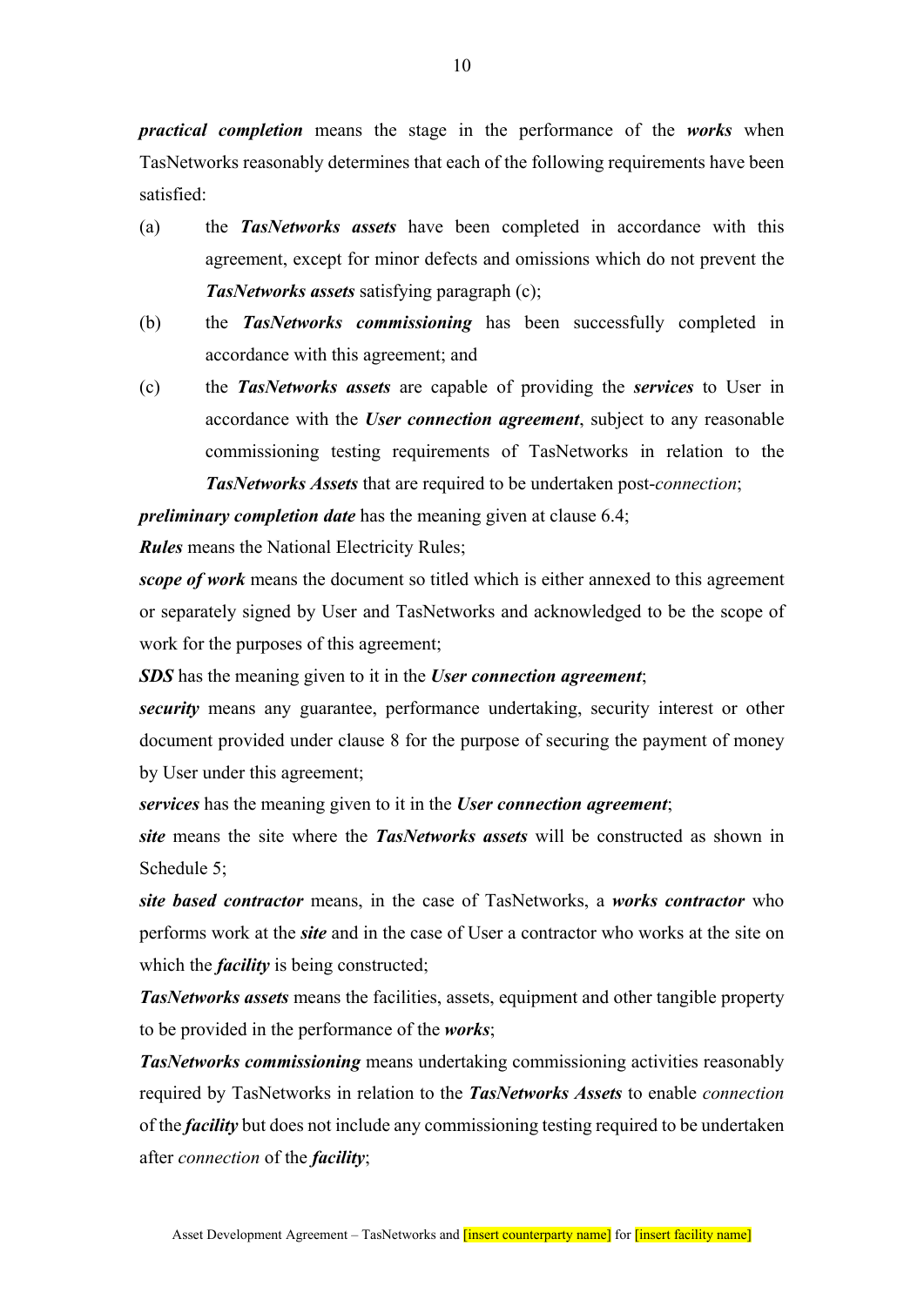***practical completion*** means the stage in the performance of the ***works*** when TasNetworks reasonably determines that each of the following requirements have been satisfied:

(a) the ***TasNetworks assets*** have been completed in accordance with this agreement, except for minor defects and omissions which do not prevent the ***TasNetworks assets*** satisfying paragraph (c);

(b) the ***TasNetworks commissioning*** has been successfully completed in accordance with this agreement; and

(c) the ***TasNetworks assets*** are capable of providing the ***services*** to User in accordance with the ***User connection agreement***, subject to any reasonable commissioning testing requirements of TasNetworks in relation to the ***TasNetworks Assets*** that are required to be undertaken post-*connection*;

***preliminary completion date*** has the meaning given at clause 6.4;

***Rules*** means the National Electricity Rules;

***scope of work*** means the document so titled which is either annexed to this agreement or separately signed by User and TasNetworks and acknowledged to be the scope of work for the purposes of this agreement;

***SDS*** has the meaning given to it in the ***User connection agreement***;

***security*** means any guarantee, performance undertaking, security interest or other document provided under clause 8 for the purpose of securing the payment of money by User under this agreement;

***services*** has the meaning given to it in the ***User connection agreement***;

***site*** means the site where the ***TasNetworks assets*** will be constructed as shown in Schedule 5;

***site based contractor*** means, in the case of TasNetworks, a ***works contractor*** who performs work at the ***site*** and in the case of User a contractor who works at the site on which the ***facility*** is being constructed;

***TasNetworks assets*** means the facilities, assets, equipment and other tangible property to be provided in the performance of the ***works***;

***TasNetworks commissioning*** means undertaking commissioning activities reasonably required by TasNetworks in relation to the ***TasNetworks Assets*** to enable *connection* of the ***facility*** but does not include any commissioning testing required to be undertaken after *connection* of the ***facility***;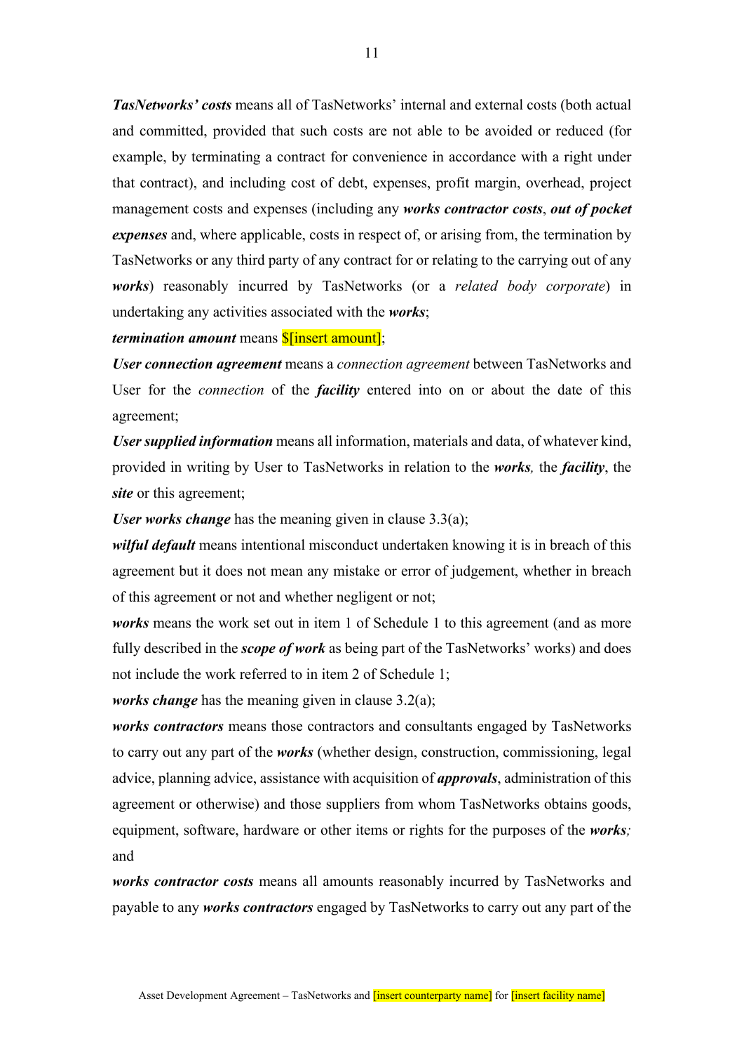***TasNetworks' costs*** means all of TasNetworks' internal and external costs (both actual and committed, provided that such costs are not able to be avoided or reduced (for example, by terminating a contract for convenience in accordance with a right under that contract), and including cost of debt, expenses, profit margin, overhead, project management costs and expenses (including any ***works contractor costs***, ***out of pocket expenses*** and, where applicable, costs in respect of, or arising from, the termination by TasNetworks or any third party of any contract for or relating to the carrying out of any ***works***) reasonably incurred by TasNetworks (or a *related body corporate*) in undertaking any activities associated with the ***works***;

***termination amount*** means $[insert amount];

***User connection agreement*** means a *connection agreement* between TasNetworks and User for the *connection* of the ***facility*** entered into on or about the date of this agreement;

***User supplied information*** means all information, materials and data, of whatever kind, provided in writing by User to TasNetworks in relation to the ***works***, the ***facility***, the ***site*** or this agreement;

***User works change*** has the meaning given in clause 3.3(a);

***wilful default*** means intentional misconduct undertaken knowing it is in breach of this agreement but it does not mean any mistake or error of judgement, whether in breach of this agreement or not and whether negligent or not;

***works*** means the work set out in item 1 of Schedule 1 to this agreement (and as more fully described in the ***scope of work*** as being part of the TasNetworks' works) and does not include the work referred to in item 2 of Schedule 1;

***works change*** has the meaning given in clause 3.2(a);

***works contractors*** means those contractors and consultants engaged by TasNetworks to carry out any part of the ***works*** (whether design, construction, commissioning, legal advice, planning advice, assistance with acquisition of ***approvals***, administration of this agreement or otherwise) and those suppliers from whom TasNetworks obtains goods, equipment, software, hardware or other items or rights for the purposes of the ***works***; and

***works contractor costs*** means all amounts reasonably incurred by TasNetworks and payable to any ***works contractors*** engaged by TasNetworks to carry out any part of the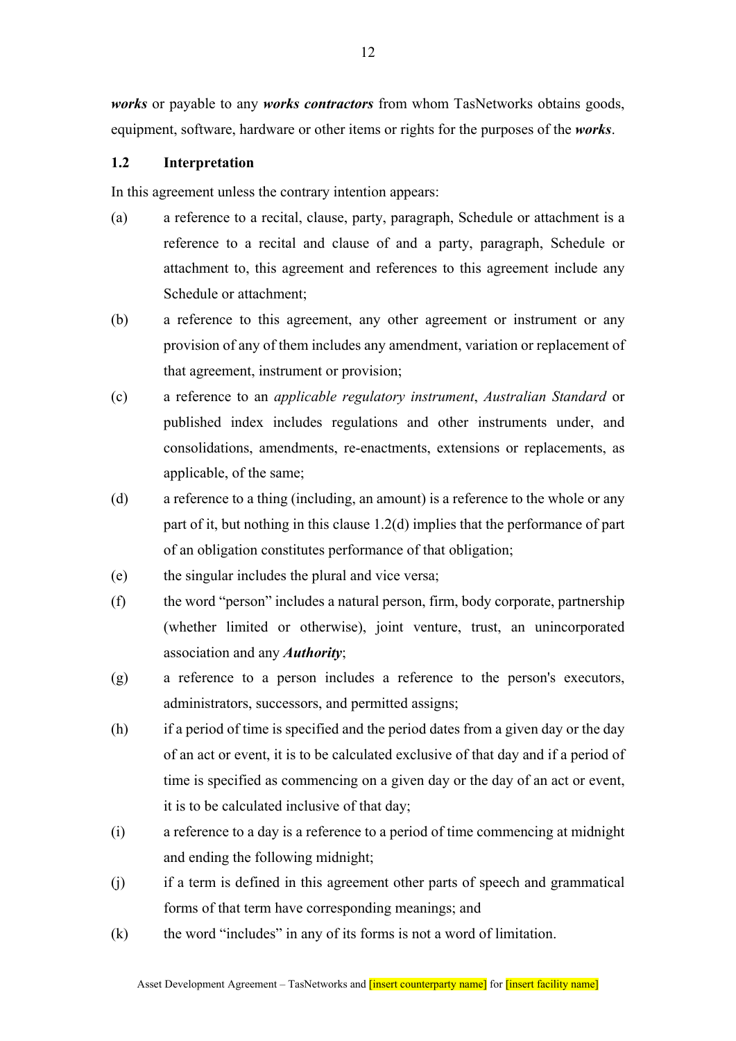***works*** or payable to any ***works contractors*** from whom TasNetworks obtains goods, equipment, software, hardware or other items or rights for the purposes of the ***works***.

### 1.2 Interpretation

In this agreement unless the contrary intention appears:

(a) a reference to a recital, clause, party, paragraph, Schedule or attachment is a reference to a recital and clause of and a party, paragraph, Schedule or attachment to, this agreement and references to this agreement include any Schedule or attachment;

(b) a reference to this agreement, any other agreement or instrument or any provision of any of them includes any amendment, variation or replacement of that agreement, instrument or provision;

(c) a reference to an *applicable regulatory instrument*, *Australian Standard* or published index includes regulations and other instruments under, and consolidations, amendments, re-enactments, extensions or replacements, as applicable, of the same;

(d) a reference to a thing (including, an amount) is a reference to the whole or any part of it, but nothing in this clause 1.2(d) implies that the performance of part of an obligation constitutes performance of that obligation;

(e) the singular includes the plural and vice versa;

(f) the word "person" includes a natural person, firm, body corporate, partnership (whether limited or otherwise), joint venture, trust, an unincorporated association and any ***Authority***;

(g) a reference to a person includes a reference to the person's executors, administrators, successors, and permitted assigns;

(h) if a period of time is specified and the period dates from a given day or the day of an act or event, it is to be calculated exclusive of that day and if a period of time is specified as commencing on a given day or the day of an act or event, it is to be calculated inclusive of that day;

(i) a reference to a day is a reference to a period of time commencing at midnight and ending the following midnight;

(j) if a term is defined in this agreement other parts of speech and grammatical forms of that term have corresponding meanings; and

(k) the word "includes" in any of its forms is not a word of limitation.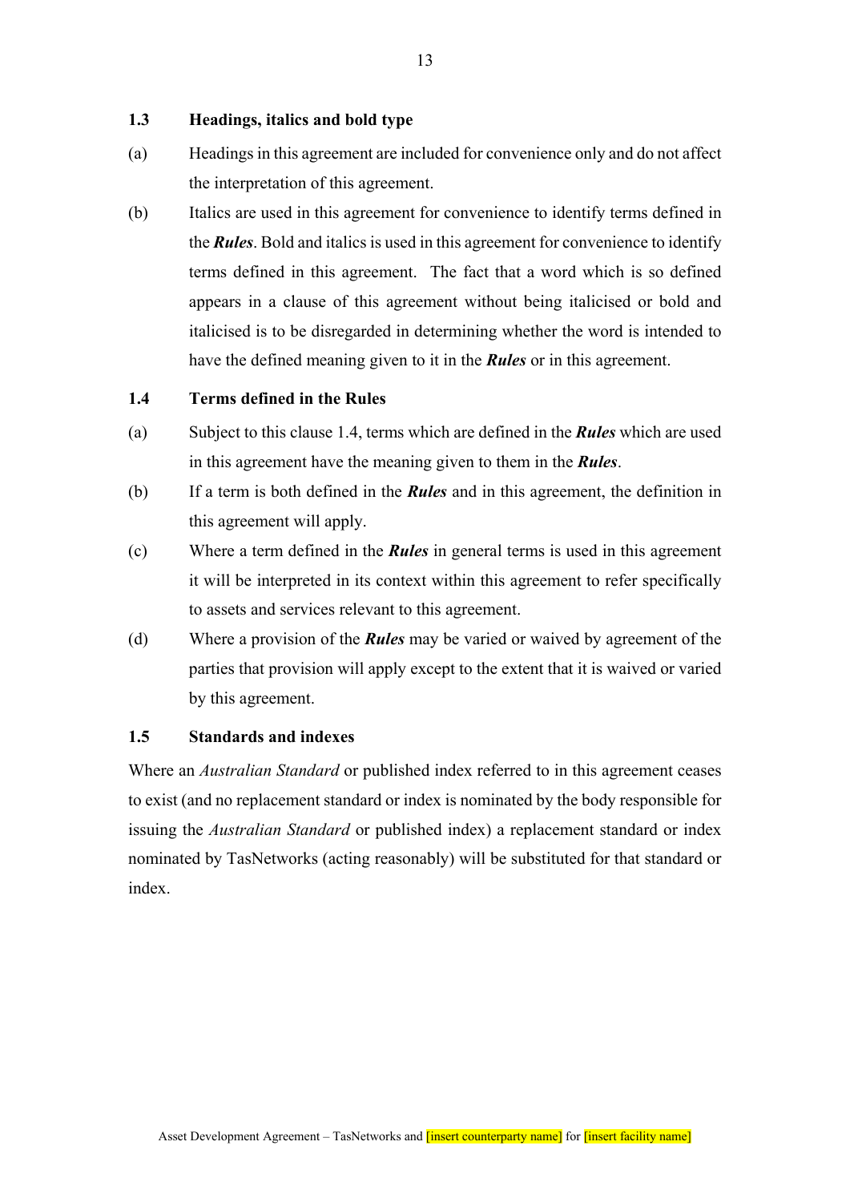### 1.3 Headings, italics and bold type

(a) Headings in this agreement are included for convenience only and do not affect the interpretation of this agreement.

(b) Italics are used in this agreement for convenience to identify terms defined in the ***Rules***. Bold and italics is used in this agreement for convenience to identify terms defined in this agreement. The fact that a word which is so defined appears in a clause of this agreement without being italicised or bold and italicised is to be disregarded in determining whether the word is intended to have the defined meaning given to it in the ***Rules*** or in this agreement.

### 1.4 Terms defined in the Rules

(a) Subject to this clause 1.4, terms which are defined in the ***Rules*** which are used in this agreement have the meaning given to them in the ***Rules***.

(b) If a term is both defined in the ***Rules*** and in this agreement, the definition in this agreement will apply.

(c) Where a term defined in the ***Rules*** in general terms is used in this agreement it will be interpreted in its context within this agreement to refer specifically to assets and services relevant to this agreement.

(d) Where a provision of the ***Rules*** may be varied or waived by agreement of the parties that provision will apply except to the extent that it is waived or varied by this agreement.

### 1.5 Standards and indexes

Where an *Australian Standard* or published index referred to in this agreement ceases to exist (and no replacement standard or index is nominated by the body responsible for issuing the *Australian Standard* or published index) a replacement standard or index nominated by TasNetworks (acting reasonably) will be substituted for that standard or index.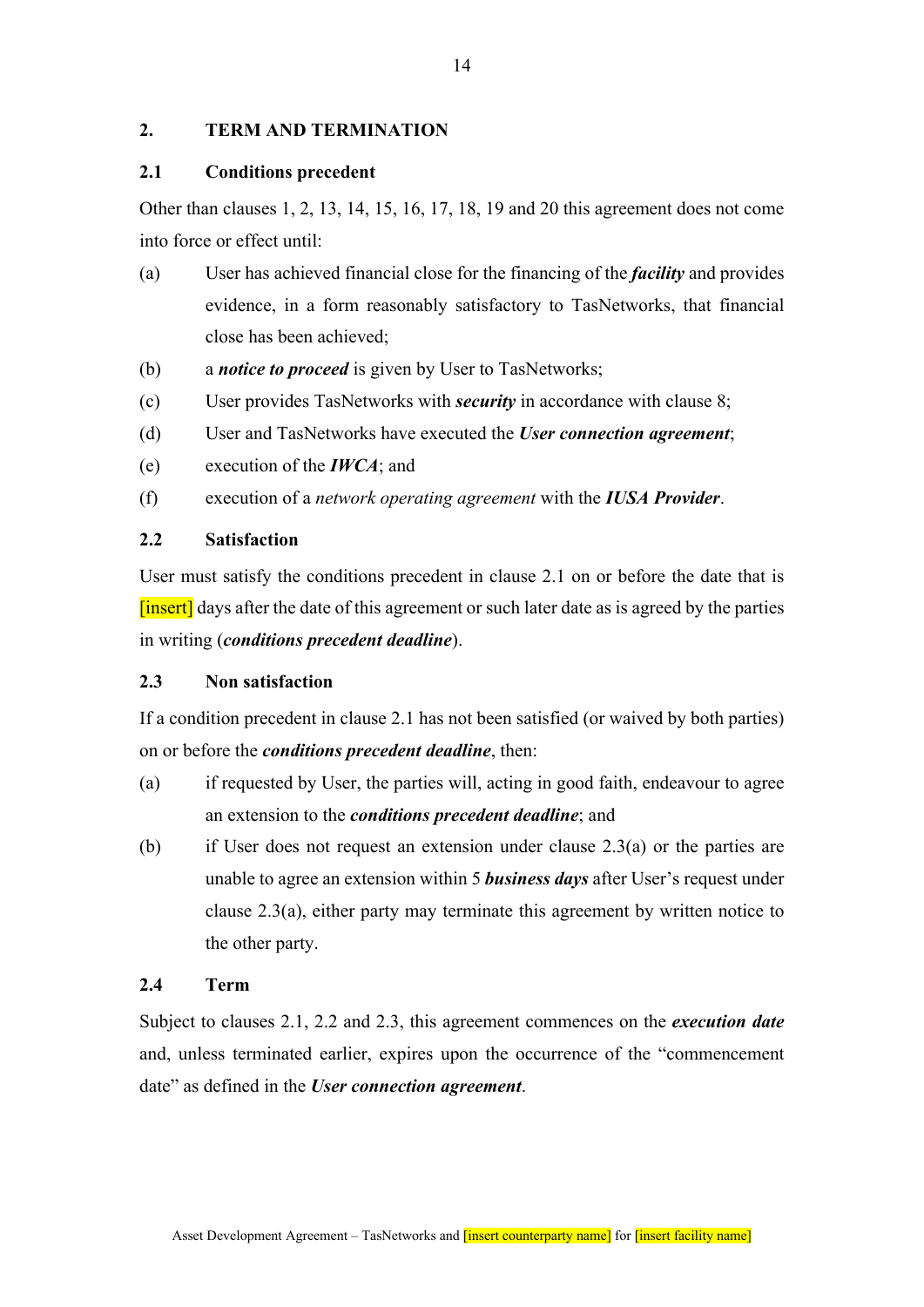## 2. TERM AND TERMINATION

### 2.1 Conditions precedent

Other than clauses 1, 2, 13, 14, 15, 16, 17, 18, 19 and 20 this agreement does not come into force or effect until:

(a) User has achieved financial close for the financing of the ***facility*** and provides evidence, in a form reasonably satisfactory to TasNetworks, that financial close has been achieved;

(b) a ***notice to proceed*** is given by User to TasNetworks;

(c) User provides TasNetworks with ***security*** in accordance with clause 8;

(d) User and TasNetworks have executed the ***User connection agreement***;

(e) execution of the ***IWCA***; and

(f) execution of a *network operating agreement* with the ***IUSA Provider***.

### 2.2 Satisfaction

User must satisfy the conditions precedent in clause 2.1 on or before the date that is [insert] days after the date of this agreement or such later date as is agreed by the parties in writing (***conditions precedent deadline***).

### 2.3 Non satisfaction

If a condition precedent in clause 2.1 has not been satisfied (or waived by both parties) on or before the ***conditions precedent deadline***, then:

(a) if requested by User, the parties will, acting in good faith, endeavour to agree an extension to the ***conditions precedent deadline***; and

(b) if User does not request an extension under clause 2.3(a) or the parties are unable to agree an extension within 5 ***business days*** after User's request under clause 2.3(a), either party may terminate this agreement by written notice to the other party.

### 2.4 Term

Subject to clauses 2.1, 2.2 and 2.3, this agreement commences on the ***execution date*** and, unless terminated earlier, expires upon the occurrence of the "commencement date" as defined in the ***User connection agreement***.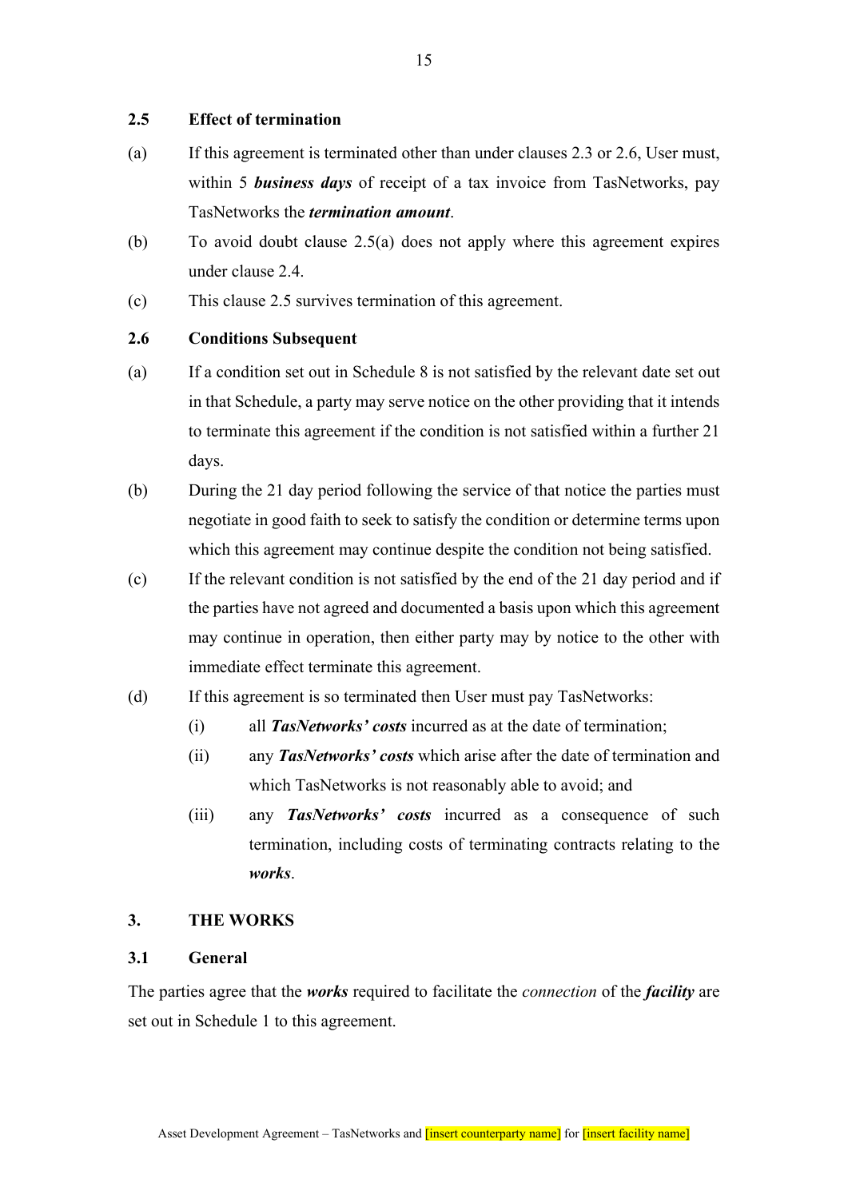### 2.5 Effect of termination

(a) If this agreement is terminated other than under clauses 2.3 or 2.6, User must, within 5 ***business days*** of receipt of a tax invoice from TasNetworks, pay TasNetworks the ***termination amount***.

(b) To avoid doubt clause 2.5(a) does not apply where this agreement expires under clause 2.4.

(c) This clause 2.5 survives termination of this agreement.

### 2.6 Conditions Subsequent

(a) If a condition set out in Schedule 8 is not satisfied by the relevant date set out in that Schedule, a party may serve notice on the other providing that it intends to terminate this agreement if the condition is not satisfied within a further 21 days.

(b) During the 21 day period following the service of that notice the parties must negotiate in good faith to seek to satisfy the condition or determine terms upon which this agreement may continue despite the condition not being satisfied.

(c) If the relevant condition is not satisfied by the end of the 21 day period and if the parties have not agreed and documented a basis upon which this agreement may continue in operation, then either party may by notice to the other with immediate effect terminate this agreement.

(d) If this agreement is so terminated then User must pay TasNetworks:

  (i) all ***TasNetworks' costs*** incurred as at the date of termination;

  (ii) any ***TasNetworks' costs*** which arise after the date of termination and which TasNetworks is not reasonably able to avoid; and

  (iii) any ***TasNetworks' costs*** incurred as a consequence of such termination, including costs of terminating contracts relating to the ***works***.

## 3. THE WORKS

### 3.1 General

The parties agree that the ***works*** required to facilitate the *connection* of the ***facility*** are set out in Schedule 1 to this agreement.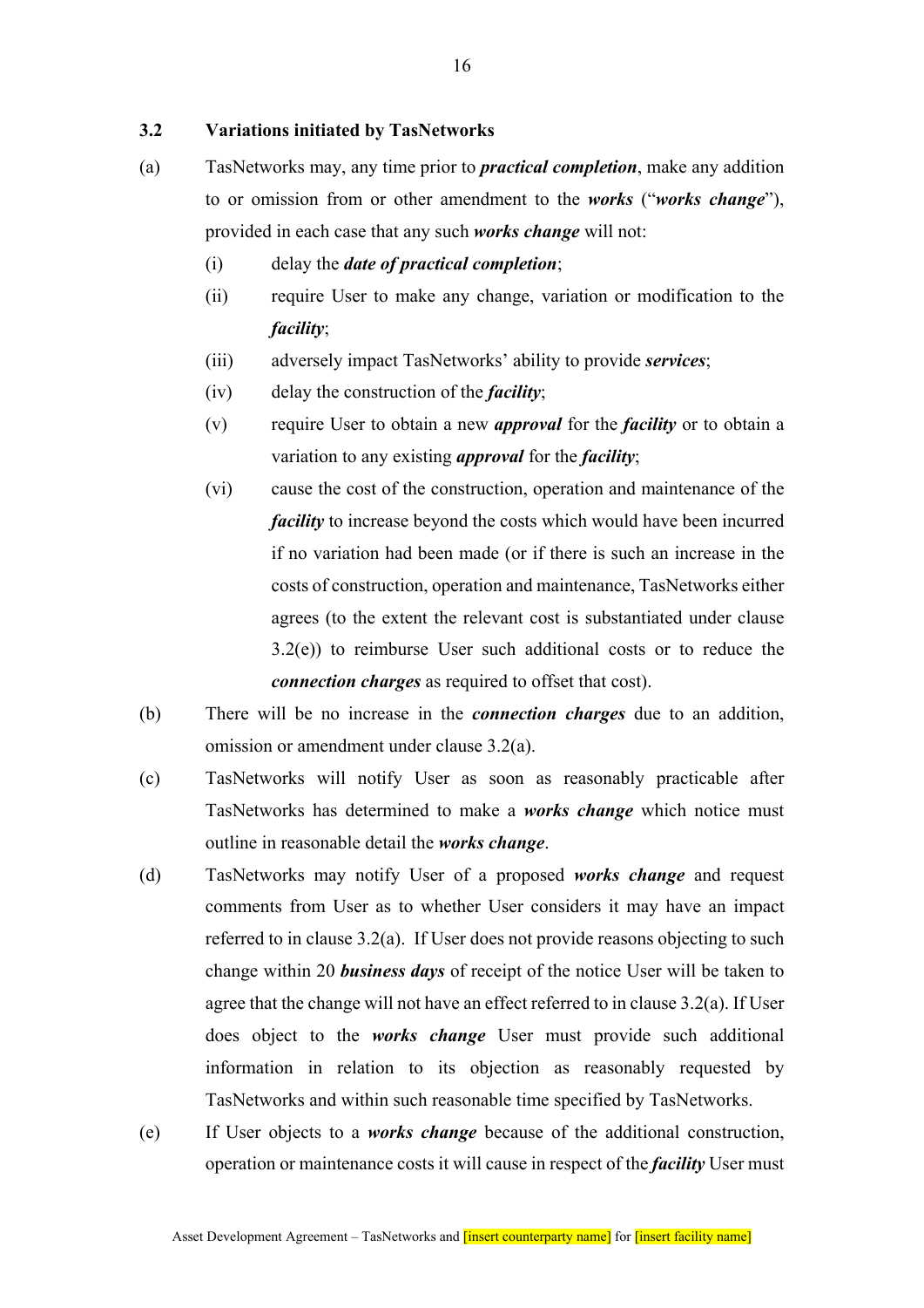### 3.2 Variations initiated by TasNetworks

(a) TasNetworks may, any time prior to ***practical completion***, make any addition to or omission from or other amendment to the ***works*** ("***works change***"), provided in each case that any such ***works change*** will not:

  (i) delay the ***date of practical completion***;

  (ii) require User to make any change, variation or modification to the ***facility***;

  (iii) adversely impact TasNetworks' ability to provide ***services***;

  (iv) delay the construction of the ***facility***;

  (v) require User to obtain a new ***approval*** for the ***facility*** or to obtain a variation to any existing ***approval*** for the ***facility***;

  (vi) cause the cost of the construction, operation and maintenance of the ***facility*** to increase beyond the costs which would have been incurred if no variation had been made (or if there is such an increase in the costs of construction, operation and maintenance, TasNetworks either agrees (to the extent the relevant cost is substantiated under clause 3.2(e)) to reimburse User such additional costs or to reduce the ***connection charges*** as required to offset that cost).

(b) There will be no increase in the ***connection charges*** due to an addition, omission or amendment under clause 3.2(a).

(c) TasNetworks will notify User as soon as reasonably practicable after TasNetworks has determined to make a ***works change*** which notice must outline in reasonable detail the ***works change***.

(d) TasNetworks may notify User of a proposed ***works change*** and request comments from User as to whether User considers it may have an impact referred to in clause 3.2(a). If User does not provide reasons objecting to such change within 20 ***business days*** of receipt of the notice User will be taken to agree that the change will not have an effect referred to in clause 3.2(a). If User does object to the ***works change*** User must provide such additional information in relation to its objection as reasonably requested by TasNetworks and within such reasonable time specified by TasNetworks.

(e) If User objects to a ***works change*** because of the additional construction, operation or maintenance costs it will cause in respect of the ***facility*** User must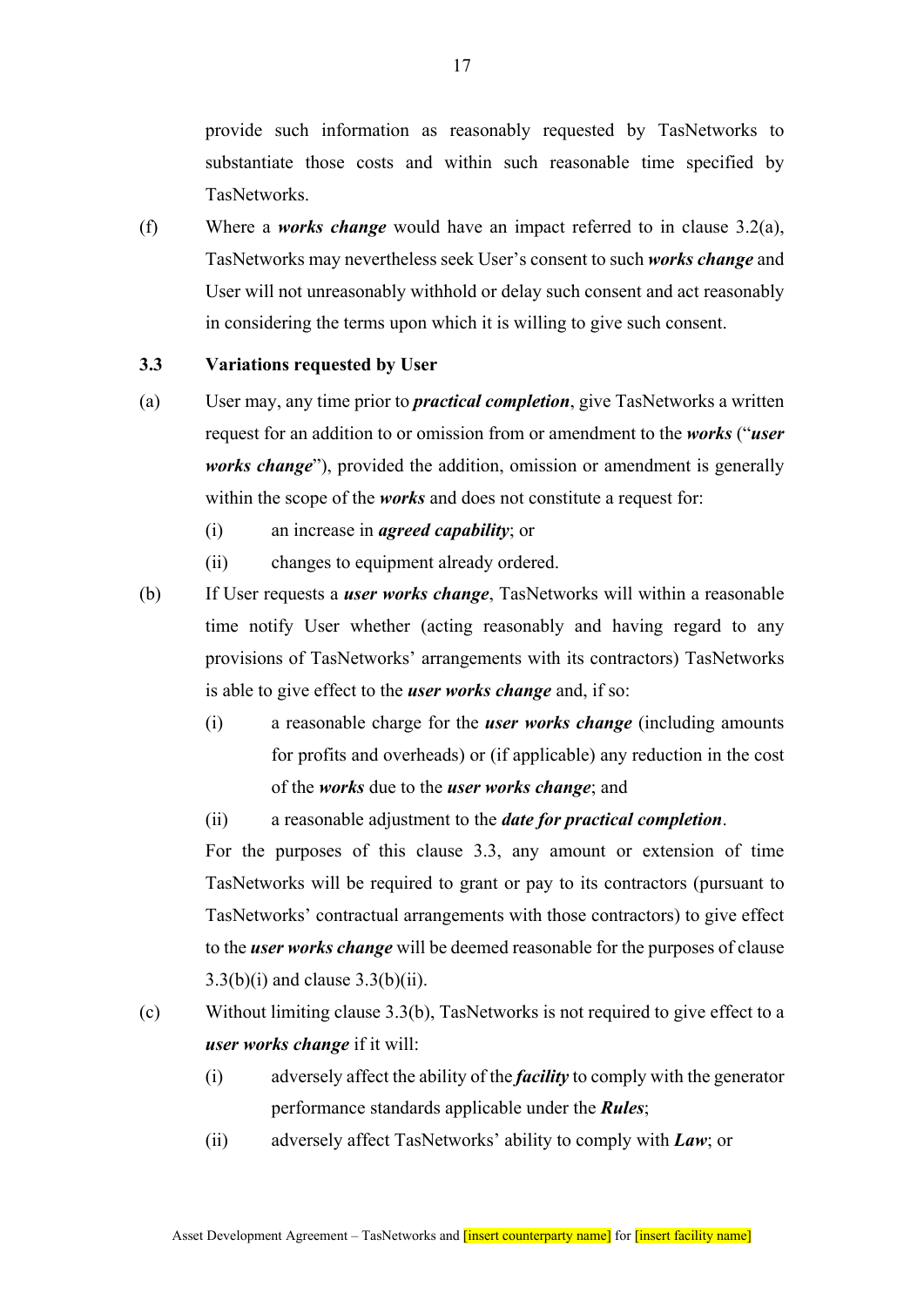provide such information as reasonably requested by TasNetworks to substantiate those costs and within such reasonable time specified by TasNetworks.

(f) Where a ***works change*** would have an impact referred to in clause 3.2(a), TasNetworks may nevertheless seek User's consent to such ***works change*** and User will not unreasonably withhold or delay such consent and act reasonably in considering the terms upon which it is willing to give such consent.

**3.3 Variations requested by User**

(a) User may, any time prior to ***practical completion***, give TasNetworks a written request for an addition to or omission from or amendment to the ***works*** ("***user works change***"), provided the addition, omission or amendment is generally within the scope of the ***works*** and does not constitute a request for:

  (i) an increase in ***agreed capability***; or

  (ii) changes to equipment already ordered.

(b) If User requests a ***user works change***, TasNetworks will within a reasonable time notify User whether (acting reasonably and having regard to any provisions of TasNetworks' arrangements with its contractors) TasNetworks is able to give effect to the ***user works change*** and, if so:

  (i) a reasonable charge for the ***user works change*** (including amounts for profits and overheads) or (if applicable) any reduction in the cost of the ***works*** due to the ***user works change***; and

  (ii) a reasonable adjustment to the ***date for practical completion***.

For the purposes of this clause 3.3, any amount or extension of time TasNetworks will be required to grant or pay to its contractors (pursuant to TasNetworks' contractual arrangements with those contractors) to give effect to the ***user works change*** will be deemed reasonable for the purposes of clause 3.3(b)(i) and clause 3.3(b)(ii).

(c) Without limiting clause 3.3(b), TasNetworks is not required to give effect to a ***user works change*** if it will:

  (i) adversely affect the ability of the ***facility*** to comply with the generator performance standards applicable under the ***Rules***;

  (ii) adversely affect TasNetworks' ability to comply with ***Law***; or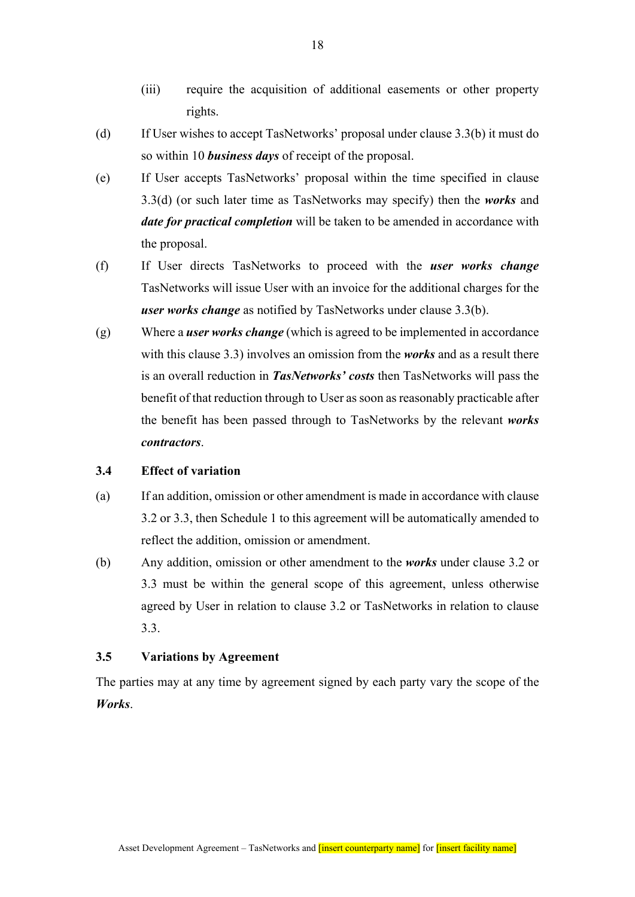(iii) require the acquisition of additional easements or other property rights.

(d) If User wishes to accept TasNetworks' proposal under clause 3.3(b) it must do so within 10 ***business days*** of receipt of the proposal.

(e) If User accepts TasNetworks' proposal within the time specified in clause 3.3(d) (or such later time as TasNetworks may specify) then the ***works*** and ***date for practical completion*** will be taken to be amended in accordance with the proposal.

(f) If User directs TasNetworks to proceed with the ***user works change*** TasNetworks will issue User with an invoice for the additional charges for the ***user works change*** as notified by TasNetworks under clause 3.3(b).

(g) Where a ***user works change*** (which is agreed to be implemented in accordance with this clause 3.3) involves an omission from the ***works*** and as a result there is an overall reduction in ***TasNetworks' costs*** then TasNetworks will pass the benefit of that reduction through to User as soon as reasonably practicable after the benefit has been passed through to TasNetworks by the relevant ***works contractors***.

### 3.4 Effect of variation

(a) If an addition, omission or other amendment is made in accordance with clause 3.2 or 3.3, then Schedule 1 to this agreement will be automatically amended to reflect the addition, omission or amendment.

(b) Any addition, omission or other amendment to the ***works*** under clause 3.2 or 3.3 must be within the general scope of this agreement, unless otherwise agreed by User in relation to clause 3.2 or TasNetworks in relation to clause 3.3.

### 3.5 Variations by Agreement

The parties may at any time by agreement signed by each party vary the scope of the ***Works***.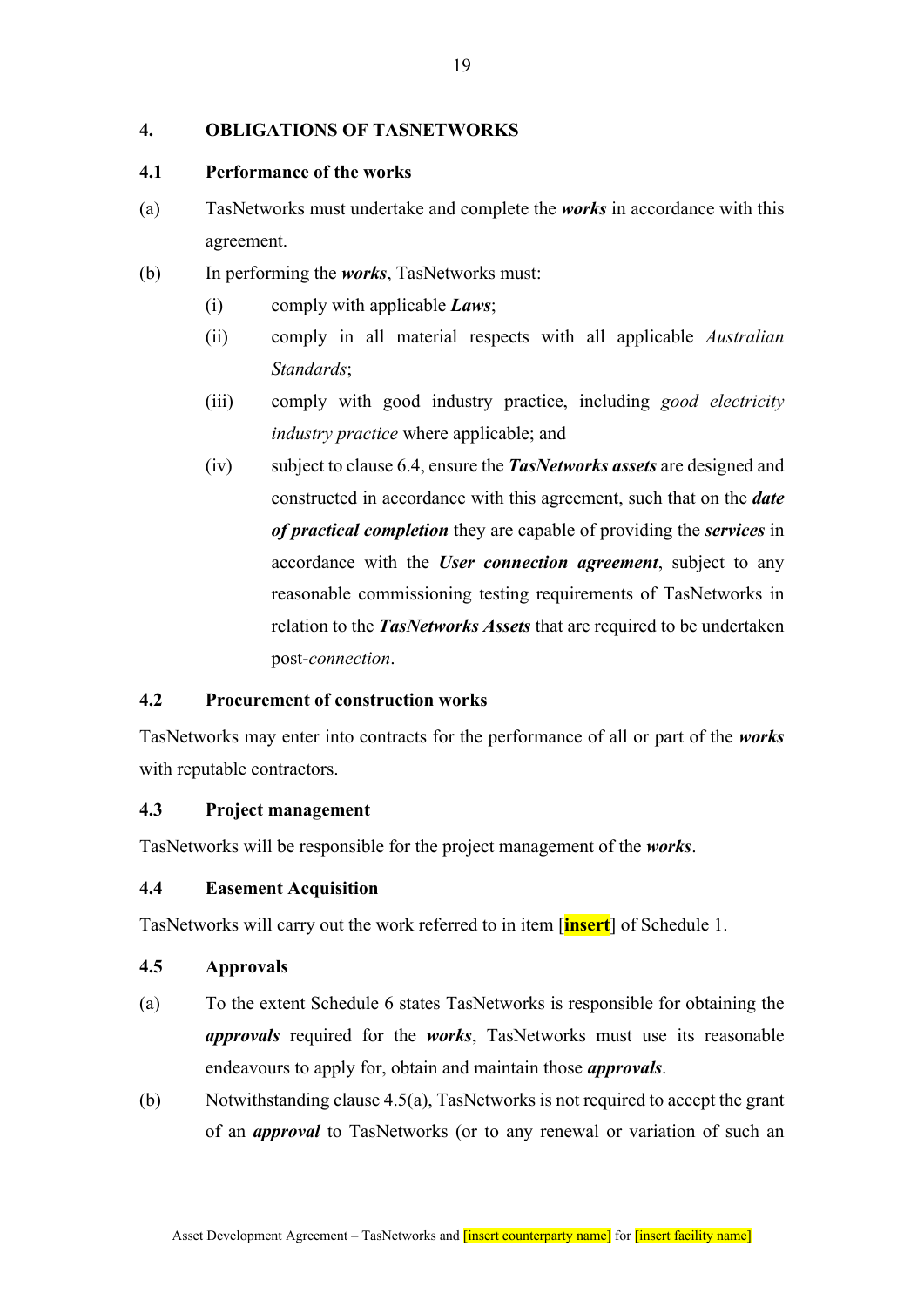## 4. OBLIGATIONS OF TASNETWORKS

### 4.1 Performance of the works

(a) TasNetworks must undertake and complete the ***works*** in accordance with this agreement.

(b) In performing the ***works***, TasNetworks must:

  (i) comply with applicable ***Laws***;

  (ii) comply in all material respects with all applicable *Australian Standards*;

  (iii) comply with good industry practice, including *good electricity industry practice* where applicable; and

  (iv) subject to clause 6.4, ensure the ***TasNetworks assets*** are designed and constructed in accordance with this agreement, such that on the ***date of practical completion*** they are capable of providing the ***services*** in accordance with the ***User connection agreement***, subject to any reasonable commissioning testing requirements of TasNetworks in relation to the ***TasNetworks Assets*** that are required to be undertaken post-*connection*.

### 4.2 Procurement of construction works

TasNetworks may enter into contracts for the performance of all or part of the ***works*** with reputable contractors.

### 4.3 Project management

TasNetworks will be responsible for the project management of the ***works***.

### 4.4 Easement Acquisition

TasNetworks will carry out the work referred to in item [**insert**] of Schedule 1.

### 4.5 Approvals

(a) To the extent Schedule 6 states TasNetworks is responsible for obtaining the ***approvals*** required for the ***works***, TasNetworks must use its reasonable endeavours to apply for, obtain and maintain those ***approvals***.

(b) Notwithstanding clause 4.5(a), TasNetworks is not required to accept the grant of an ***approval*** to TasNetworks (or to any renewal or variation of such an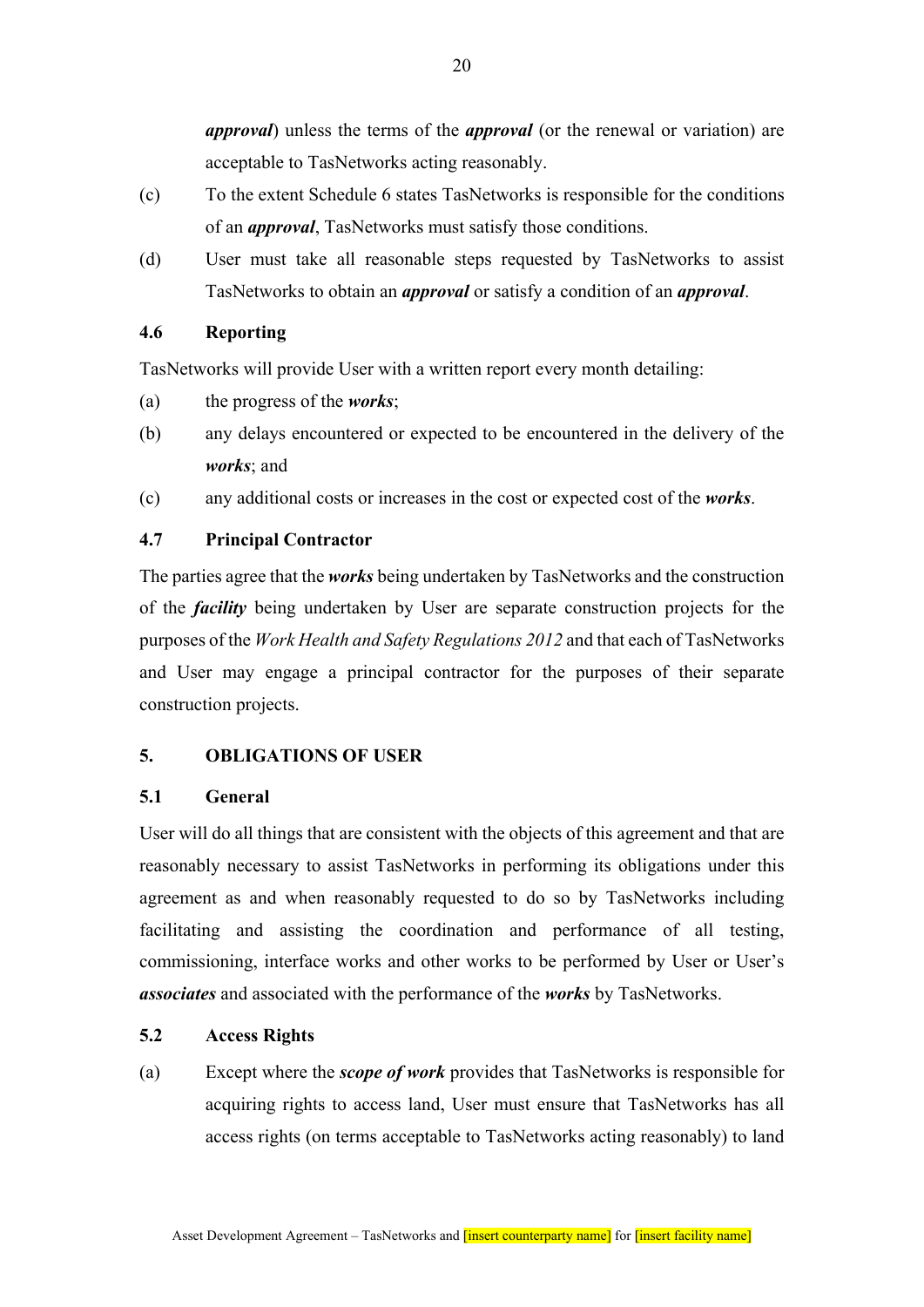***approval***) unless the terms of the ***approval*** (or the renewal or variation) are acceptable to TasNetworks acting reasonably.

(c) To the extent Schedule 6 states TasNetworks is responsible for the conditions of an ***approval***, TasNetworks must satisfy those conditions.

(d) User must take all reasonable steps requested by TasNetworks to assist TasNetworks to obtain an ***approval*** or satisfy a condition of an ***approval***.

### 4.6 Reporting

TasNetworks will provide User with a written report every month detailing:

(a) the progress of the ***works***;

(b) any delays encountered or expected to be encountered in the delivery of the ***works***; and

(c) any additional costs or increases in the cost or expected cost of the ***works***.

### 4.7 Principal Contractor

The parties agree that the ***works*** being undertaken by TasNetworks and the construction of the ***facility*** being undertaken by User are separate construction projects for the purposes of the *Work Health and Safety Regulations 2012* and that each of TasNetworks and User may engage a principal contractor for the purposes of their separate construction projects.

## 5. OBLIGATIONS OF USER

### 5.1 General

User will do all things that are consistent with the objects of this agreement and that are reasonably necessary to assist TasNetworks in performing its obligations under this agreement as and when reasonably requested to do so by TasNetworks including facilitating and assisting the coordination and performance of all testing, commissioning, interface works and other works to be performed by User or User's ***associates*** and associated with the performance of the ***works*** by TasNetworks.

### 5.2 Access Rights

(a) Except where the ***scope of work*** provides that TasNetworks is responsible for acquiring rights to access land, User must ensure that TasNetworks has all access rights (on terms acceptable to TasNetworks acting reasonably) to land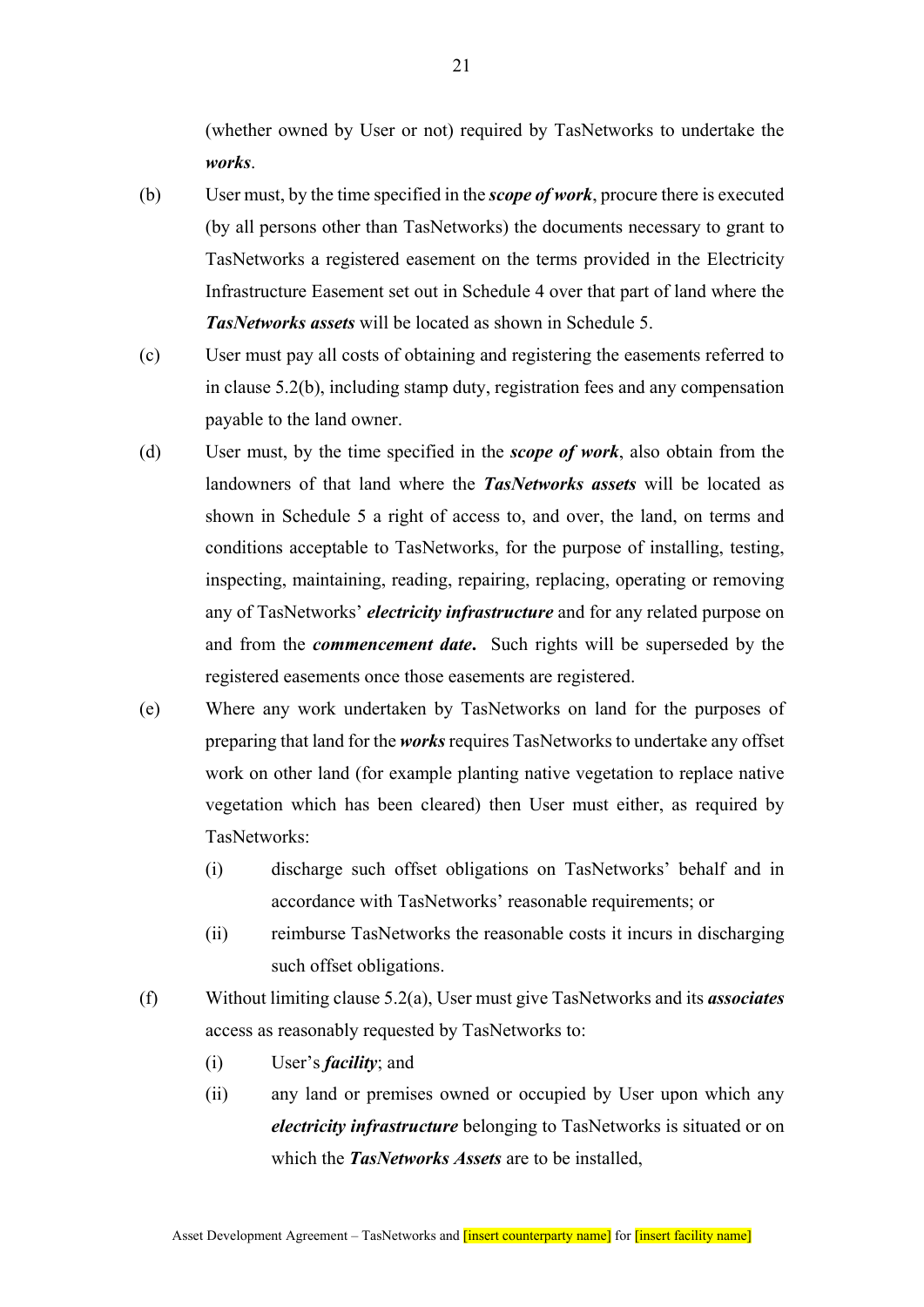(whether owned by User or not) required by TasNetworks to undertake the ***works***.

(b) User must, by the time specified in the ***scope of work***, procure there is executed (by all persons other than TasNetworks) the documents necessary to grant to TasNetworks a registered easement on the terms provided in the Electricity Infrastructure Easement set out in Schedule 4 over that part of land where the ***TasNetworks assets*** will be located as shown in Schedule 5.

(c) User must pay all costs of obtaining and registering the easements referred to in clause 5.2(b), including stamp duty, registration fees and any compensation payable to the land owner.

(d) User must, by the time specified in the ***scope of work***, also obtain from the landowners of that land where the ***TasNetworks assets*** will be located as shown in Schedule 5 a right of access to, and over, the land, on terms and conditions acceptable to TasNetworks, for the purpose of installing, testing, inspecting, maintaining, reading, repairing, replacing, operating or removing any of TasNetworks' ***electricity infrastructure*** and for any related purpose on and from the ***commencement date*****.** Such rights will be superseded by the registered easements once those easements are registered.

(e) Where any work undertaken by TasNetworks on land for the purposes of preparing that land for the ***works*** requires TasNetworks to undertake any offset work on other land (for example planting native vegetation to replace native vegetation which has been cleared) then User must either, as required by TasNetworks:

  (i) discharge such offset obligations on TasNetworks' behalf and in accordance with TasNetworks' reasonable requirements; or

  (ii) reimburse TasNetworks the reasonable costs it incurs in discharging such offset obligations.

(f) Without limiting clause 5.2(a), User must give TasNetworks and its ***associates*** access as reasonably requested by TasNetworks to:

  (i) User's ***facility***; and

  (ii) any land or premises owned or occupied by User upon which any ***electricity infrastructure*** belonging to TasNetworks is situated or on which the ***TasNetworks Assets*** are to be installed,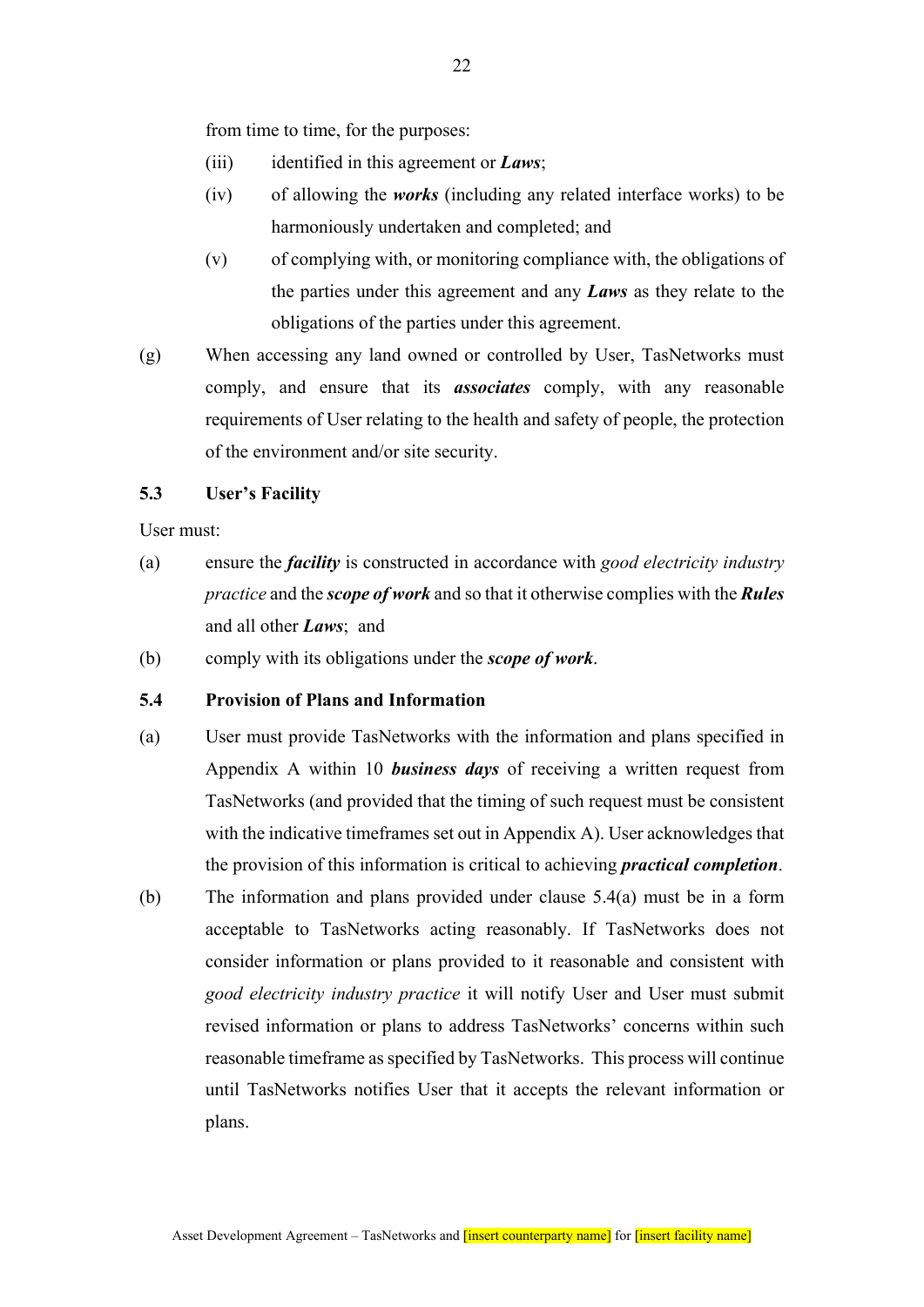from time to time, for the purposes:

(iii) identified in this agreement or ***Laws***;

(iv) of allowing the ***works*** (including any related interface works) to be harmoniously undertaken and completed; and

(v) of complying with, or monitoring compliance with, the obligations of the parties under this agreement and any ***Laws*** as they relate to the obligations of the parties under this agreement.

(g) When accessing any land owned or controlled by User, TasNetworks must comply, and ensure that its ***associates*** comply, with any reasonable requirements of User relating to the health and safety of people, the protection of the environment and/or site security.

### 5.3 User's Facility

User must:

(a) ensure the ***facility*** is constructed in accordance with *good electricity industry practice* and the ***scope of work*** and so that it otherwise complies with the ***Rules*** and all other ***Laws***; and

(b) comply with its obligations under the ***scope of work***.

### 5.4 Provision of Plans and Information

(a) User must provide TasNetworks with the information and plans specified in Appendix A within 10 ***business days*** of receiving a written request from TasNetworks (and provided that the timing of such request must be consistent with the indicative timeframes set out in Appendix A). User acknowledges that the provision of this information is critical to achieving ***practical completion***.

(b) The information and plans provided under clause 5.4(a) must be in a form acceptable to TasNetworks acting reasonably. If TasNetworks does not consider information or plans provided to it reasonable and consistent with *good electricity industry practice* it will notify User and User must submit revised information or plans to address TasNetworks' concerns within such reasonable timeframe as specified by TasNetworks. This process will continue until TasNetworks notifies User that it accepts the relevant information or plans.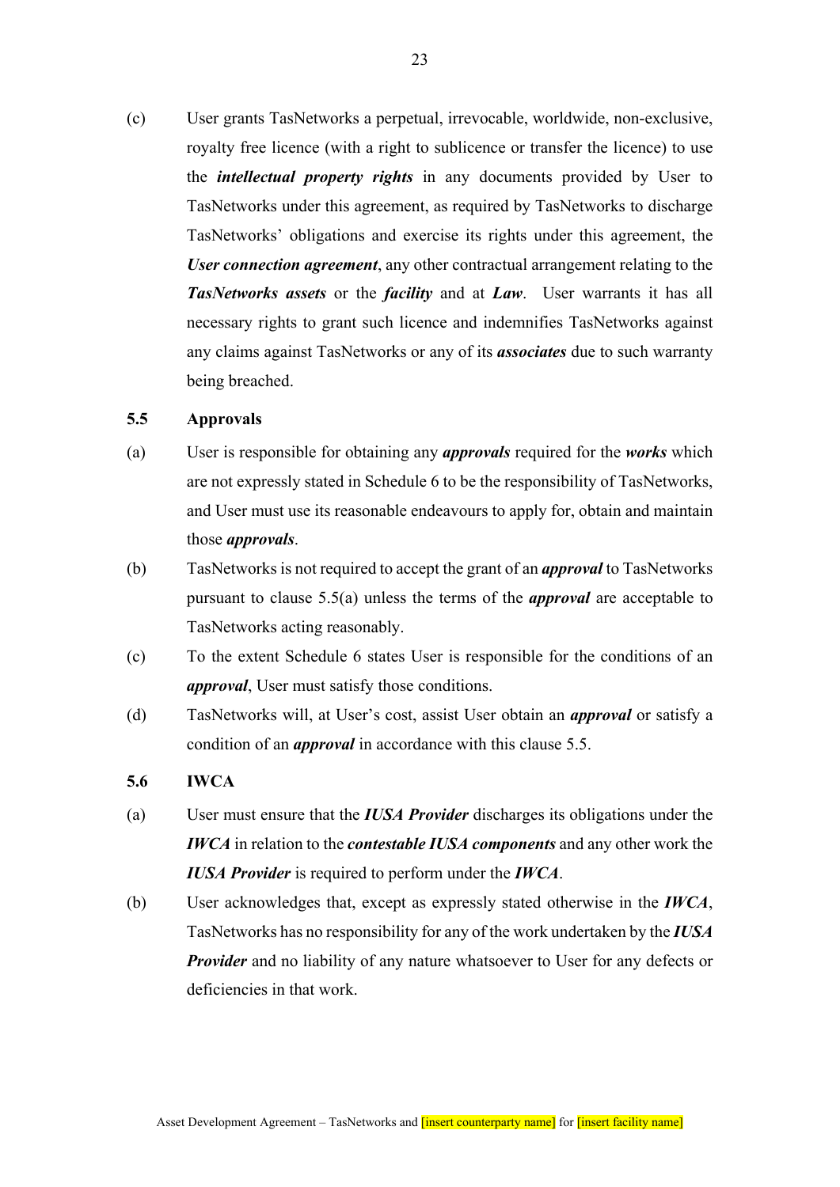(c) User grants TasNetworks a perpetual, irrevocable, worldwide, non-exclusive, royalty free licence (with a right to sublicence or transfer the licence) to use the ***intellectual property rights*** in any documents provided by User to TasNetworks under this agreement, as required by TasNetworks to discharge TasNetworks' obligations and exercise its rights under this agreement, the ***User connection agreement***, any other contractual arrangement relating to the ***TasNetworks assets*** or the ***facility*** and at ***Law***. User warrants it has all necessary rights to grant such licence and indemnifies TasNetworks against any claims against TasNetworks or any of its ***associates*** due to such warranty being breached.

### 5.5 Approvals

(a) User is responsible for obtaining any ***approvals*** required for the ***works*** which are not expressly stated in Schedule 6 to be the responsibility of TasNetworks, and User must use its reasonable endeavours to apply for, obtain and maintain those ***approvals***.

(b) TasNetworks is not required to accept the grant of an ***approval*** to TasNetworks pursuant to clause 5.5(a) unless the terms of the ***approval*** are acceptable to TasNetworks acting reasonably.

(c) To the extent Schedule 6 states User is responsible for the conditions of an ***approval***, User must satisfy those conditions.

(d) TasNetworks will, at User's cost, assist User obtain an ***approval*** or satisfy a condition of an ***approval*** in accordance with this clause 5.5.

### 5.6 IWCA

(a) User must ensure that the ***IUSA Provider*** discharges its obligations under the ***IWCA*** in relation to the ***contestable IUSA components*** and any other work the ***IUSA Provider*** is required to perform under the ***IWCA***.

(b) User acknowledges that, except as expressly stated otherwise in the ***IWCA***, TasNetworks has no responsibility for any of the work undertaken by the ***IUSA Provider*** and no liability of any nature whatsoever to User for any defects or deficiencies in that work.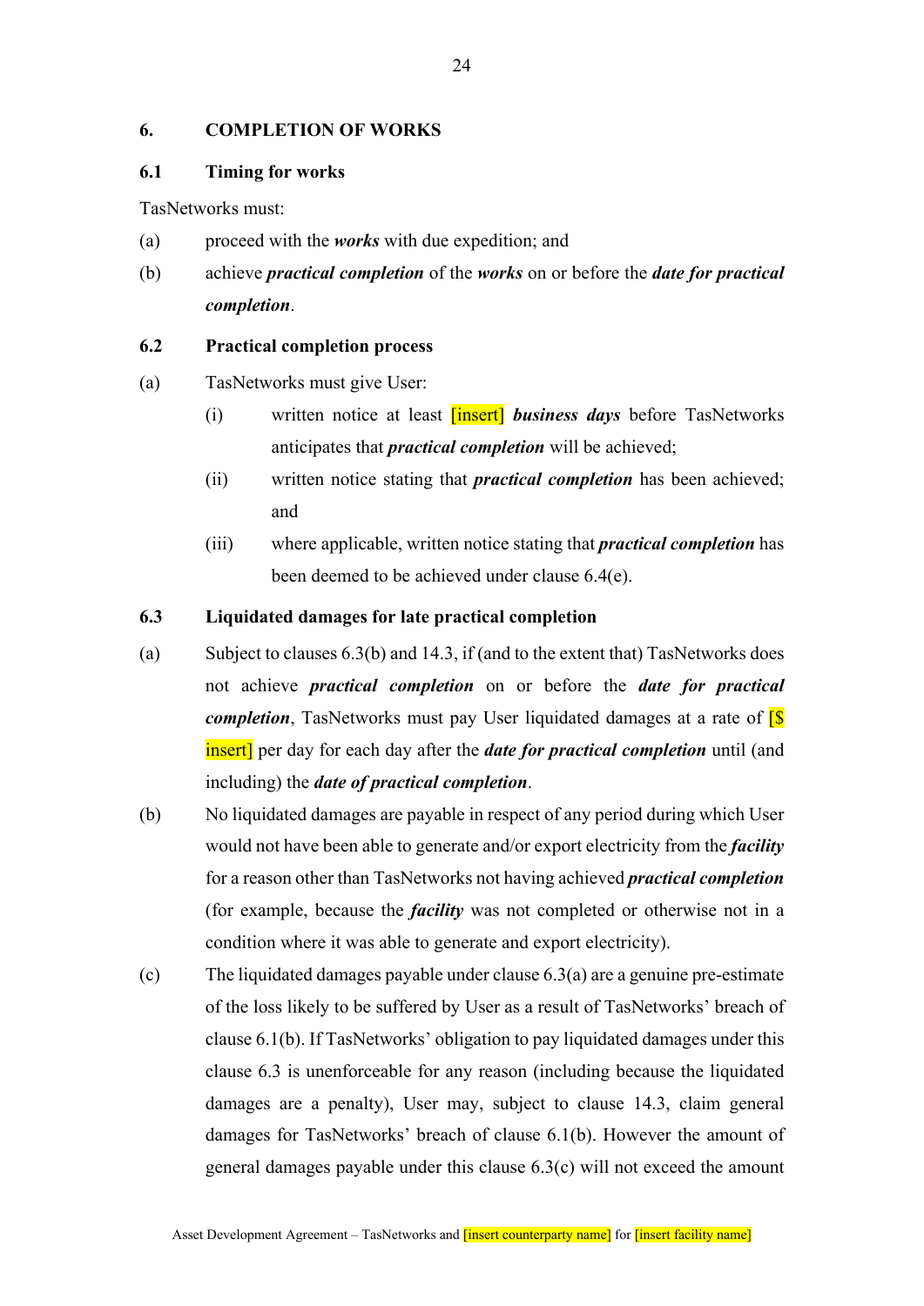## 6. COMPLETION OF WORKS

### 6.1 Timing for works

TasNetworks must:

(a) proceed with the ***works*** with due expedition; and

(b) achieve ***practical completion*** of the ***works*** on or before the ***date for practical completion***.

### 6.2 Practical completion process

(a) TasNetworks must give User:

(i) written notice at least [insert] ***business days*** before TasNetworks anticipates that ***practical completion*** will be achieved;

(ii) written notice stating that ***practical completion*** has been achieved; and

(iii) where applicable, written notice stating that ***practical completion*** has been deemed to be achieved under clause 6.4(e).

### 6.3 Liquidated damages for late practical completion

(a) Subject to clauses 6.3(b) and 14.3, if (and to the extent that) TasNetworks does not achieve ***practical completion*** on or before the ***date for practical completion***, TasNetworks must pay User liquidated damages at a rate of [$ insert] per day for each day after the ***date for practical completion*** until (and including) the ***date of practical completion***.

(b) No liquidated damages are payable in respect of any period during which User would not have been able to generate and/or export electricity from the ***facility*** for a reason other than TasNetworks not having achieved ***practical completion*** (for example, because the ***facility*** was not completed or otherwise not in a condition where it was able to generate and export electricity).

(c) The liquidated damages payable under clause 6.3(a) are a genuine pre-estimate of the loss likely to be suffered by User as a result of TasNetworks' breach of clause 6.1(b). If TasNetworks' obligation to pay liquidated damages under this clause 6.3 is unenforceable for any reason (including because the liquidated damages are a penalty), User may, subject to clause 14.3, claim general damages for TasNetworks' breach of clause 6.1(b). However the amount of general damages payable under this clause 6.3(c) will not exceed the amount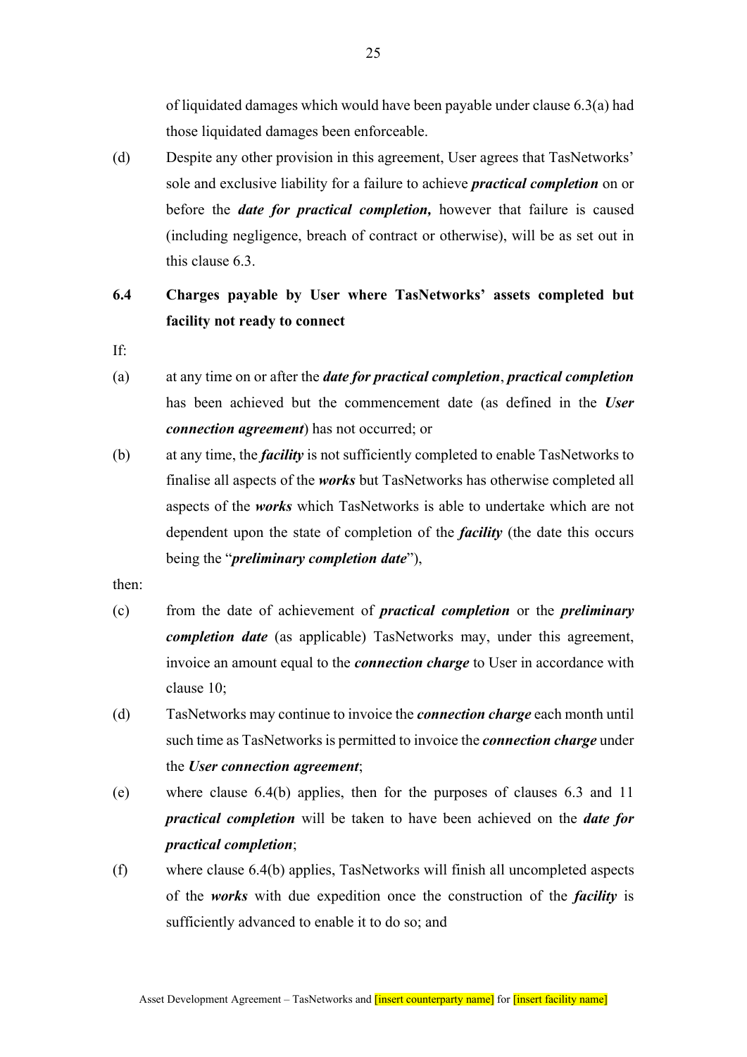of liquidated damages which would have been payable under clause 6.3(a) had those liquidated damages been enforceable.

(d) Despite any other provision in this agreement, User agrees that TasNetworks' sole and exclusive liability for a failure to achieve ***practical completion*** on or before the ***date for practical completion,*** however that failure is caused (including negligence, breach of contract or otherwise), will be as set out in this clause 6.3.

### 6.4 Charges payable by User where TasNetworks' assets completed but facility not ready to connect

If:

(a) at any time on or after the ***date for practical completion***, ***practical completion*** has been achieved but the commencement date (as defined in the ***User connection agreement***) has not occurred; or

(b) at any time, the ***facility*** is not sufficiently completed to enable TasNetworks to finalise all aspects of the ***works*** but TasNetworks has otherwise completed all aspects of the ***works*** which TasNetworks is able to undertake which are not dependent upon the state of completion of the ***facility*** (the date this occurs being the "***preliminary completion date***"),

then:

(c) from the date of achievement of ***practical completion*** or the ***preliminary completion date*** (as applicable) TasNetworks may, under this agreement, invoice an amount equal to the ***connection charge*** to User in accordance with clause 10;

(d) TasNetworks may continue to invoice the ***connection charge*** each month until such time as TasNetworks is permitted to invoice the ***connection charge*** under the ***User connection agreement***;

(e) where clause 6.4(b) applies, then for the purposes of clauses 6.3 and 11 ***practical completion*** will be taken to have been achieved on the ***date for practical completion***;

(f) where clause 6.4(b) applies, TasNetworks will finish all uncompleted aspects of the ***works*** with due expedition once the construction of the ***facility*** is sufficiently advanced to enable it to do so; and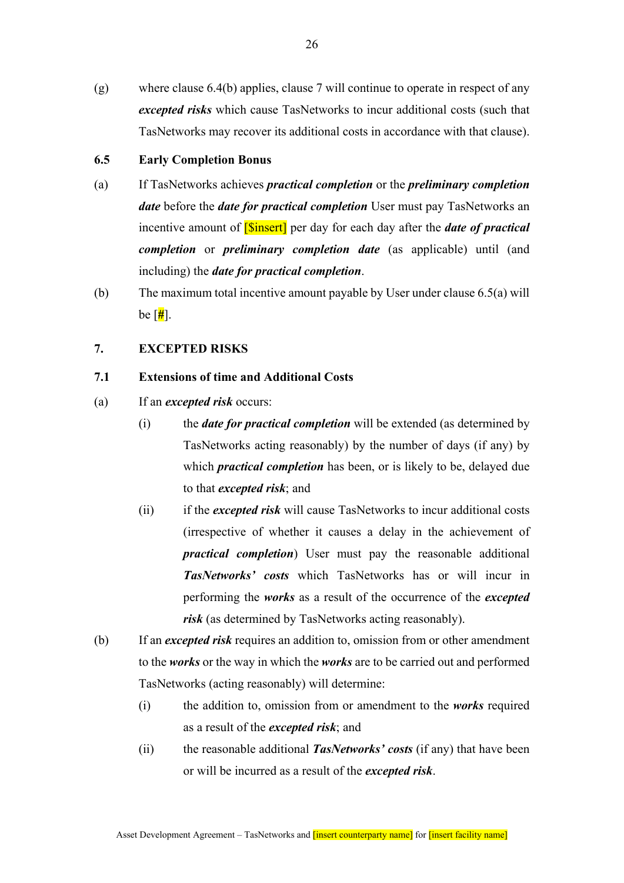(g) where clause 6.4(b) applies, clause 7 will continue to operate in respect of any ***excepted risks*** which cause TasNetworks to incur additional costs (such that TasNetworks may recover its additional costs in accordance with that clause).

### 6.5 Early Completion Bonus

(a) If TasNetworks achieves ***practical completion*** or the ***preliminary completion date*** before the ***date for practical completion*** User must pay TasNetworks an incentive amount of [$insert] per day for each day after the ***date of practical completion*** or ***preliminary completion date*** (as applicable) until (and including) the ***date for practical completion***.

(b) The maximum total incentive amount payable by User under clause 6.5(a) will be [#].

## 7. EXCEPTED RISKS

### 7.1 Extensions of time and Additional Costs

(a) If an ***excepted risk*** occurs:

   (i) the ***date for practical completion*** will be extended (as determined by TasNetworks acting reasonably) by the number of days (if any) by which ***practical completion*** has been, or is likely to be, delayed due to that ***excepted risk***; and

   (ii) if the ***excepted risk*** will cause TasNetworks to incur additional costs (irrespective of whether it causes a delay in the achievement of ***practical completion***) User must pay the reasonable additional ***TasNetworks' costs*** which TasNetworks has or will incur in performing the ***works*** as a result of the occurrence of the ***excepted risk*** (as determined by TasNetworks acting reasonably).

(b) If an ***excepted risk*** requires an addition to, omission from or other amendment to the ***works*** or the way in which the ***works*** are to be carried out and performed TasNetworks (acting reasonably) will determine:

   (i) the addition to, omission from or amendment to the ***works*** required as a result of the ***excepted risk***; and

   (ii) the reasonable additional ***TasNetworks' costs*** (if any) that have been or will be incurred as a result of the ***excepted risk***.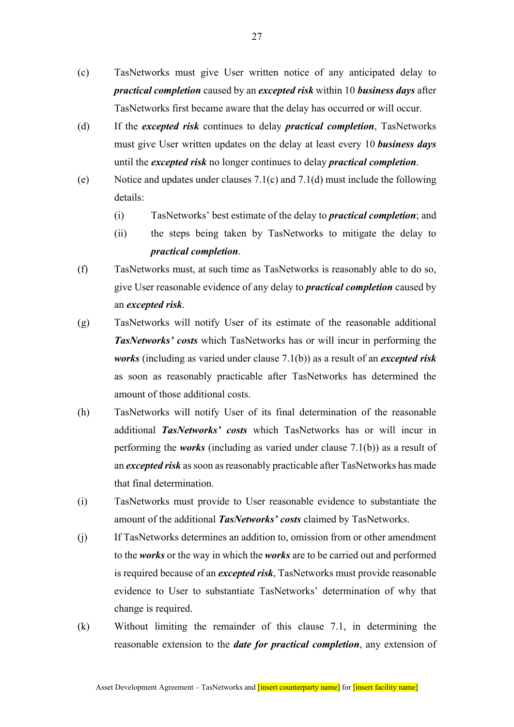(c) TasNetworks must give User written notice of any anticipated delay to ***practical completion*** caused by an ***excepted risk*** within 10 ***business days*** after TasNetworks first became aware that the delay has occurred or will occur.

(d) If the ***excepted risk*** continues to delay ***practical completion***, TasNetworks must give User written updates on the delay at least every 10 ***business days*** until the ***excepted risk*** no longer continues to delay ***practical completion***.

(e) Notice and updates under clauses 7.1(c) and 7.1(d) must include the following details:

  (i) TasNetworks' best estimate of the delay to ***practical completion***; and

  (ii) the steps being taken by TasNetworks to mitigate the delay to ***practical completion***.

(f) TasNetworks must, at such time as TasNetworks is reasonably able to do so, give User reasonable evidence of any delay to ***practical completion*** caused by an ***excepted risk***.

(g) TasNetworks will notify User of its estimate of the reasonable additional ***TasNetworks' costs*** which TasNetworks has or will incur in performing the ***works*** (including as varied under clause 7.1(b)) as a result of an ***excepted risk*** as soon as reasonably practicable after TasNetworks has determined the amount of those additional costs.

(h) TasNetworks will notify User of its final determination of the reasonable additional ***TasNetworks' costs*** which TasNetworks has or will incur in performing the ***works*** (including as varied under clause 7.1(b)) as a result of an ***excepted risk*** as soon as reasonably practicable after TasNetworks has made that final determination.

(i) TasNetworks must provide to User reasonable evidence to substantiate the amount of the additional ***TasNetworks' costs*** claimed by TasNetworks.

(j) If TasNetworks determines an addition to, omission from or other amendment to the ***works*** or the way in which the ***works*** are to be carried out and performed is required because of an ***excepted risk***, TasNetworks must provide reasonable evidence to User to substantiate TasNetworks' determination of why that change is required.

(k) Without limiting the remainder of this clause 7.1, in determining the reasonable extension to the ***date for practical completion***, any extension of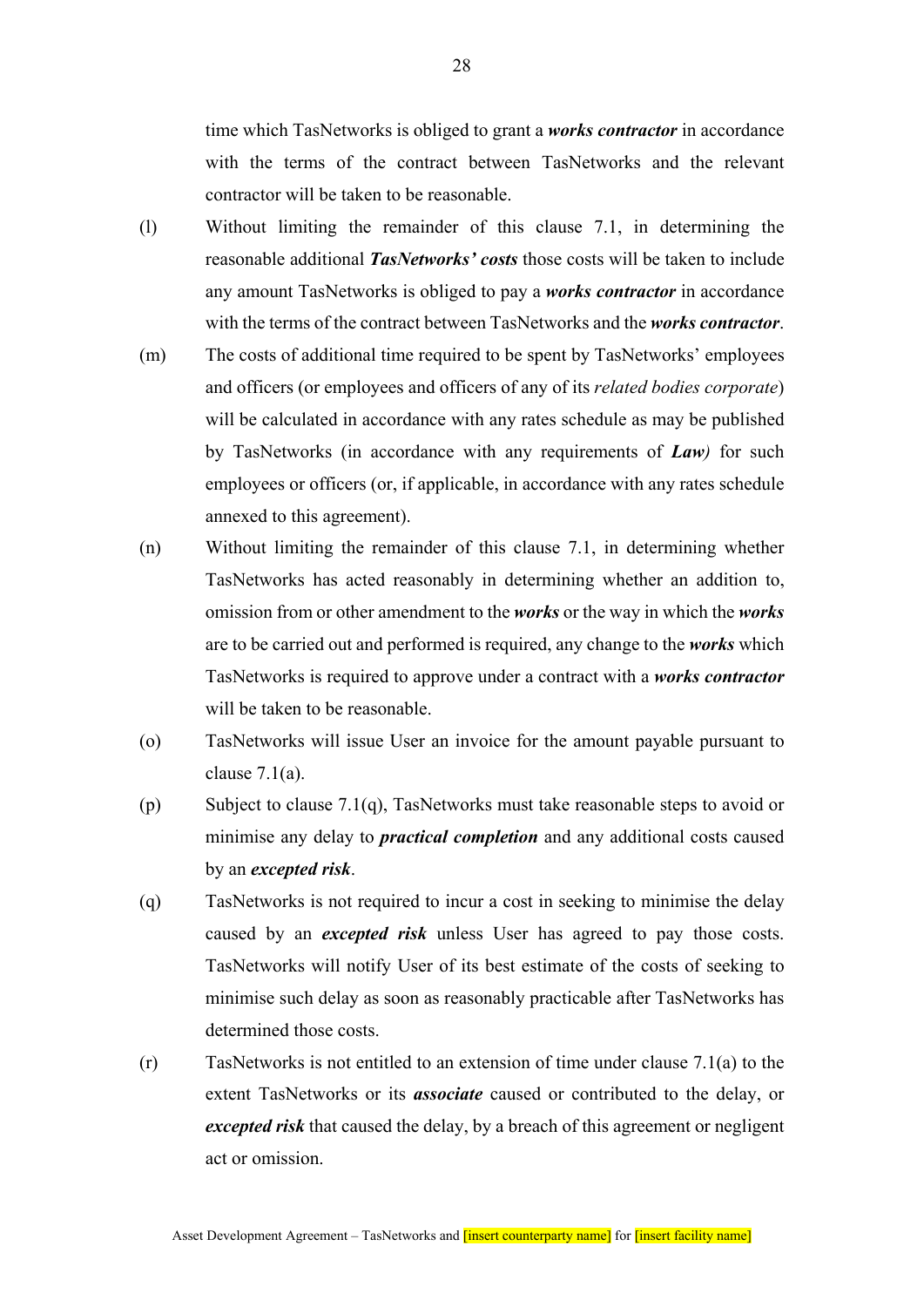time which TasNetworks is obliged to grant a ***works contractor*** in accordance with the terms of the contract between TasNetworks and the relevant contractor will be taken to be reasonable.

(l) Without limiting the remainder of this clause 7.1, in determining the reasonable additional ***TasNetworks' costs*** those costs will be taken to include any amount TasNetworks is obliged to pay a ***works contractor*** in accordance with the terms of the contract between TasNetworks and the ***works contractor***.

(m) The costs of additional time required to be spent by TasNetworks' employees and officers (or employees and officers of any of its *related bodies corporate*) will be calculated in accordance with any rates schedule as may be published by TasNetworks (in accordance with any requirements of ***Law)*** for such employees or officers (or, if applicable, in accordance with any rates schedule annexed to this agreement).

(n) Without limiting the remainder of this clause 7.1, in determining whether TasNetworks has acted reasonably in determining whether an addition to, omission from or other amendment to the ***works*** or the way in which the ***works*** are to be carried out and performed is required, any change to the ***works*** which TasNetworks is required to approve under a contract with a ***works contractor*** will be taken to be reasonable.

(o) TasNetworks will issue User an invoice for the amount payable pursuant to clause 7.1(a).

(p) Subject to clause 7.1(q), TasNetworks must take reasonable steps to avoid or minimise any delay to ***practical completion*** and any additional costs caused by an ***excepted risk***.

(q) TasNetworks is not required to incur a cost in seeking to minimise the delay caused by an ***excepted risk*** unless User has agreed to pay those costs. TasNetworks will notify User of its best estimate of the costs of seeking to minimise such delay as soon as reasonably practicable after TasNetworks has determined those costs.

(r) TasNetworks is not entitled to an extension of time under clause 7.1(a) to the extent TasNetworks or its ***associate*** caused or contributed to the delay, or ***excepted risk*** that caused the delay, by a breach of this agreement or negligent act or omission.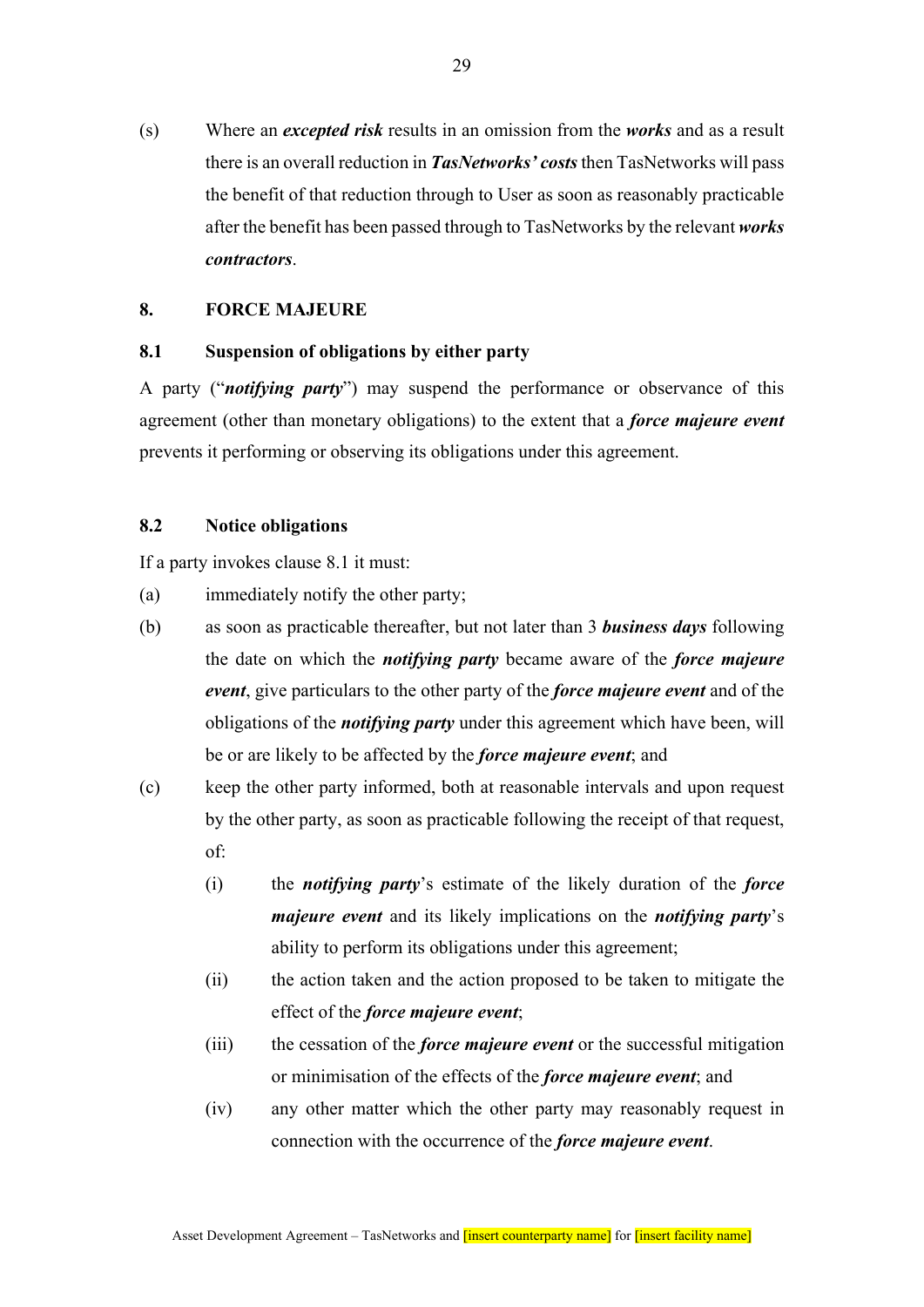(s) Where an ***excepted risk*** results in an omission from the ***works*** and as a result there is an overall reduction in ***TasNetworks' costs*** then TasNetworks will pass the benefit of that reduction through to User as soon as reasonably practicable after the benefit has been passed through to TasNetworks by the relevant ***works contractors***.

## 8. FORCE MAJEURE

### 8.1 Suspension of obligations by either party

A party ("***notifying party***") may suspend the performance or observance of this agreement (other than monetary obligations) to the extent that a ***force majeure event*** prevents it performing or observing its obligations under this agreement.

### 8.2 Notice obligations

If a party invokes clause 8.1 it must:

(a) immediately notify the other party;

(b) as soon as practicable thereafter, but not later than 3 ***business days*** following the date on which the ***notifying party*** became aware of the ***force majeure event***, give particulars to the other party of the ***force majeure event*** and of the obligations of the ***notifying party*** under this agreement which have been, will be or are likely to be affected by the ***force majeure event***; and

(c) keep the other party informed, both at reasonable intervals and upon request by the other party, as soon as practicable following the receipt of that request, of:

  (i) the ***notifying party***'s estimate of the likely duration of the ***force majeure event*** and its likely implications on the ***notifying party***'s ability to perform its obligations under this agreement;

  (ii) the action taken and the action proposed to be taken to mitigate the effect of the ***force majeure event***;

  (iii) the cessation of the ***force majeure event*** or the successful mitigation or minimisation of the effects of the ***force majeure event***; and

  (iv) any other matter which the other party may reasonably request in connection with the occurrence of the ***force majeure event***.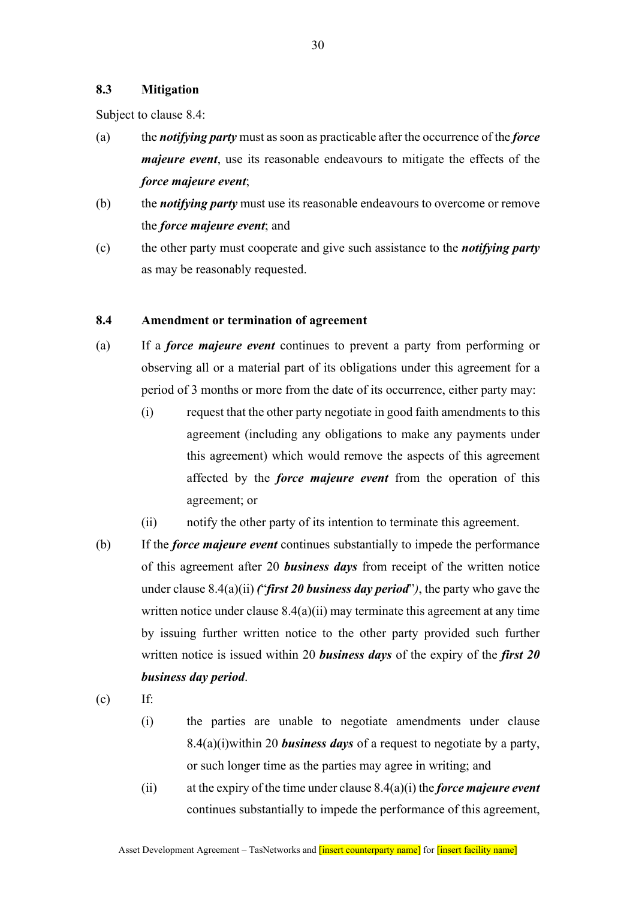### 8.3 Mitigation

Subject to clause 8.4:

(a) the ***notifying party*** must as soon as practicable after the occurrence of the ***force majeure event***, use its reasonable endeavours to mitigate the effects of the ***force majeure event***;

(b) the ***notifying party*** must use its reasonable endeavours to overcome or remove the ***force majeure event***; and

(c) the other party must cooperate and give such assistance to the ***notifying party*** as may be reasonably requested.

### 8.4 Amendment or termination of agreement

(a) If a ***force majeure event*** continues to prevent a party from performing or observing all or a material part of its obligations under this agreement for a period of 3 months or more from the date of its occurrence, either party may:

  (i) request that the other party negotiate in good faith amendments to this agreement (including any obligations to make any payments under this agreement) which would remove the aspects of this agreement affected by the ***force majeure event*** from the operation of this agreement; or

  (ii) notify the other party of its intention to terminate this agreement.

(b) If the ***force majeure event*** continues substantially to impede the performance of this agreement after 20 ***business days*** from receipt of the written notice under clause 8.4(a)(ii) ***("first 20 business day period")***, the party who gave the written notice under clause 8.4(a)(ii) may terminate this agreement at any time by issuing further written notice to the other party provided such further written notice is issued within 20 ***business days*** of the expiry of the ***first 20 business day period***.

(c) If:

  (i) the parties are unable to negotiate amendments under clause 8.4(a)(i)within 20 ***business days*** of a request to negotiate by a party, or such longer time as the parties may agree in writing; and

  (ii) at the expiry of the time under clause 8.4(a)(i) the ***force majeure event*** continues substantially to impede the performance of this agreement,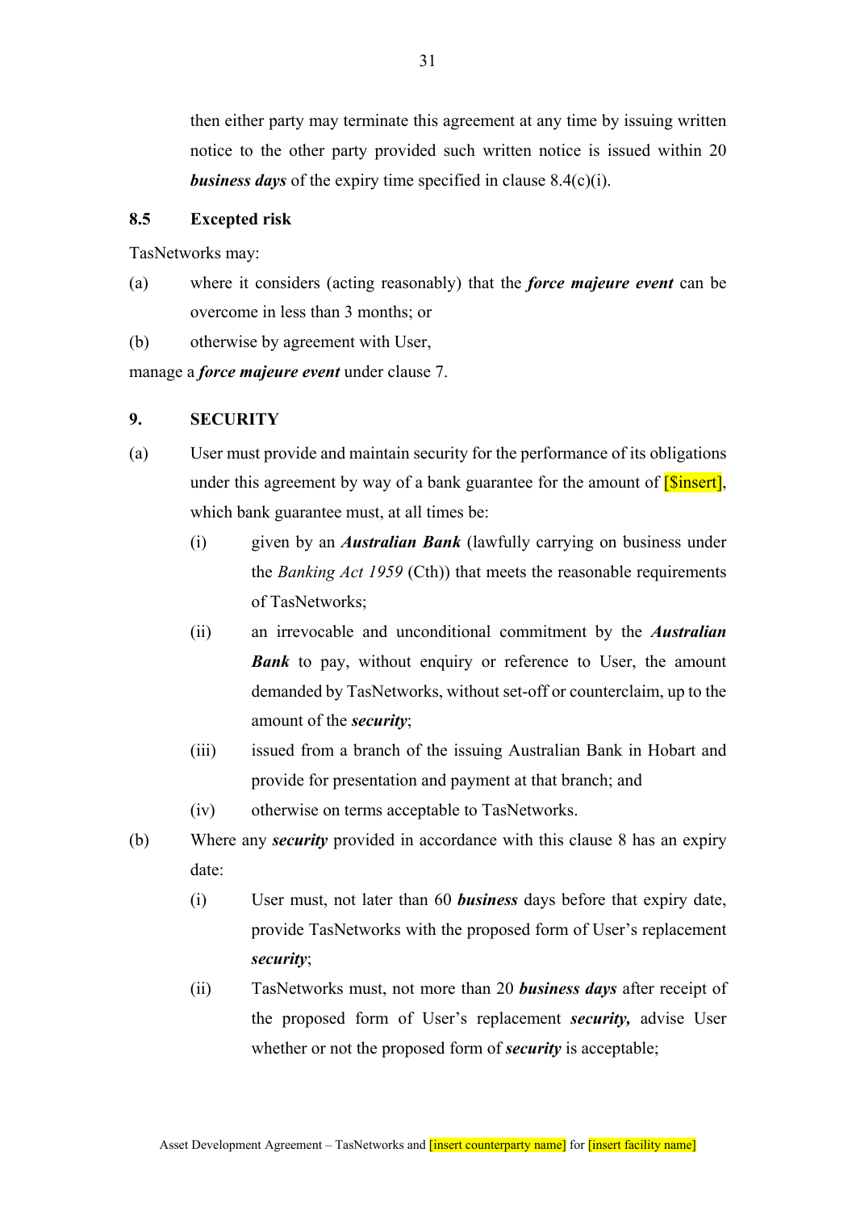then either party may terminate this agreement at any time by issuing written notice to the other party provided such written notice is issued within 20 ***business days*** of the expiry time specified in clause 8.4(c)(i).

### 8.5 Excepted risk

TasNetworks may:

(a) where it considers (acting reasonably) that the ***force majeure event*** can be overcome in less than 3 months; or

(b) otherwise by agreement with User,

manage a ***force majeure event*** under clause 7.

## 9. SECURITY

(a) User must provide and maintain security for the performance of its obligations under this agreement by way of a bank guarantee for the amount of [$insert], which bank guarantee must, at all times be:

  (i) given by an ***Australian Bank*** (lawfully carrying on business under the *Banking Act 1959* (Cth)) that meets the reasonable requirements of TasNetworks;

  (ii) an irrevocable and unconditional commitment by the ***Australian Bank*** to pay, without enquiry or reference to User, the amount demanded by TasNetworks, without set-off or counterclaim, up to the amount of the ***security***;

  (iii) issued from a branch of the issuing Australian Bank in Hobart and provide for presentation and payment at that branch; and

  (iv) otherwise on terms acceptable to TasNetworks.

(b) Where any ***security*** provided in accordance with this clause 8 has an expiry date:

  (i) User must, not later than 60 ***business*** days before that expiry date, provide TasNetworks with the proposed form of User's replacement ***security***;

  (ii) TasNetworks must, not more than 20 ***business days*** after receipt of the proposed form of User's replacement ***security,*** advise User whether or not the proposed form of ***security*** is acceptable;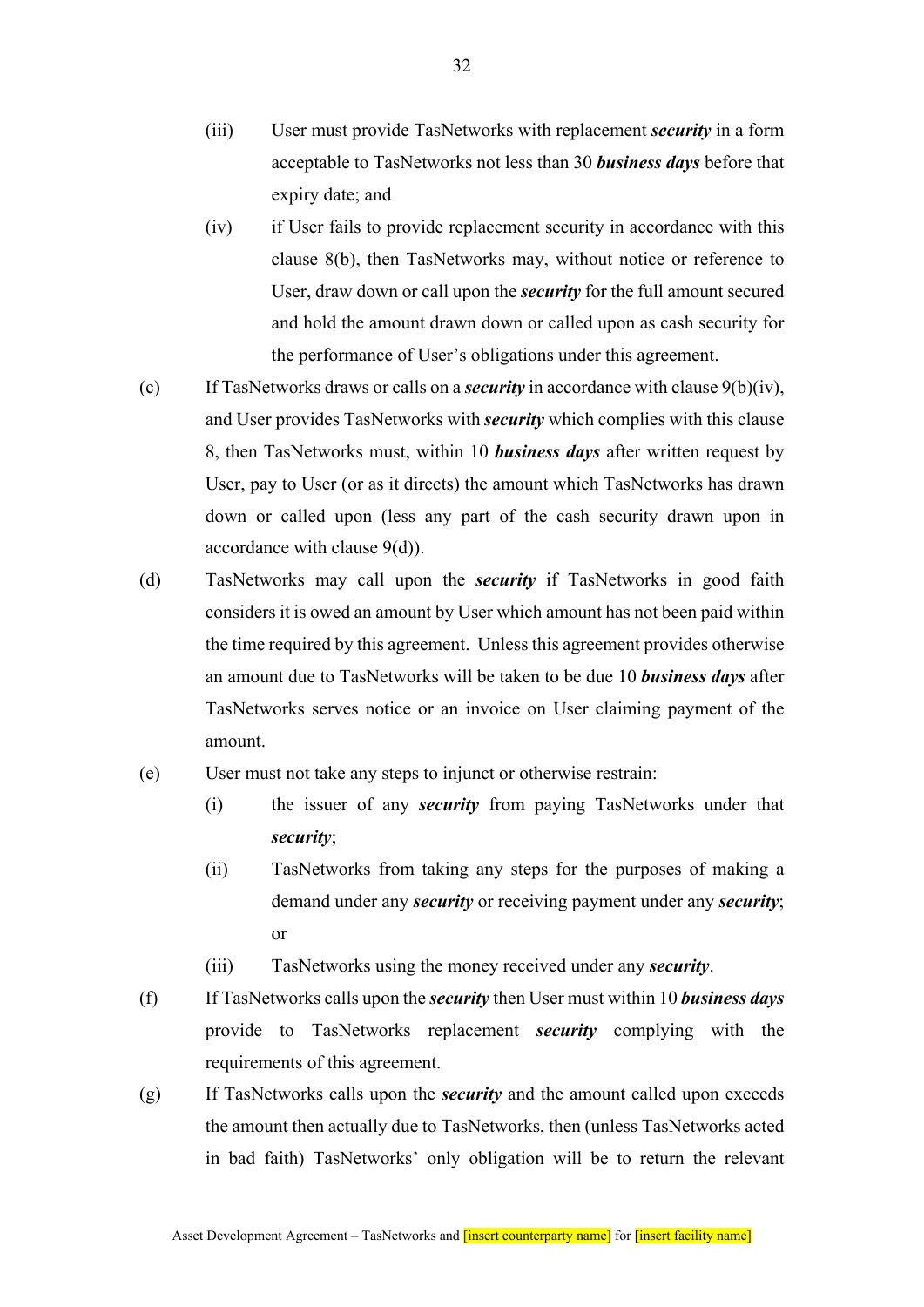(iii) User must provide TasNetworks with replacement ***security*** in a form acceptable to TasNetworks not less than 30 ***business days*** before that expiry date; and

(iv) if User fails to provide replacement security in accordance with this clause 8(b), then TasNetworks may, without notice or reference to User, draw down or call upon the ***security*** for the full amount secured and hold the amount drawn down or called upon as cash security for the performance of User's obligations under this agreement.

(c) If TasNetworks draws or calls on a ***security*** in accordance with clause 9(b)(iv), and User provides TasNetworks with ***security*** which complies with this clause 8, then TasNetworks must, within 10 ***business days*** after written request by User, pay to User (or as it directs) the amount which TasNetworks has drawn down or called upon (less any part of the cash security drawn upon in accordance with clause 9(d)).

(d) TasNetworks may call upon the ***security*** if TasNetworks in good faith considers it is owed an amount by User which amount has not been paid within the time required by this agreement. Unless this agreement provides otherwise an amount due to TasNetworks will be taken to be due 10 ***business days*** after TasNetworks serves notice or an invoice on User claiming payment of the amount.

(e) User must not take any steps to injunct or otherwise restrain:

(i) the issuer of any ***security*** from paying TasNetworks under that ***security***;

(ii) TasNetworks from taking any steps for the purposes of making a demand under any ***security*** or receiving payment under any ***security***; or

(iii) TasNetworks using the money received under any ***security***.

(f) If TasNetworks calls upon the ***security*** then User must within 10 ***business days*** provide to TasNetworks replacement ***security*** complying with the requirements of this agreement.

(g) If TasNetworks calls upon the ***security*** and the amount called upon exceeds the amount then actually due to TasNetworks, then (unless TasNetworks acted in bad faith) TasNetworks' only obligation will be to return the relevant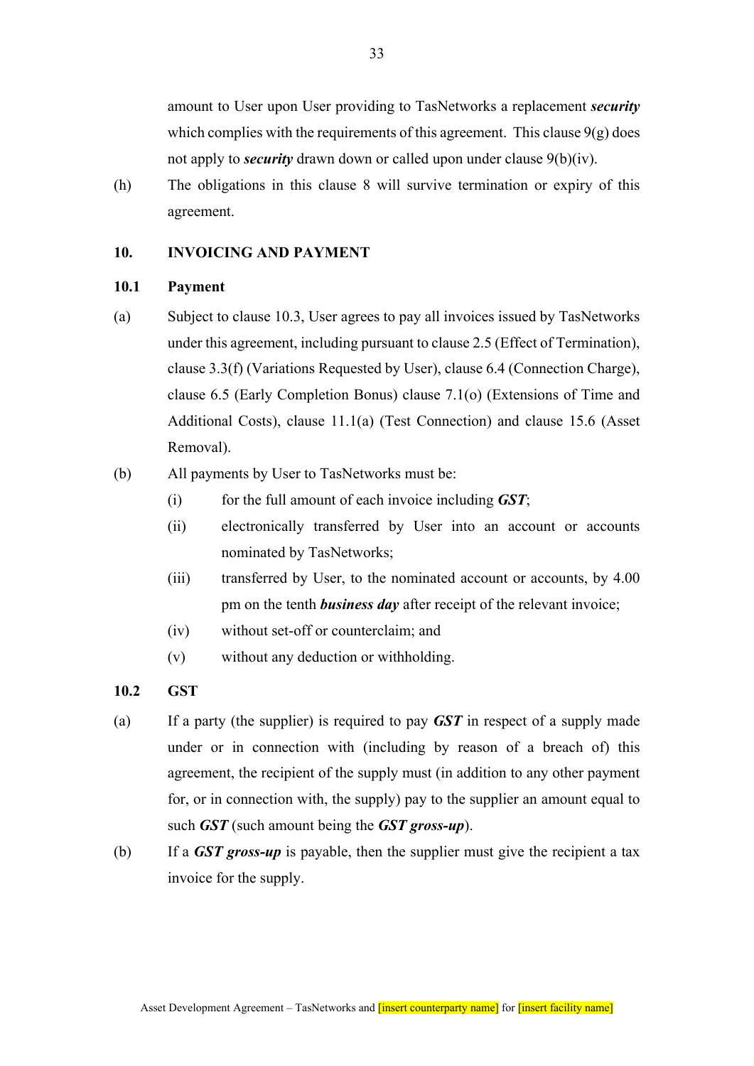amount to User upon User providing to TasNetworks a replacement ***security*** which complies with the requirements of this agreement. This clause 9(g) does not apply to ***security*** drawn down or called upon under clause 9(b)(iv).

(h) The obligations in this clause 8 will survive termination or expiry of this agreement.

## 10. INVOICING AND PAYMENT

### 10.1 Payment

(a) Subject to clause 10.3, User agrees to pay all invoices issued by TasNetworks under this agreement, including pursuant to clause 2.5 (Effect of Termination), clause 3.3(f) (Variations Requested by User), clause 6.4 (Connection Charge), clause 6.5 (Early Completion Bonus) clause 7.1(o) (Extensions of Time and Additional Costs), clause 11.1(a) (Test Connection) and clause 15.6 (Asset Removal).

(b) All payments by User to TasNetworks must be:

(i) for the full amount of each invoice including ***GST***;

(ii) electronically transferred by User into an account or accounts nominated by TasNetworks;

(iii) transferred by User, to the nominated account or accounts, by 4.00 pm on the tenth ***business day*** after receipt of the relevant invoice;

(iv) without set-off or counterclaim; and

(v) without any deduction or withholding.

### 10.2 GST

(a) If a party (the supplier) is required to pay ***GST*** in respect of a supply made under or in connection with (including by reason of a breach of) this agreement, the recipient of the supply must (in addition to any other payment for, or in connection with, the supply) pay to the supplier an amount equal to such ***GST*** (such amount being the ***GST gross-up***).

(b) If a ***GST gross-up*** is payable, then the supplier must give the recipient a tax invoice for the supply.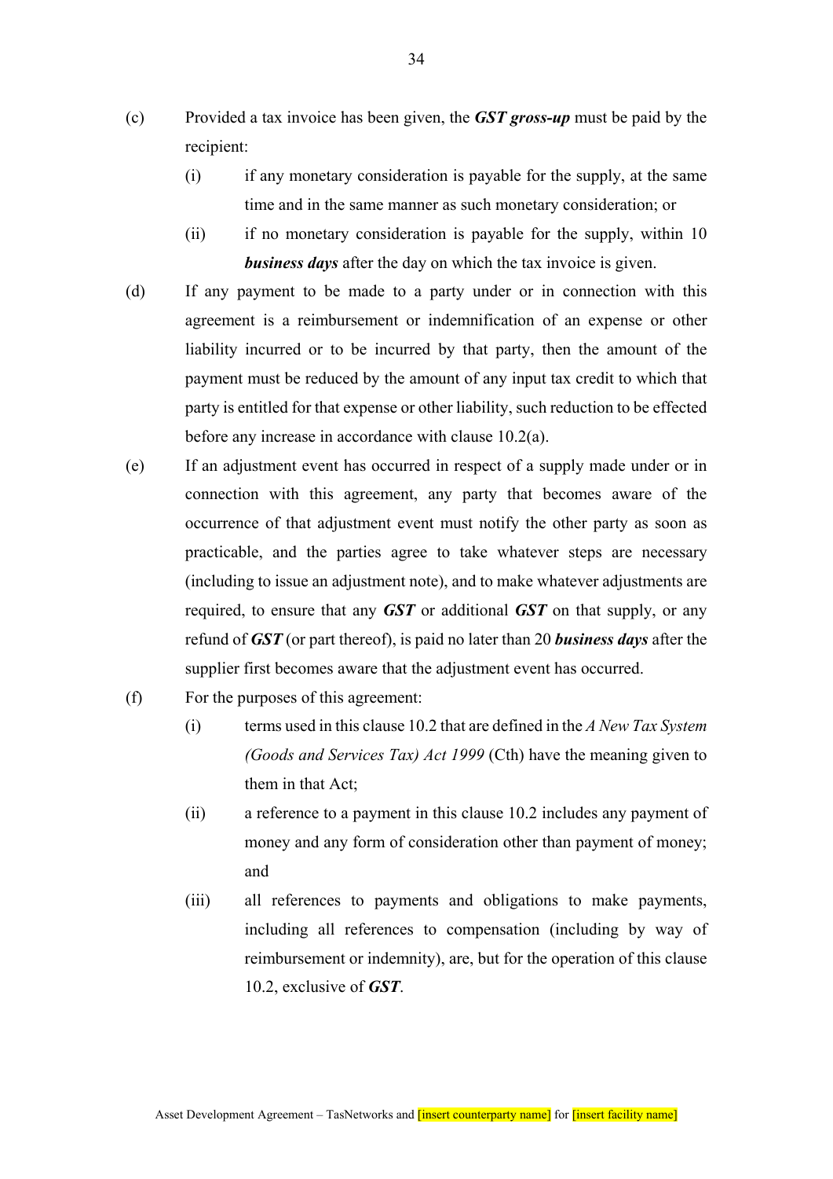(c) Provided a tax invoice has been given, the ***GST gross-up*** must be paid by the recipient:

   (i) if any monetary consideration is payable for the supply, at the same time and in the same manner as such monetary consideration; or

   (ii) if no monetary consideration is payable for the supply, within 10 ***business days*** after the day on which the tax invoice is given.

(d) If any payment to be made to a party under or in connection with this agreement is a reimbursement or indemnification of an expense or other liability incurred or to be incurred by that party, then the amount of the payment must be reduced by the amount of any input tax credit to which that party is entitled for that expense or other liability, such reduction to be effected before any increase in accordance with clause 10.2(a).

(e) If an adjustment event has occurred in respect of a supply made under or in connection with this agreement, any party that becomes aware of the occurrence of that adjustment event must notify the other party as soon as practicable, and the parties agree to take whatever steps are necessary (including to issue an adjustment note), and to make whatever adjustments are required, to ensure that any ***GST*** or additional ***GST*** on that supply, or any refund of ***GST*** (or part thereof), is paid no later than 20 ***business days*** after the supplier first becomes aware that the adjustment event has occurred.

(f) For the purposes of this agreement:

   (i) terms used in this clause 10.2 that are defined in the *A New Tax System (Goods and Services Tax) Act 1999* (Cth) have the meaning given to them in that Act;

   (ii) a reference to a payment in this clause 10.2 includes any payment of money and any form of consideration other than payment of money; and

   (iii) all references to payments and obligations to make payments, including all references to compensation (including by way of reimbursement or indemnity), are, but for the operation of this clause 10.2, exclusive of ***GST***.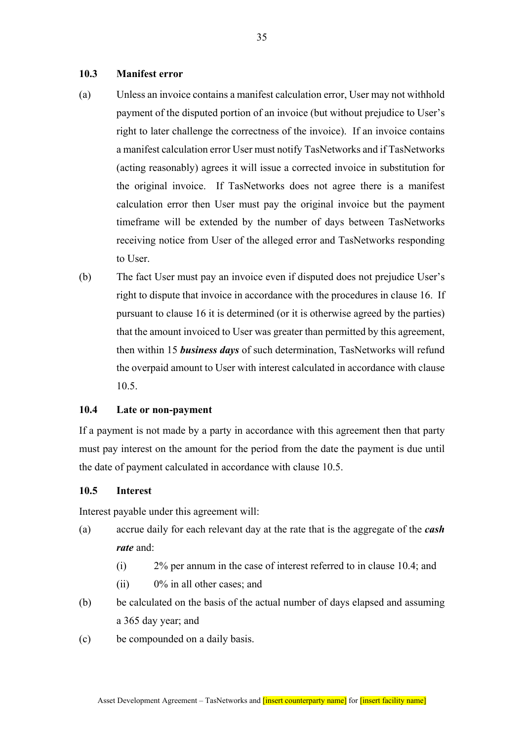### 10.3 Manifest error

(a) Unless an invoice contains a manifest calculation error, User may not withhold payment of the disputed portion of an invoice (but without prejudice to User's right to later challenge the correctness of the invoice). If an invoice contains a manifest calculation error User must notify TasNetworks and if TasNetworks (acting reasonably) agrees it will issue a corrected invoice in substitution for the original invoice. If TasNetworks does not agree there is a manifest calculation error then User must pay the original invoice but the payment timeframe will be extended by the number of days between TasNetworks receiving notice from User of the alleged error and TasNetworks responding to User.

(b) The fact User must pay an invoice even if disputed does not prejudice User's right to dispute that invoice in accordance with the procedures in clause 16. If pursuant to clause 16 it is determined (or it is otherwise agreed by the parties) that the amount invoiced to User was greater than permitted by this agreement, then within 15 ***business days*** of such determination, TasNetworks will refund the overpaid amount to User with interest calculated in accordance with clause 10.5.

### 10.4 Late or non-payment

If a payment is not made by a party in accordance with this agreement then that party must pay interest on the amount for the period from the date the payment is due until the date of payment calculated in accordance with clause 10.5.

### 10.5 Interest

Interest payable under this agreement will:

(a) accrue daily for each relevant day at the rate that is the aggregate of the ***cash rate*** and:

  (i) 2% per annum in the case of interest referred to in clause 10.4; and

  (ii) 0% in all other cases; and

(b) be calculated on the basis of the actual number of days elapsed and assuming a 365 day year; and

(c) be compounded on a daily basis.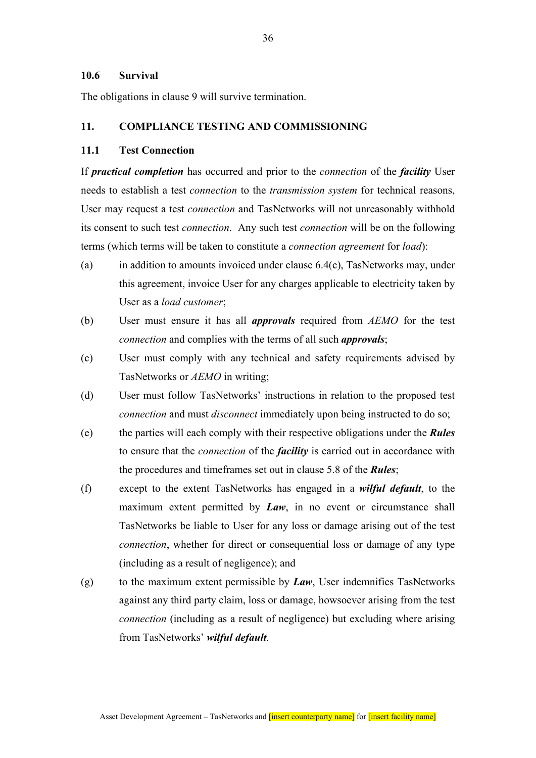### 10.6 Survival

The obligations in clause 9 will survive termination.

## 11. COMPLIANCE TESTING AND COMMISSIONING

### 11.1 Test Connection

If ***practical completion*** has occurred and prior to the *connection* of the ***facility*** User needs to establish a test *connection* to the *transmission system* for technical reasons, User may request a test *connection* and TasNetworks will not unreasonably withhold its consent to such test *connection*. Any such test *connection* will be on the following terms (which terms will be taken to constitute a *connection agreement* for *load*):

(a) in addition to amounts invoiced under clause 6.4(c), TasNetworks may, under this agreement, invoice User for any charges applicable to electricity taken by User as a *load customer*;

(b) User must ensure it has all ***approvals*** required from *AEMO* for the test *connection* and complies with the terms of all such ***approvals***;

(c) User must comply with any technical and safety requirements advised by TasNetworks or *AEMO* in writing;

(d) User must follow TasNetworks' instructions in relation to the proposed test *connection* and must *disconnect* immediately upon being instructed to do so;

(e) the parties will each comply with their respective obligations under the ***Rules*** to ensure that the *connection* of the ***facility*** is carried out in accordance with the procedures and timeframes set out in clause 5.8 of the ***Rules***;

(f) except to the extent TasNetworks has engaged in a ***wilful default***, to the maximum extent permitted by ***Law***, in no event or circumstance shall TasNetworks be liable to User for any loss or damage arising out of the test *connection*, whether for direct or consequential loss or damage of any type (including as a result of negligence); and

(g) to the maximum extent permissible by ***Law***, User indemnifies TasNetworks against any third party claim, loss or damage, howsoever arising from the test *connection* (including as a result of negligence) but excluding where arising from TasNetworks' ***wilful default***.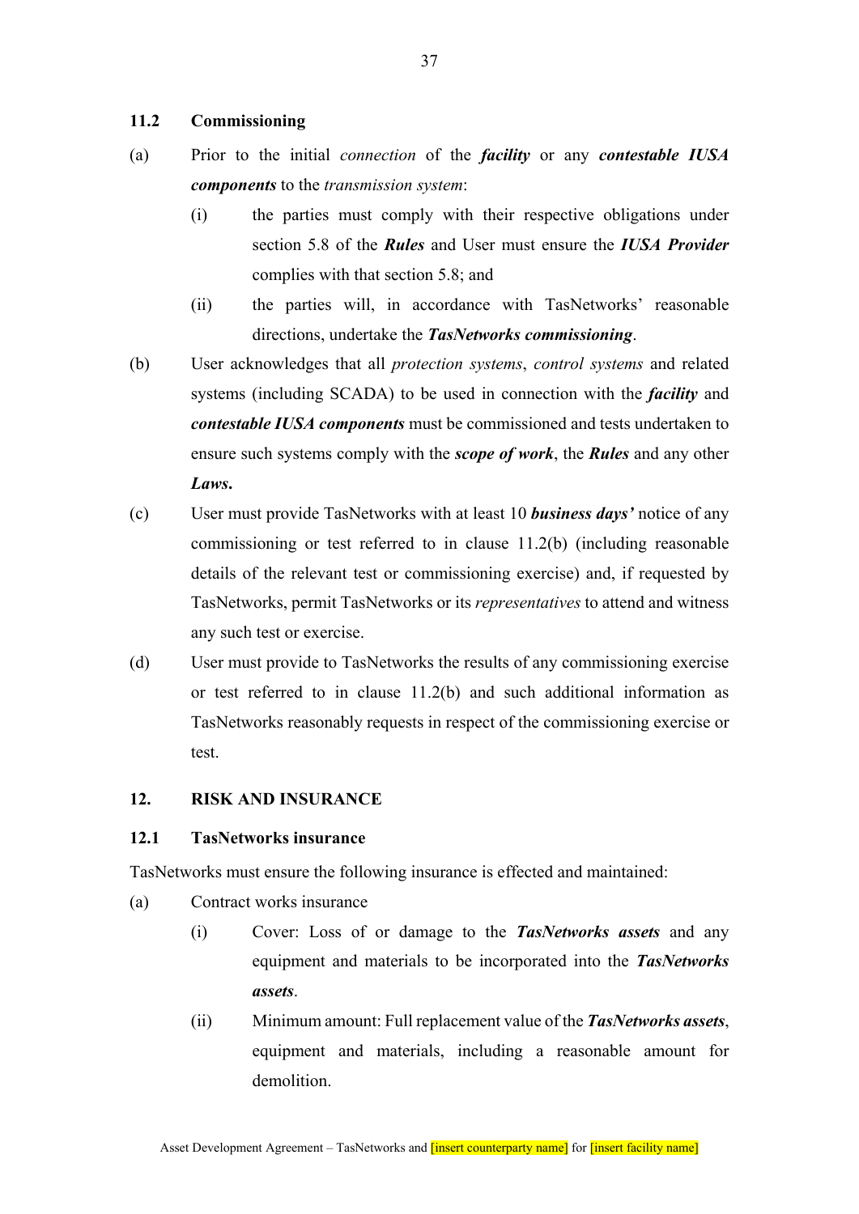### 11.2 Commissioning

(a) Prior to the initial *connection* of the ***facility*** or any ***contestable IUSA components*** to the *transmission system*:

   (i) the parties must comply with their respective obligations under section 5.8 of the ***Rules*** and User must ensure the ***IUSA Provider*** complies with that section 5.8; and

   (ii) the parties will, in accordance with TasNetworks' reasonable directions, undertake the ***TasNetworks commissioning***.

(b) User acknowledges that all *protection systems*, *control systems* and related systems (including SCADA) to be used in connection with the ***facility*** and ***contestable IUSA components*** must be commissioned and tests undertaken to ensure such systems comply with the ***scope of work***, the ***Rules*** and any other ***Laws.***

(c) User must provide TasNetworks with at least 10 ***business days'*** notice of any commissioning or test referred to in clause 11.2(b) (including reasonable details of the relevant test or commissioning exercise) and, if requested by TasNetworks, permit TasNetworks or its *representatives* to attend and witness any such test or exercise.

(d) User must provide to TasNetworks the results of any commissioning exercise or test referred to in clause 11.2(b) and such additional information as TasNetworks reasonably requests in respect of the commissioning exercise or test.

## 12. RISK AND INSURANCE

### 12.1 TasNetworks insurance

TasNetworks must ensure the following insurance is effected and maintained:

(a) Contract works insurance

   (i) Cover: Loss of or damage to the ***TasNetworks assets*** and any equipment and materials to be incorporated into the ***TasNetworks assets***.

   (ii) Minimum amount: Full replacement value of the ***TasNetworks assets***, equipment and materials, including a reasonable amount for demolition.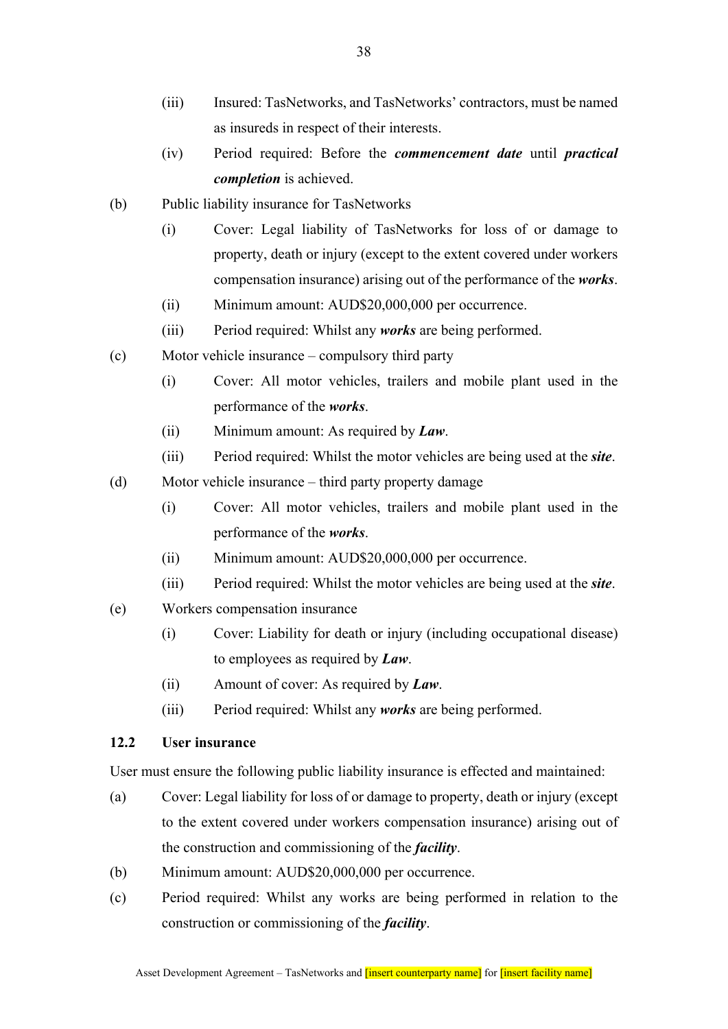(iii) Insured: TasNetworks, and TasNetworks' contractors, must be named as insureds in respect of their interests.

(iv) Period required: Before the ***commencement date*** until ***practical completion*** is achieved.

(b) Public liability insurance for TasNetworks

(i) Cover: Legal liability of TasNetworks for loss of or damage to property, death or injury (except to the extent covered under workers compensation insurance) arising out of the performance of the ***works***.

(ii) Minimum amount: AUD$20,000,000 per occurrence.

(iii) Period required: Whilst any ***works*** are being performed.

(c) Motor vehicle insurance – compulsory third party

(i) Cover: All motor vehicles, trailers and mobile plant used in the performance of the ***works***.

(ii) Minimum amount: As required by ***Law***.

(iii) Period required: Whilst the motor vehicles are being used at the ***site***.

(d) Motor vehicle insurance – third party property damage

(i) Cover: All motor vehicles, trailers and mobile plant used in the performance of the ***works***.

(ii) Minimum amount: AUD$20,000,000 per occurrence.

(iii) Period required: Whilst the motor vehicles are being used at the ***site***.

(e) Workers compensation insurance

(i) Cover: Liability for death or injury (including occupational disease) to employees as required by ***Law***.

(ii) Amount of cover: As required by ***Law***.

(iii) Period required: Whilst any ***works*** are being performed.

### 12.2 User insurance

User must ensure the following public liability insurance is effected and maintained:

(a) Cover: Legal liability for loss of or damage to property, death or injury (except to the extent covered under workers compensation insurance) arising out of the construction and commissioning of the ***facility***.

(b) Minimum amount: AUD$20,000,000 per occurrence.

(c) Period required: Whilst any works are being performed in relation to the construction or commissioning of the ***facility***.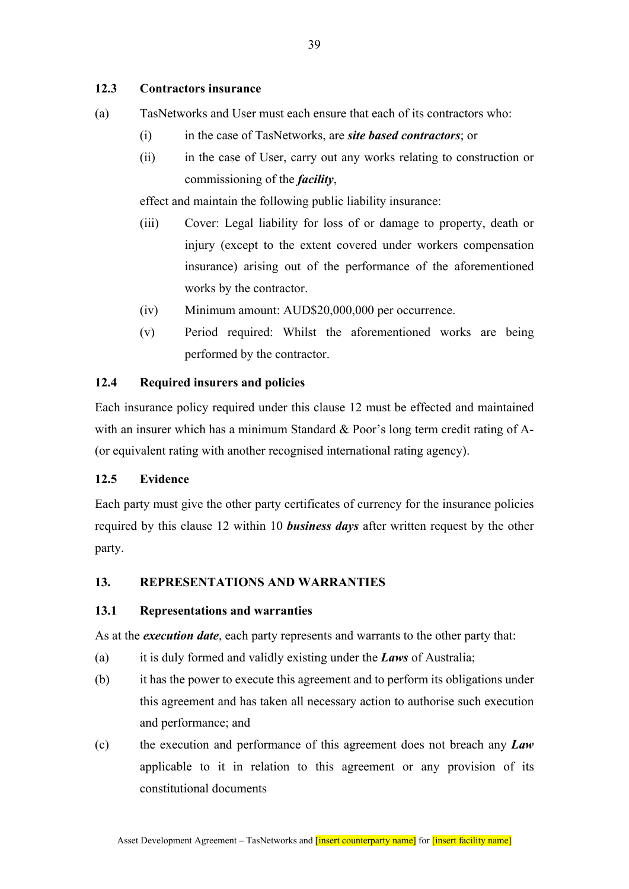### 12.3 Contractors insurance

(a) TasNetworks and User must each ensure that each of its contractors who:

(i) in the case of TasNetworks, are ***site based contractors***; or

(ii) in the case of User, carry out any works relating to construction or commissioning of the ***facility***,

effect and maintain the following public liability insurance:

(iii) Cover: Legal liability for loss of or damage to property, death or injury (except to the extent covered under workers compensation insurance) arising out of the performance of the aforementioned works by the contractor.

(iv) Minimum amount: AUD$20,000,000 per occurrence.

(v) Period required: Whilst the aforementioned works are being performed by the contractor.

### 12.4 Required insurers and policies

Each insurance policy required under this clause 12 must be effected and maintained with an insurer which has a minimum Standard & Poor's long term credit rating of A- (or equivalent rating with another recognised international rating agency).

### 12.5 Evidence

Each party must give the other party certificates of currency for the insurance policies required by this clause 12 within 10 ***business days*** after written request by the other party.

## 13. REPRESENTATIONS AND WARRANTIES

### 13.1 Representations and warranties

As at the ***execution date***, each party represents and warrants to the other party that:

(a) it is duly formed and validly existing under the ***Laws*** of Australia;

(b) it has the power to execute this agreement and to perform its obligations under this agreement and has taken all necessary action to authorise such execution and performance; and

(c) the execution and performance of this agreement does not breach any ***Law*** applicable to it in relation to this agreement or any provision of its constitutional documents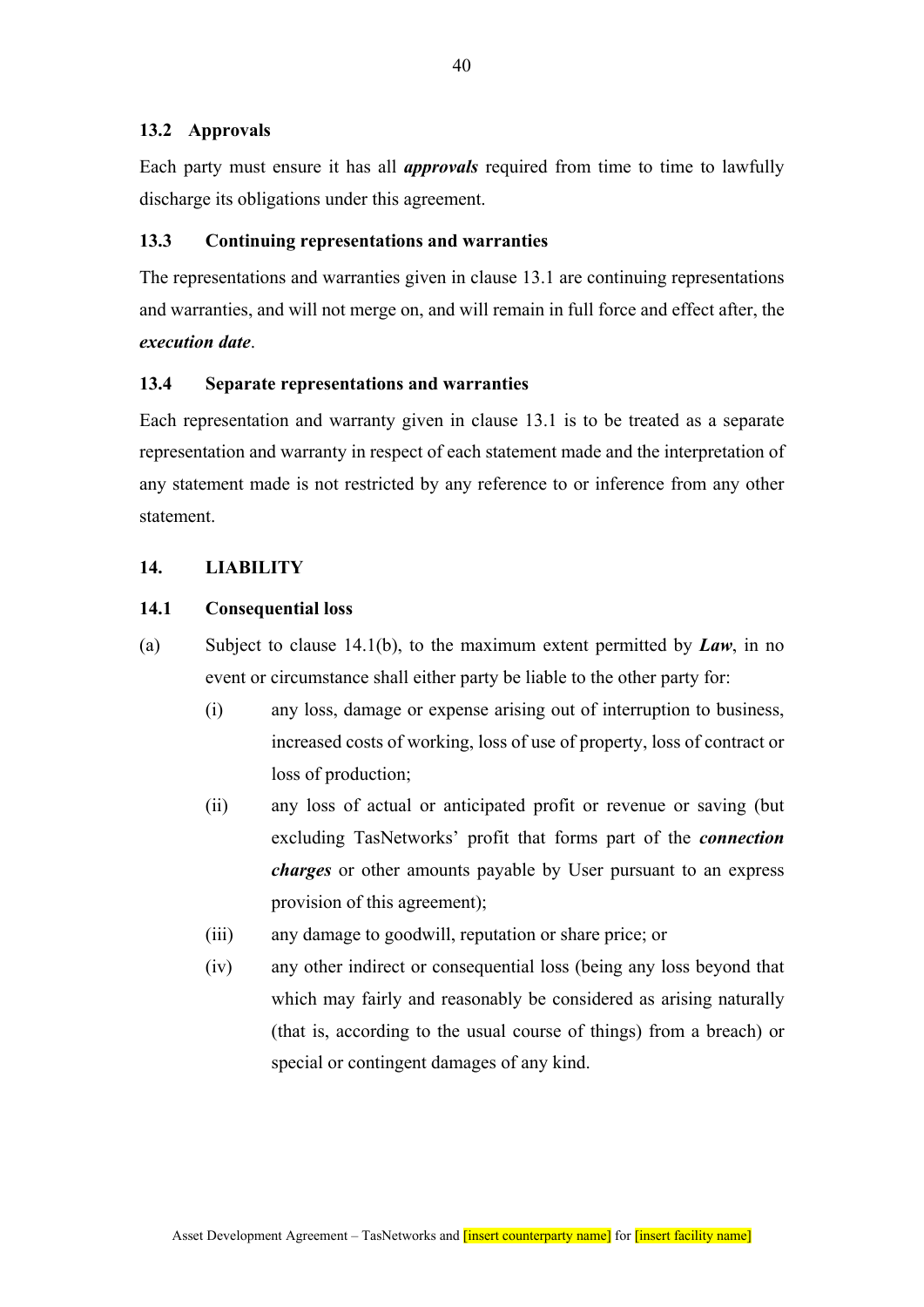### 13.2 Approvals

Each party must ensure it has all ***approvals*** required from time to time to lawfully discharge its obligations under this agreement.

### 13.3 Continuing representations and warranties

The representations and warranties given in clause 13.1 are continuing representations and warranties, and will not merge on, and will remain in full force and effect after, the ***execution date***.

### 13.4 Separate representations and warranties

Each representation and warranty given in clause 13.1 is to be treated as a separate representation and warranty in respect of each statement made and the interpretation of any statement made is not restricted by any reference to or inference from any other statement.

## 14. LIABILITY

### 14.1 Consequential loss

(a) Subject to clause 14.1(b), to the maximum extent permitted by ***Law***, in no event or circumstance shall either party be liable to the other party for:

   (i) any loss, damage or expense arising out of interruption to business, increased costs of working, loss of use of property, loss of contract or loss of production;

   (ii) any loss of actual or anticipated profit or revenue or saving (but excluding TasNetworks' profit that forms part of the ***connection charges*** or other amounts payable by User pursuant to an express provision of this agreement);

   (iii) any damage to goodwill, reputation or share price; or

   (iv) any other indirect or consequential loss (being any loss beyond that which may fairly and reasonably be considered as arising naturally (that is, according to the usual course of things) from a breach) or special or contingent damages of any kind.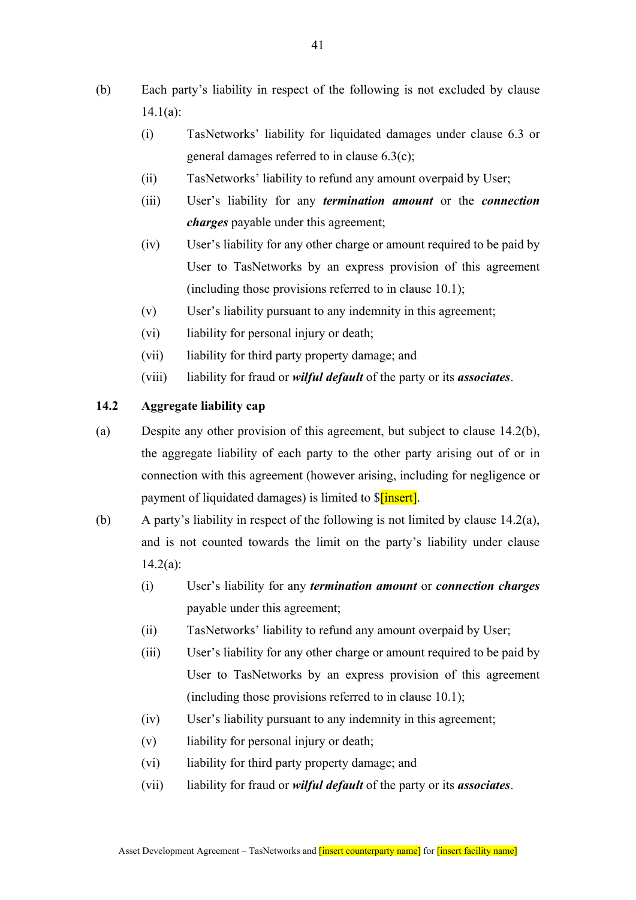(b) Each party's liability in respect of the following is not excluded by clause 14.1(a):

(i) TasNetworks' liability for liquidated damages under clause 6.3 or general damages referred to in clause 6.3(c);

(ii) TasNetworks' liability to refund any amount overpaid by User;

(iii) User's liability for any ***termination amount*** or the ***connection charges*** payable under this agreement;

(iv) User's liability for any other charge or amount required to be paid by User to TasNetworks by an express provision of this agreement (including those provisions referred to in clause 10.1);

(v) User's liability pursuant to any indemnity in this agreement;

(vi) liability for personal injury or death;

(vii) liability for third party property damage; and

(viii) liability for fraud or ***wilful default*** of the party or its ***associates***.

### 14.2 Aggregate liability cap

(a) Despite any other provision of this agreement, but subject to clause 14.2(b), the aggregate liability of each party to the other party arising out of or in connection with this agreement (however arising, including for negligence or payment of liquidated damages) is limited to $[insert].

(b) A party's liability in respect of the following is not limited by clause 14.2(a), and is not counted towards the limit on the party's liability under clause 14.2(a):

(i) User's liability for any ***termination amount*** or ***connection charges*** payable under this agreement;

(ii) TasNetworks' liability to refund any amount overpaid by User;

(iii) User's liability for any other charge or amount required to be paid by User to TasNetworks by an express provision of this agreement (including those provisions referred to in clause 10.1);

(iv) User's liability pursuant to any indemnity in this agreement;

(v) liability for personal injury or death;

(vi) liability for third party property damage; and

(vii) liability for fraud or ***wilful default*** of the party or its ***associates***.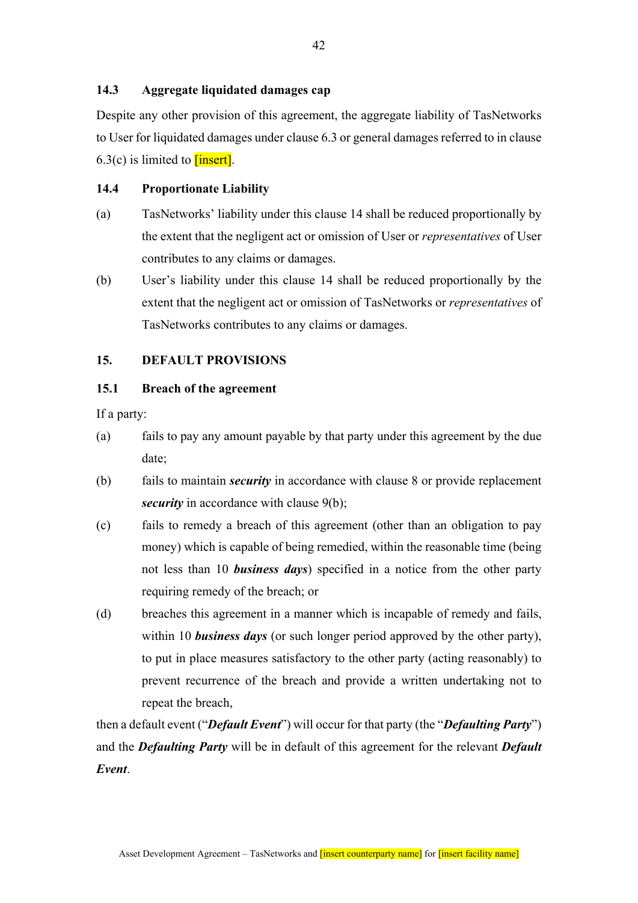### 14.3 Aggregate liquidated damages cap

Despite any other provision of this agreement, the aggregate liability of TasNetworks to User for liquidated damages under clause 6.3 or general damages referred to in clause 6.3(c) is limited to [insert].

### 14.4 Proportionate Liability

(a) TasNetworks' liability under this clause 14 shall be reduced proportionally by the extent that the negligent act or omission of User or *representatives* of User contributes to any claims or damages.

(b) User's liability under this clause 14 shall be reduced proportionally by the extent that the negligent act or omission of TasNetworks or *representatives* of TasNetworks contributes to any claims or damages.

## 15. DEFAULT PROVISIONS

### 15.1 Breach of the agreement

If a party:

(a) fails to pay any amount payable by that party under this agreement by the due date;

(b) fails to maintain ***security*** in accordance with clause 8 or provide replacement ***security*** in accordance with clause 9(b);

(c) fails to remedy a breach of this agreement (other than an obligation to pay money) which is capable of being remedied, within the reasonable time (being not less than 10 ***business days***) specified in a notice from the other party requiring remedy of the breach; or

(d) breaches this agreement in a manner which is incapable of remedy and fails, within 10 ***business days*** (or such longer period approved by the other party), to put in place measures satisfactory to the other party (acting reasonably) to prevent recurrence of the breach and provide a written undertaking not to repeat the breach,

then a default event ("***Default Event***") will occur for that party (the "***Defaulting Party***") and the ***Defaulting Party*** will be in default of this agreement for the relevant ***Default Event***.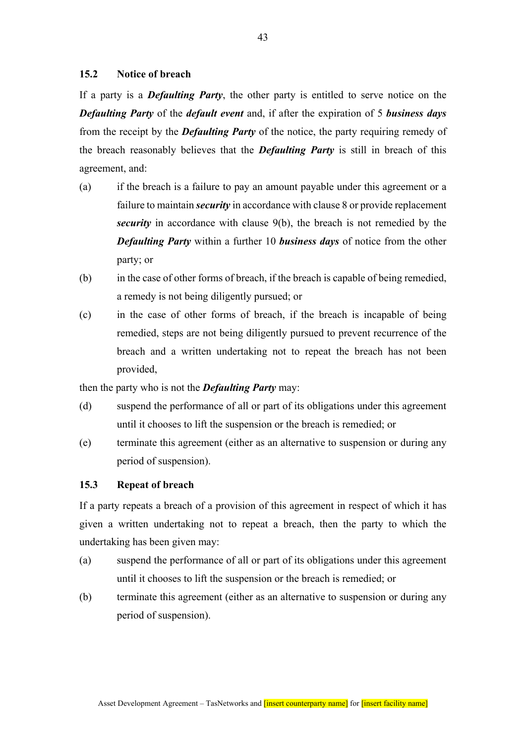### 15.2 Notice of breach

If a party is a ***Defaulting Party***, the other party is entitled to serve notice on the ***Defaulting Party*** of the ***default event*** and, if after the expiration of 5 ***business days*** from the receipt by the ***Defaulting Party*** of the notice, the party requiring remedy of the breach reasonably believes that the ***Defaulting Party*** is still in breach of this agreement, and:

(a) if the breach is a failure to pay an amount payable under this agreement or a failure to maintain ***security*** in accordance with clause 8 or provide replacement ***security*** in accordance with clause 9(b), the breach is not remedied by the ***Defaulting Party*** within a further 10 ***business days*** of notice from the other party; or

(b) in the case of other forms of breach, if the breach is capable of being remedied, a remedy is not being diligently pursued; or

(c) in the case of other forms of breach, if the breach is incapable of being remedied, steps are not being diligently pursued to prevent recurrence of the breach and a written undertaking not to repeat the breach has not been provided,

then the party who is not the ***Defaulting Party*** may:

(d) suspend the performance of all or part of its obligations under this agreement until it chooses to lift the suspension or the breach is remedied; or

(e) terminate this agreement (either as an alternative to suspension or during any period of suspension).

### 15.3 Repeat of breach

If a party repeats a breach of a provision of this agreement in respect of which it has given a written undertaking not to repeat a breach, then the party to which the undertaking has been given may:

(a) suspend the performance of all or part of its obligations under this agreement until it chooses to lift the suspension or the breach is remedied; or

(b) terminate this agreement (either as an alternative to suspension or during any period of suspension).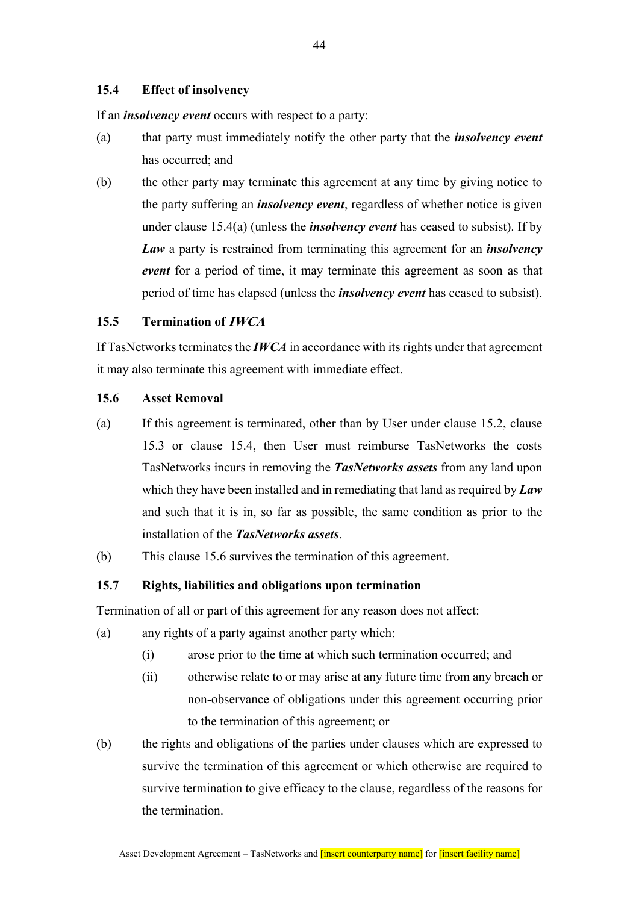### 15.4 Effect of insolvency

If an ***insolvency event*** occurs with respect to a party:

(a) that party must immediately notify the other party that the ***insolvency event*** has occurred; and

(b) the other party may terminate this agreement at any time by giving notice to the party suffering an ***insolvency event***, regardless of whether notice is given under clause 15.4(a) (unless the ***insolvency event*** has ceased to subsist). If by ***Law*** a party is restrained from terminating this agreement for an ***insolvency event*** for a period of time, it may terminate this agreement as soon as that period of time has elapsed (unless the ***insolvency event*** has ceased to subsist).

### 15.5 Termination of *IWCA*

If TasNetworks terminates the ***IWCA*** in accordance with its rights under that agreement it may also terminate this agreement with immediate effect.

### 15.6 Asset Removal

(a) If this agreement is terminated, other than by User under clause 15.2, clause 15.3 or clause 15.4, then User must reimburse TasNetworks the costs TasNetworks incurs in removing the ***TasNetworks assets*** from any land upon which they have been installed and in remediating that land as required by ***Law*** and such that it is in, so far as possible, the same condition as prior to the installation of the ***TasNetworks assets***.

(b) This clause 15.6 survives the termination of this agreement.

### 15.7 Rights, liabilities and obligations upon termination

Termination of all or part of this agreement for any reason does not affect:

(a) any rights of a party against another party which:

  (i) arose prior to the time at which such termination occurred; and

  (ii) otherwise relate to or may arise at any future time from any breach or non-observance of obligations under this agreement occurring prior to the termination of this agreement; or

(b) the rights and obligations of the parties under clauses which are expressed to survive the termination of this agreement or which otherwise are required to survive termination to give efficacy to the clause, regardless of the reasons for the termination.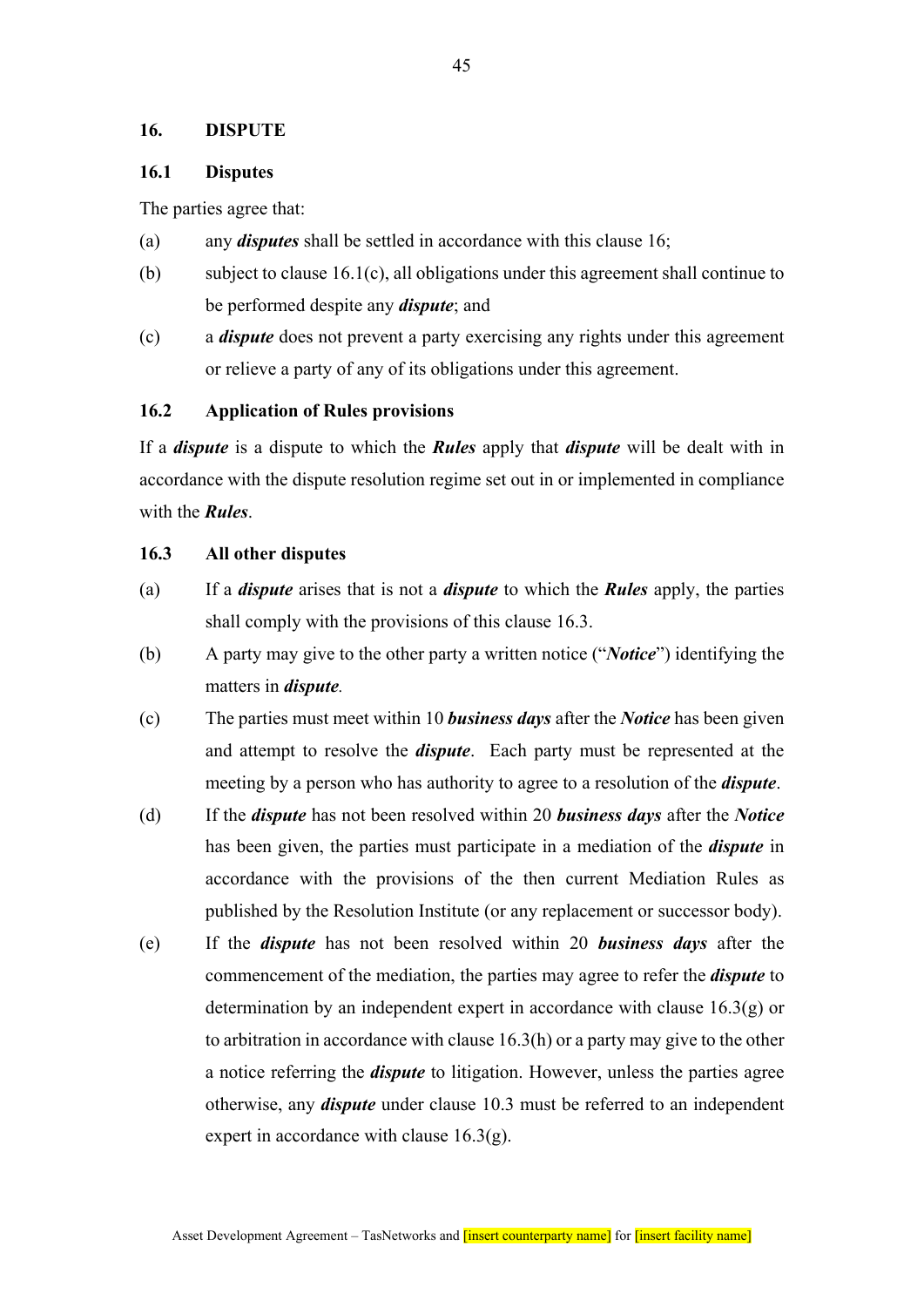## 16. DISPUTE

### 16.1 Disputes

The parties agree that:

(a) any ***disputes*** shall be settled in accordance with this clause 16;

(b) subject to clause 16.1(c), all obligations under this agreement shall continue to be performed despite any ***dispute***; and

(c) a ***dispute*** does not prevent a party exercising any rights under this agreement or relieve a party of any of its obligations under this agreement.

### 16.2 Application of Rules provisions

If a ***dispute*** is a dispute to which the ***Rules*** apply that ***dispute*** will be dealt with in accordance with the dispute resolution regime set out in or implemented in compliance with the ***Rules***.

### 16.3 All other disputes

(a) If a ***dispute*** arises that is not a ***dispute*** to which the ***Rules*** apply, the parties shall comply with the provisions of this clause 16.3.

(b) A party may give to the other party a written notice ("***Notice***") identifying the matters in ***dispute***.

(c) The parties must meet within 10 ***business days*** after the ***Notice*** has been given and attempt to resolve the ***dispute***. Each party must be represented at the meeting by a person who has authority to agree to a resolution of the ***dispute***.

(d) If the ***dispute*** has not been resolved within 20 ***business days*** after the ***Notice*** has been given, the parties must participate in a mediation of the ***dispute*** in accordance with the provisions of the then current Mediation Rules as published by the Resolution Institute (or any replacement or successor body).

(e) If the ***dispute*** has not been resolved within 20 ***business days*** after the commencement of the mediation, the parties may agree to refer the ***dispute*** to determination by an independent expert in accordance with clause 16.3(g) or to arbitration in accordance with clause 16.3(h) or a party may give to the other a notice referring the ***dispute*** to litigation. However, unless the parties agree otherwise, any ***dispute*** under clause 10.3 must be referred to an independent expert in accordance with clause 16.3(g).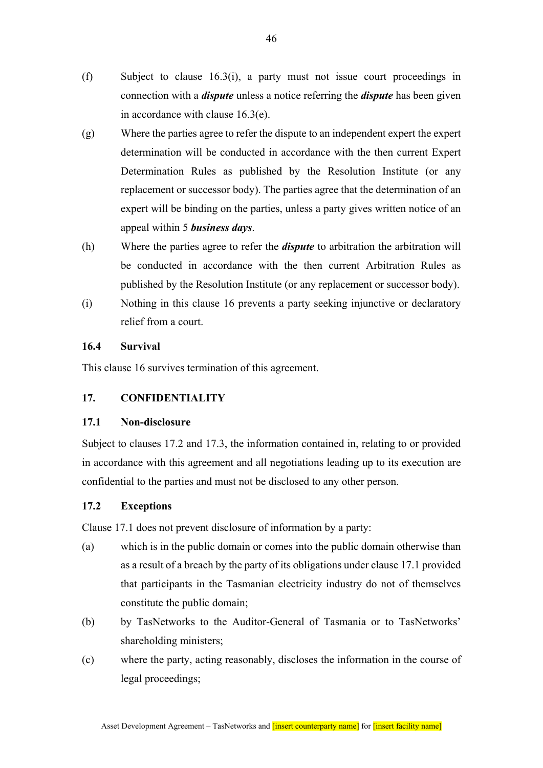(f) Subject to clause 16.3(i), a party must not issue court proceedings in connection with a ***dispute*** unless a notice referring the ***dispute*** has been given in accordance with clause 16.3(e).

(g) Where the parties agree to refer the dispute to an independent expert the expert determination will be conducted in accordance with the then current Expert Determination Rules as published by the Resolution Institute (or any replacement or successor body). The parties agree that the determination of an expert will be binding on the parties, unless a party gives written notice of an appeal within 5 ***business days***.

(h) Where the parties agree to refer the ***dispute*** to arbitration the arbitration will be conducted in accordance with the then current Arbitration Rules as published by the Resolution Institute (or any replacement or successor body).

(i) Nothing in this clause 16 prevents a party seeking injunctive or declaratory relief from a court.

### 16.4 Survival

This clause 16 survives termination of this agreement.

## 17. CONFIDENTIALITY

### 17.1 Non-disclosure

Subject to clauses 17.2 and 17.3, the information contained in, relating to or provided in accordance with this agreement and all negotiations leading up to its execution are confidential to the parties and must not be disclosed to any other person.

### 17.2 Exceptions

Clause 17.1 does not prevent disclosure of information by a party:

(a) which is in the public domain or comes into the public domain otherwise than as a result of a breach by the party of its obligations under clause 17.1 provided that participants in the Tasmanian electricity industry do not of themselves constitute the public domain;

(b) by TasNetworks to the Auditor-General of Tasmania or to TasNetworks' shareholding ministers;

(c) where the party, acting reasonably, discloses the information in the course of legal proceedings;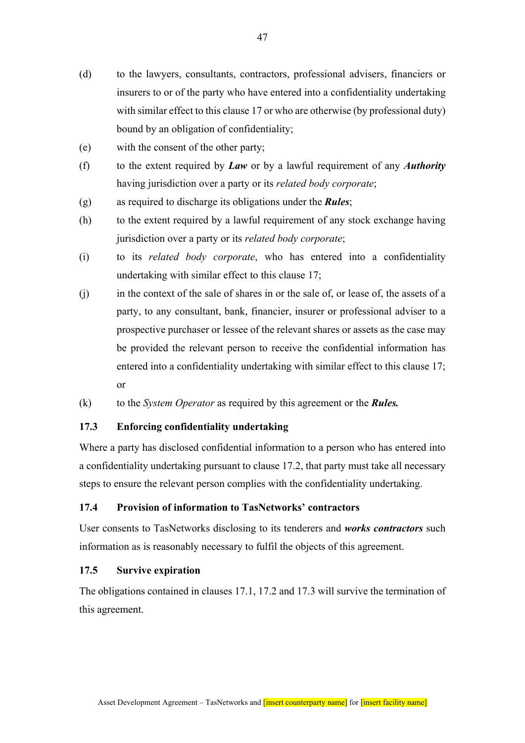(d) to the lawyers, consultants, contractors, professional advisers, financiers or insurers to or of the party who have entered into a confidentiality undertaking with similar effect to this clause 17 or who are otherwise (by professional duty) bound by an obligation of confidentiality;

(e) with the consent of the other party;

(f) to the extent required by ***Law*** or by a lawful requirement of any ***Authority*** having jurisdiction over a party or its *related body corporate*;

(g) as required to discharge its obligations under the ***Rules***;

(h) to the extent required by a lawful requirement of any stock exchange having jurisdiction over a party or its *related body corporate*;

(i) to its *related body corporate*, who has entered into a confidentiality undertaking with similar effect to this clause 17;

(j) in the context of the sale of shares in or the sale of, or lease of, the assets of a party, to any consultant, bank, financier, insurer or professional adviser to a prospective purchaser or lessee of the relevant shares or assets as the case may be provided the relevant person to receive the confidential information has entered into a confidentiality undertaking with similar effect to this clause 17; or

(k) to the *System Operator* as required by this agreement or the ***Rules.***

### 17.3 Enforcing confidentiality undertaking

Where a party has disclosed confidential information to a person who has entered into a confidentiality undertaking pursuant to clause 17.2, that party must take all necessary steps to ensure the relevant person complies with the confidentiality undertaking.

### 17.4 Provision of information to TasNetworks' contractors

User consents to TasNetworks disclosing to its tenderers and ***works contractors*** such information as is reasonably necessary to fulfil the objects of this agreement.

### 17.5 Survive expiration

The obligations contained in clauses 17.1, 17.2 and 17.3 will survive the termination of this agreement.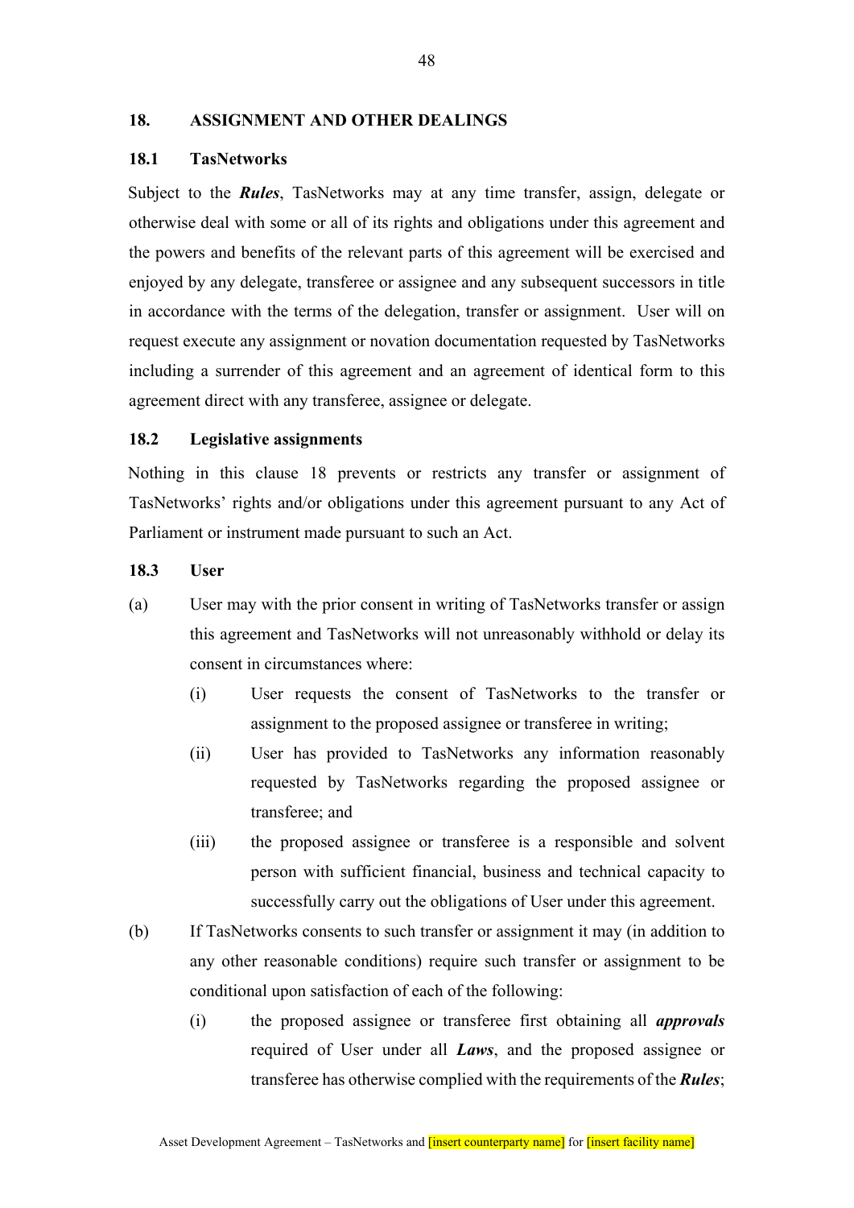## 18. ASSIGNMENT AND OTHER DEALINGS

### 18.1 TasNetworks

Subject to the ***Rules***, TasNetworks may at any time transfer, assign, delegate or otherwise deal with some or all of its rights and obligations under this agreement and the powers and benefits of the relevant parts of this agreement will be exercised and enjoyed by any delegate, transferee or assignee and any subsequent successors in title in accordance with the terms of the delegation, transfer or assignment. User will on request execute any assignment or novation documentation requested by TasNetworks including a surrender of this agreement and an agreement of identical form to this agreement direct with any transferee, assignee or delegate.

### 18.2 Legislative assignments

Nothing in this clause 18 prevents or restricts any transfer or assignment of TasNetworks' rights and/or obligations under this agreement pursuant to any Act of Parliament or instrument made pursuant to such an Act.

### 18.3 User

(a) User may with the prior consent in writing of TasNetworks transfer or assign this agreement and TasNetworks will not unreasonably withhold or delay its consent in circumstances where:

   (i) User requests the consent of TasNetworks to the transfer or assignment to the proposed assignee or transferee in writing;

   (ii) User has provided to TasNetworks any information reasonably requested by TasNetworks regarding the proposed assignee or transferee; and

   (iii) the proposed assignee or transferee is a responsible and solvent person with sufficient financial, business and technical capacity to successfully carry out the obligations of User under this agreement.

(b) If TasNetworks consents to such transfer or assignment it may (in addition to any other reasonable conditions) require such transfer or assignment to be conditional upon satisfaction of each of the following:

   (i) the proposed assignee or transferee first obtaining all ***approvals*** required of User under all ***Laws***, and the proposed assignee or transferee has otherwise complied with the requirements of the ***Rules***;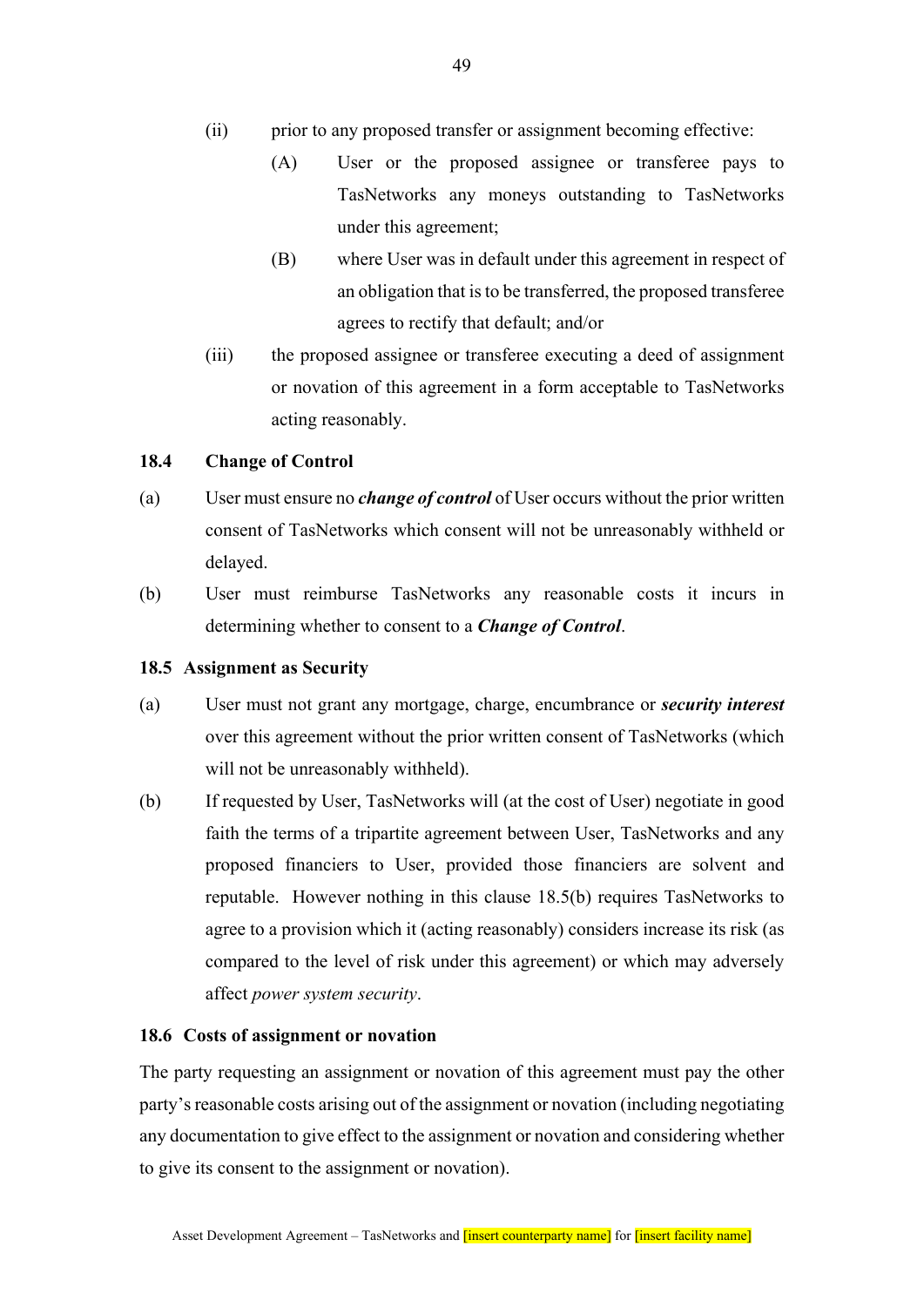(ii) prior to any proposed transfer or assignment becoming effective:

(A) User or the proposed assignee or transferee pays to TasNetworks any moneys outstanding to TasNetworks under this agreement;

(B) where User was in default under this agreement in respect of an obligation that is to be transferred, the proposed transferee agrees to rectify that default; and/or

(iii) the proposed assignee or transferee executing a deed of assignment or novation of this agreement in a form acceptable to TasNetworks acting reasonably.

### 18.4 Change of Control

(a) User must ensure no ***change of control*** of User occurs without the prior written consent of TasNetworks which consent will not be unreasonably withheld or delayed.

(b) User must reimburse TasNetworks any reasonable costs it incurs in determining whether to consent to a ***Change of Control***.

### 18.5 Assignment as Security

(a) User must not grant any mortgage, charge, encumbrance or ***security interest*** over this agreement without the prior written consent of TasNetworks (which will not be unreasonably withheld).

(b) If requested by User, TasNetworks will (at the cost of User) negotiate in good faith the terms of a tripartite agreement between User, TasNetworks and any proposed financiers to User, provided those financiers are solvent and reputable. However nothing in this clause 18.5(b) requires TasNetworks to agree to a provision which it (acting reasonably) considers increase its risk (as compared to the level of risk under this agreement) or which may adversely affect *power system security*.

### 18.6 Costs of assignment or novation

The party requesting an assignment or novation of this agreement must pay the other party's reasonable costs arising out of the assignment or novation (including negotiating any documentation to give effect to the assignment or novation and considering whether to give its consent to the assignment or novation).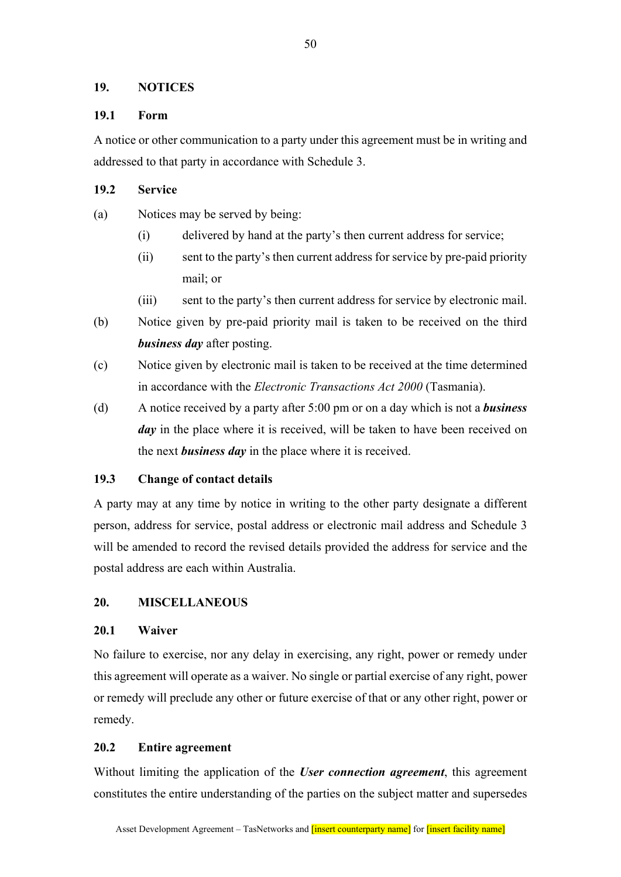## 19. NOTICES

### 19.1 Form

A notice or other communication to a party under this agreement must be in writing and addressed to that party in accordance with Schedule 3.

### 19.2 Service

(a) Notices may be served by being:

  (i) delivered by hand at the party's then current address for service;

  (ii) sent to the party's then current address for service by pre-paid priority mail; or

  (iii) sent to the party's then current address for service by electronic mail.

(b) Notice given by pre-paid priority mail is taken to be received on the third ***business day*** after posting.

(c) Notice given by electronic mail is taken to be received at the time determined in accordance with the *Electronic Transactions Act 2000* (Tasmania).

(d) A notice received by a party after 5:00 pm or on a day which is not a ***business day*** in the place where it is received, will be taken to have been received on the next ***business day*** in the place where it is received.

### 19.3 Change of contact details

A party may at any time by notice in writing to the other party designate a different person, address for service, postal address or electronic mail address and Schedule 3 will be amended to record the revised details provided the address for service and the postal address are each within Australia.

## 20. MISCELLANEOUS

### 20.1 Waiver

No failure to exercise, nor any delay in exercising, any right, power or remedy under this agreement will operate as a waiver. No single or partial exercise of any right, power or remedy will preclude any other or future exercise of that or any other right, power or remedy.

### 20.2 Entire agreement

Without limiting the application of the ***User connection agreement***, this agreement constitutes the entire understanding of the parties on the subject matter and supersedes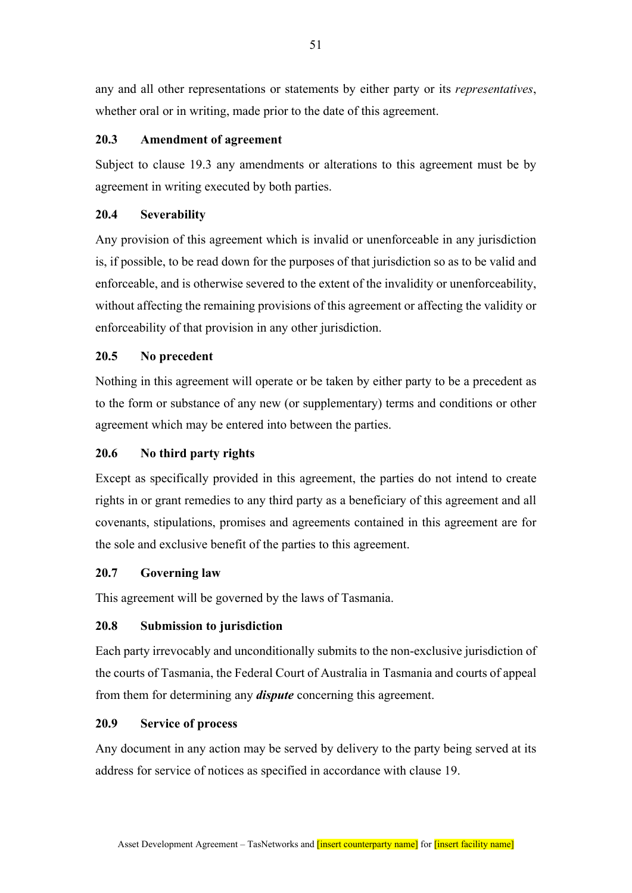any and all other representations or statements by either party or its *representatives*, whether oral or in writing, made prior to the date of this agreement.

### 20.3 Amendment of agreement

Subject to clause 19.3 any amendments or alterations to this agreement must be by agreement in writing executed by both parties.

### 20.4 Severability

Any provision of this agreement which is invalid or unenforceable in any jurisdiction is, if possible, to be read down for the purposes of that jurisdiction so as to be valid and enforceable, and is otherwise severed to the extent of the invalidity or unenforceability, without affecting the remaining provisions of this agreement or affecting the validity or enforceability of that provision in any other jurisdiction.

### 20.5 No precedent

Nothing in this agreement will operate or be taken by either party to be a precedent as to the form or substance of any new (or supplementary) terms and conditions or other agreement which may be entered into between the parties.

### 20.6 No third party rights

Except as specifically provided in this agreement, the parties do not intend to create rights in or grant remedies to any third party as a beneficiary of this agreement and all covenants, stipulations, promises and agreements contained in this agreement are for the sole and exclusive benefit of the parties to this agreement.

### 20.7 Governing law

This agreement will be governed by the laws of Tasmania.

### 20.8 Submission to jurisdiction

Each party irrevocably and unconditionally submits to the non-exclusive jurisdiction of the courts of Tasmania, the Federal Court of Australia in Tasmania and courts of appeal from them for determining any ***dispute*** concerning this agreement.

### 20.9 Service of process

Any document in any action may be served by delivery to the party being served at its address for service of notices as specified in accordance with clause 19.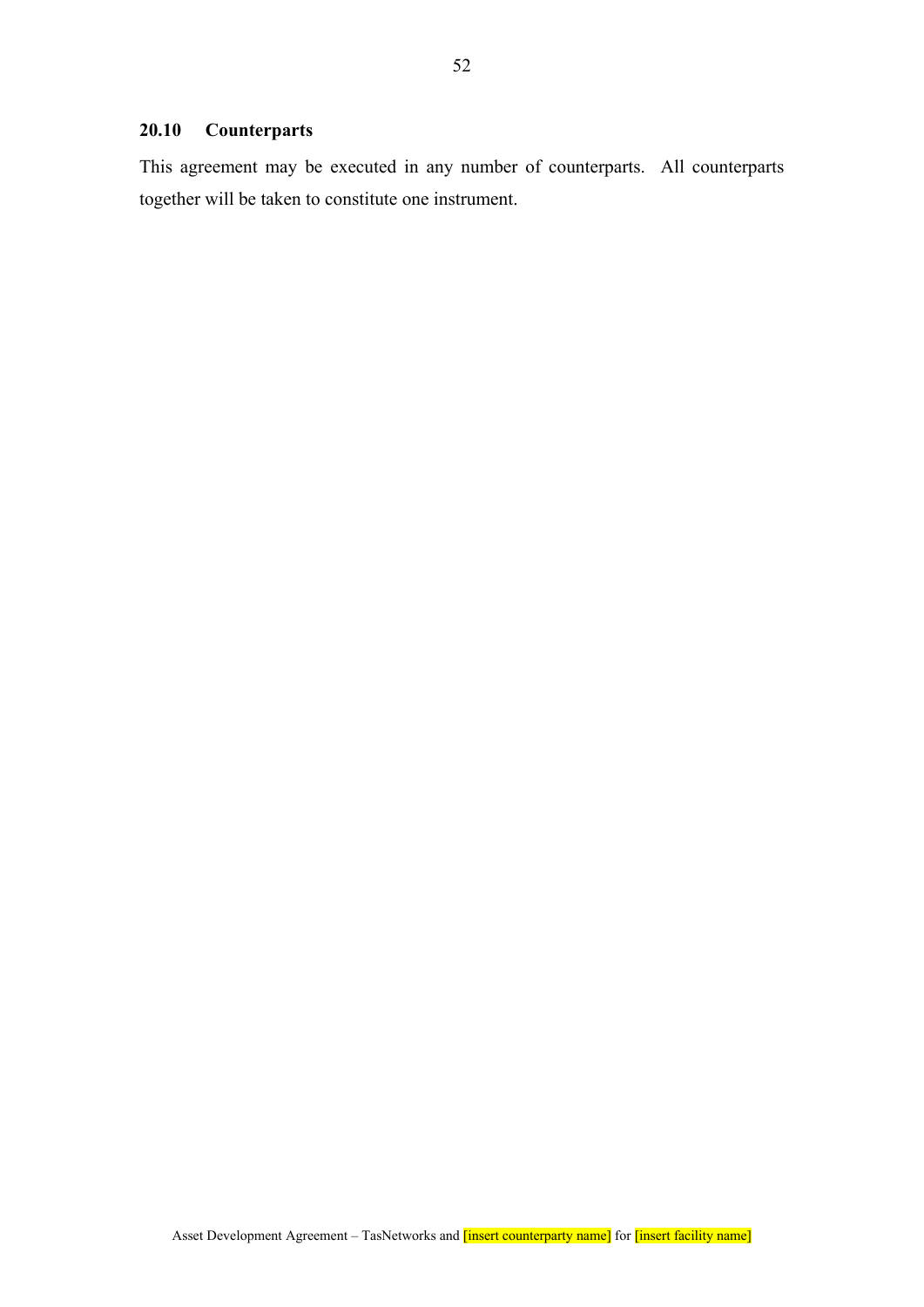### 20.10 Counterparts

This agreement may be executed in any number of counterparts. All counterparts together will be taken to constitute one instrument.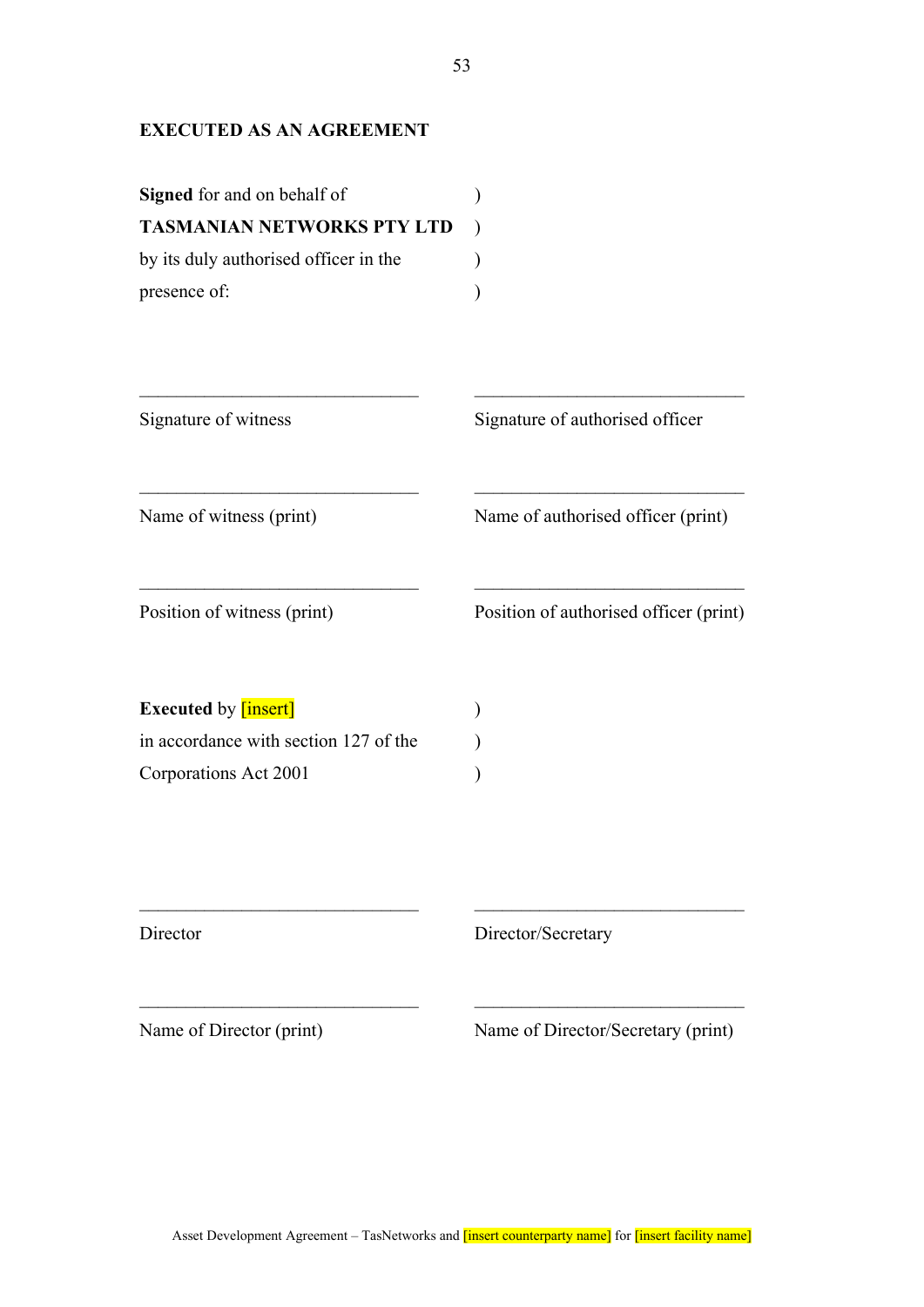**EXECUTED AS AN AGREEMENT**

| | |
|---|---|
| **Signed** for and on behalf of **TASMANIAN NETWORKS PTY LTD** by its duly authorised officer in the presence of: | ) ) ) ) |

| | |
|---|---|
| _______________________________ | _______________________________ |
| Signature of witness | Signature of authorised officer |
| _______________________________ | _______________________________ |
| Name of witness (print) | Name of authorised officer (print) |
| _______________________________ | _______________________________ |
| Position of witness (print) | Position of authorised officer (print) |

| | |
|---|---|
| **Executed** by [insert] in accordance with section 127 of the Corporations Act 2001 | ) ) ) |

| | |
|---|---|
| _______________________________ | _______________________________ |
| Director | Director/Secretary |
| _______________________________ | _______________________________ |
| Name of Director (print) | Name of Director/Secretary (print) |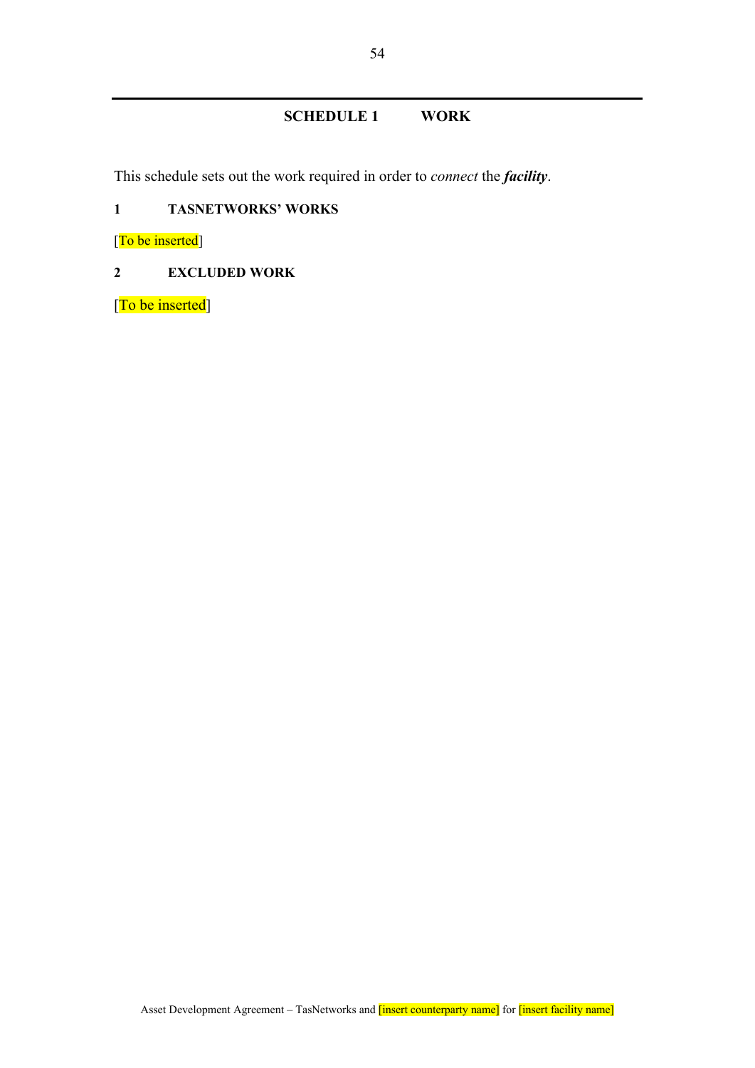# SCHEDULE 1 WORK

This schedule sets out the work required in order to *connect* the ***facility***.

## 1 TASNETWORKS' WORKS

[To be inserted]

## 2 EXCLUDED WORK

[To be inserted]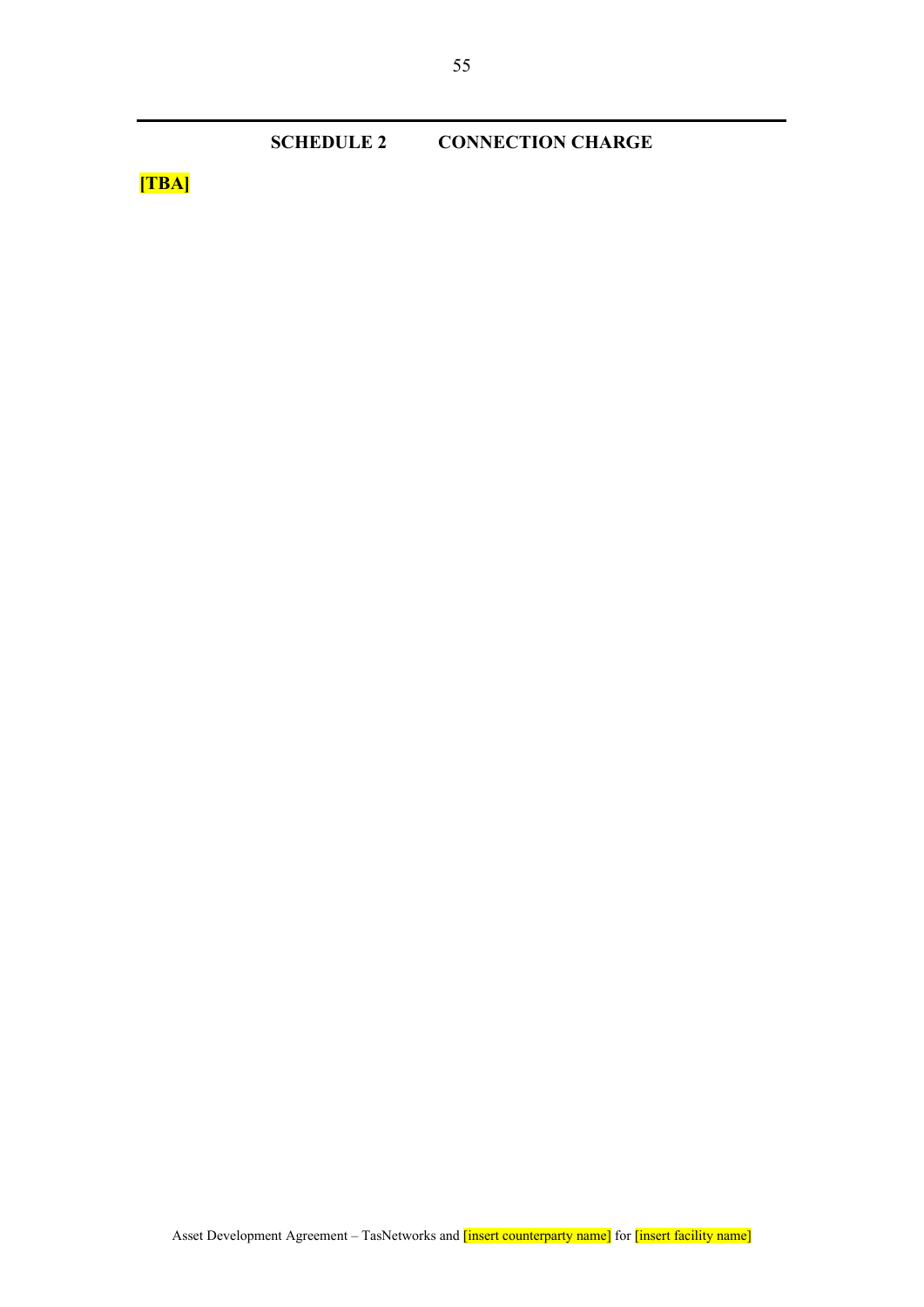# SCHEDULE 2 CONNECTION CHARGE

**[TBA]**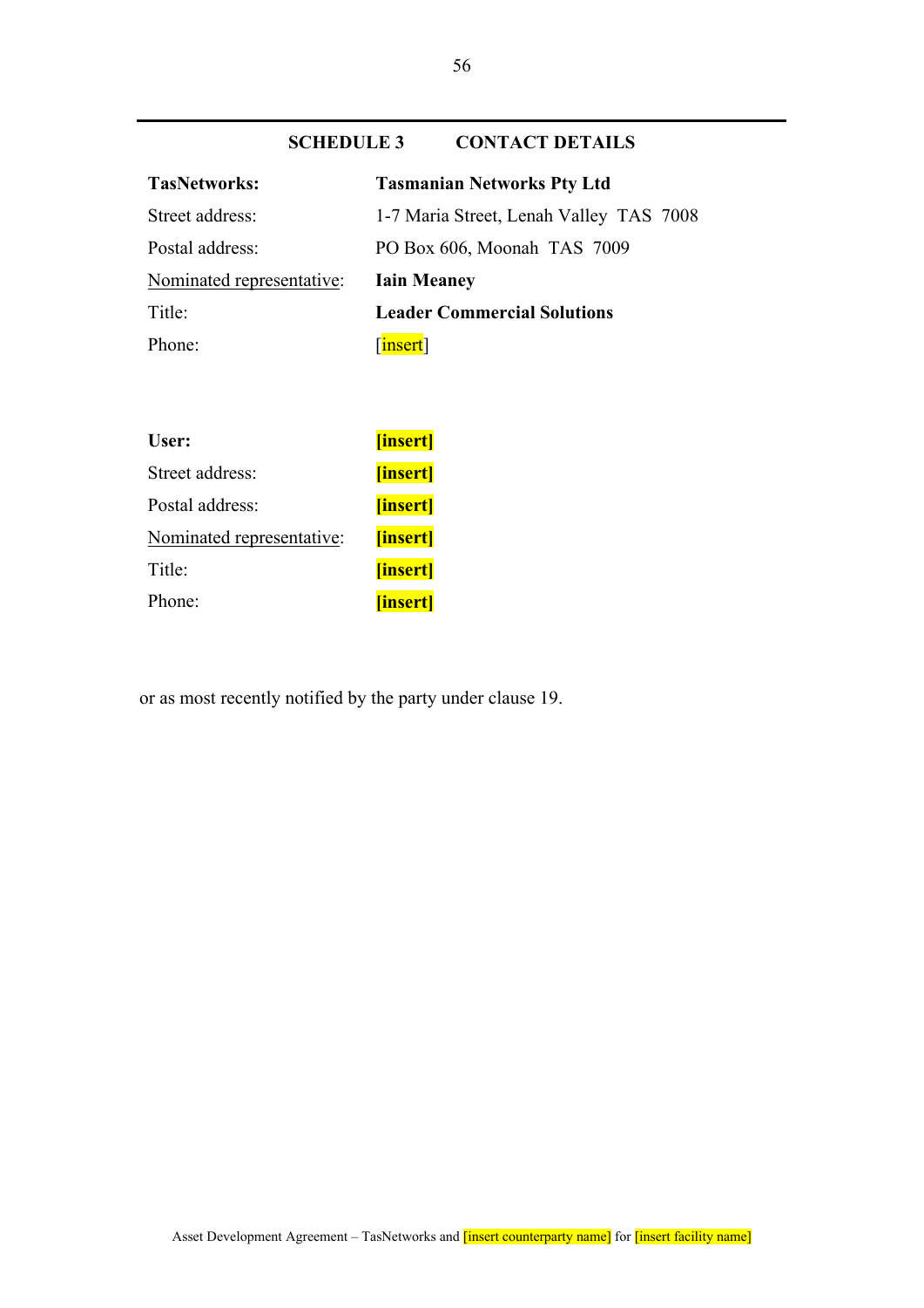## SCHEDULE 3 CONTACT DETAILS

| | |
|---|---|
| **TasNetworks:** | **Tasmanian Networks Pty Ltd** |
| Street address: | 1-7 Maria Street, Lenah Valley TAS 7008 |
| Postal address: | PO Box 606, Moonah TAS 7009 |
| Nominated representative: | **Iain Meaney** |
| Title: | **Leader Commercial Solutions** |
| Phone: | [insert] |

| | |
|---|---|
| **User:** | **[insert]** |
| Street address: | **[insert]** |
| Postal address: | **[insert]** |
| Nominated representative: | **[insert]** |
| Title: | **[insert]** |
| Phone: | **[insert]** |

or as most recently notified by the party under clause 19.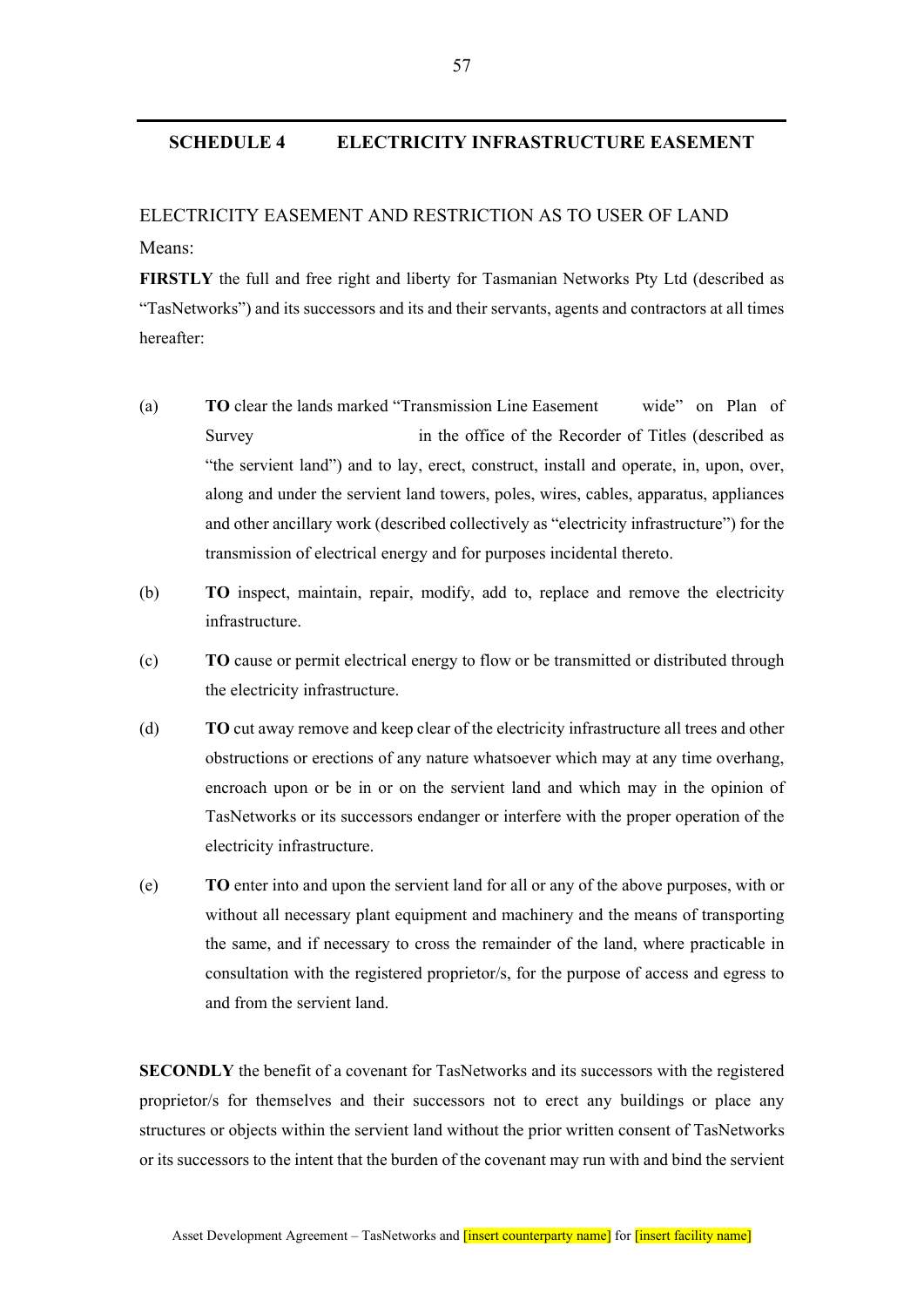## SCHEDULE 4 ELECTRICITY INFRASTRUCTURE EASEMENT

ELECTRICITY EASEMENT AND RESTRICTION AS TO USER OF LAND

Means:

**FIRSTLY** the full and free right and liberty for Tasmanian Networks Pty Ltd (described as "TasNetworks") and its successors and its and their servants, agents and contractors at all times hereafter:

(a) **TO** clear the lands marked "Transmission Line Easement wide" on Plan of Survey in the office of the Recorder of Titles (described as "the servient land") and to lay, erect, construct, install and operate, in, upon, over, along and under the servient land towers, poles, wires, cables, apparatus, appliances and other ancillary work (described collectively as "electricity infrastructure") for the transmission of electrical energy and for purposes incidental thereto.

(b) **TO** inspect, maintain, repair, modify, add to, replace and remove the electricity infrastructure.

(c) **TO** cause or permit electrical energy to flow or be transmitted or distributed through the electricity infrastructure.

(d) **TO** cut away remove and keep clear of the electricity infrastructure all trees and other obstructions or erections of any nature whatsoever which may at any time overhang, encroach upon or be in or on the servient land and which may in the opinion of TasNetworks or its successors endanger or interfere with the proper operation of the electricity infrastructure.

(e) **TO** enter into and upon the servient land for all or any of the above purposes, with or without all necessary plant equipment and machinery and the means of transporting the same, and if necessary to cross the remainder of the land, where practicable in consultation with the registered proprietor/s, for the purpose of access and egress to and from the servient land.

**SECONDLY** the benefit of a covenant for TasNetworks and its successors with the registered proprietor/s for themselves and their successors not to erect any buildings or place any structures or objects within the servient land without the prior written consent of TasNetworks or its successors to the intent that the burden of the covenant may run with and bind the servient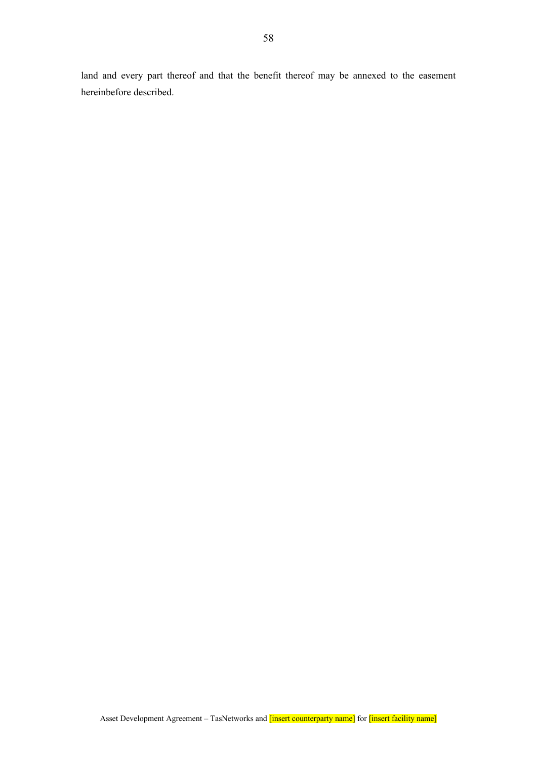land and every part thereof and that the benefit thereof may be annexed to the easement hereinbefore described.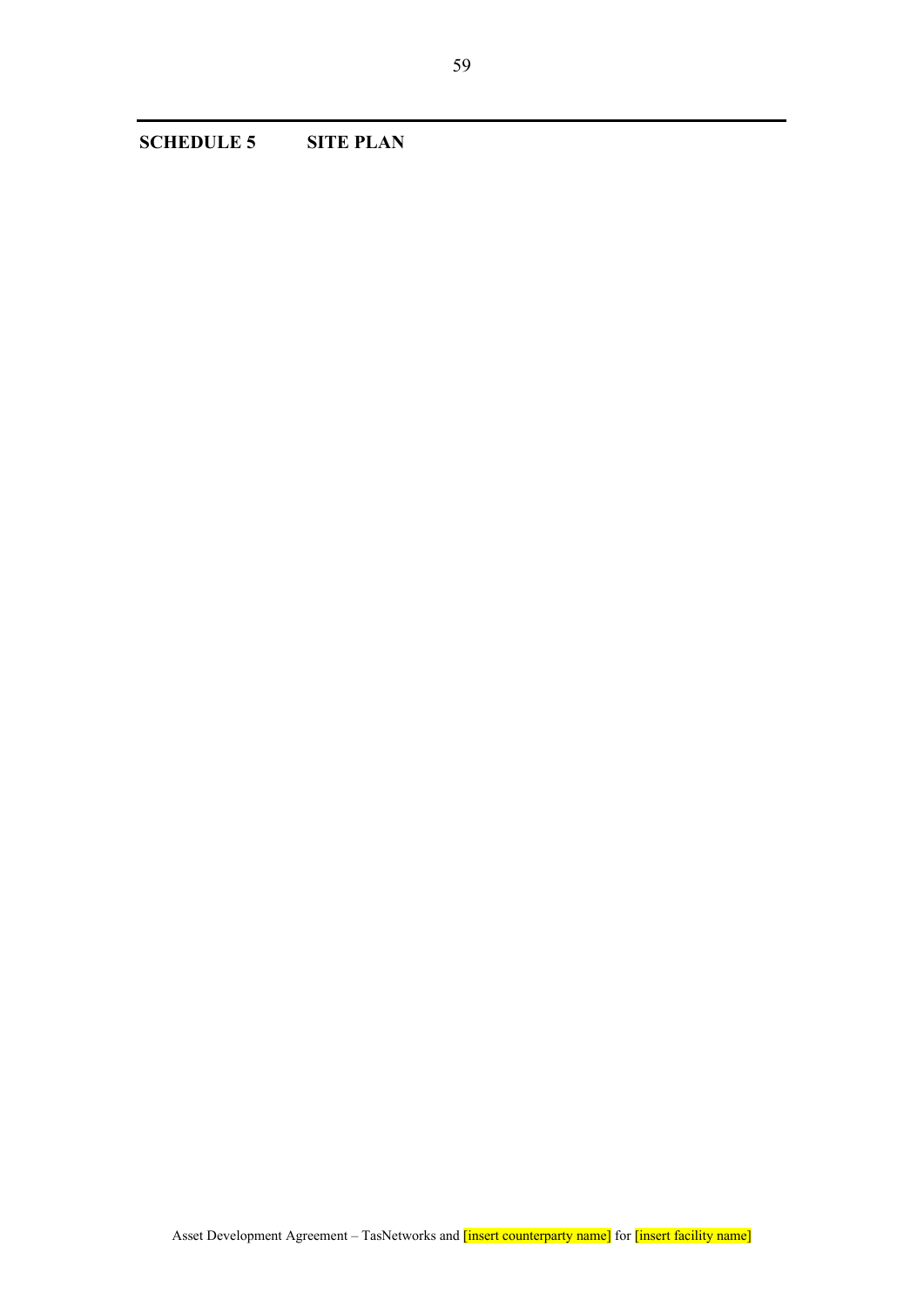## SCHEDULE 5 SITE PLAN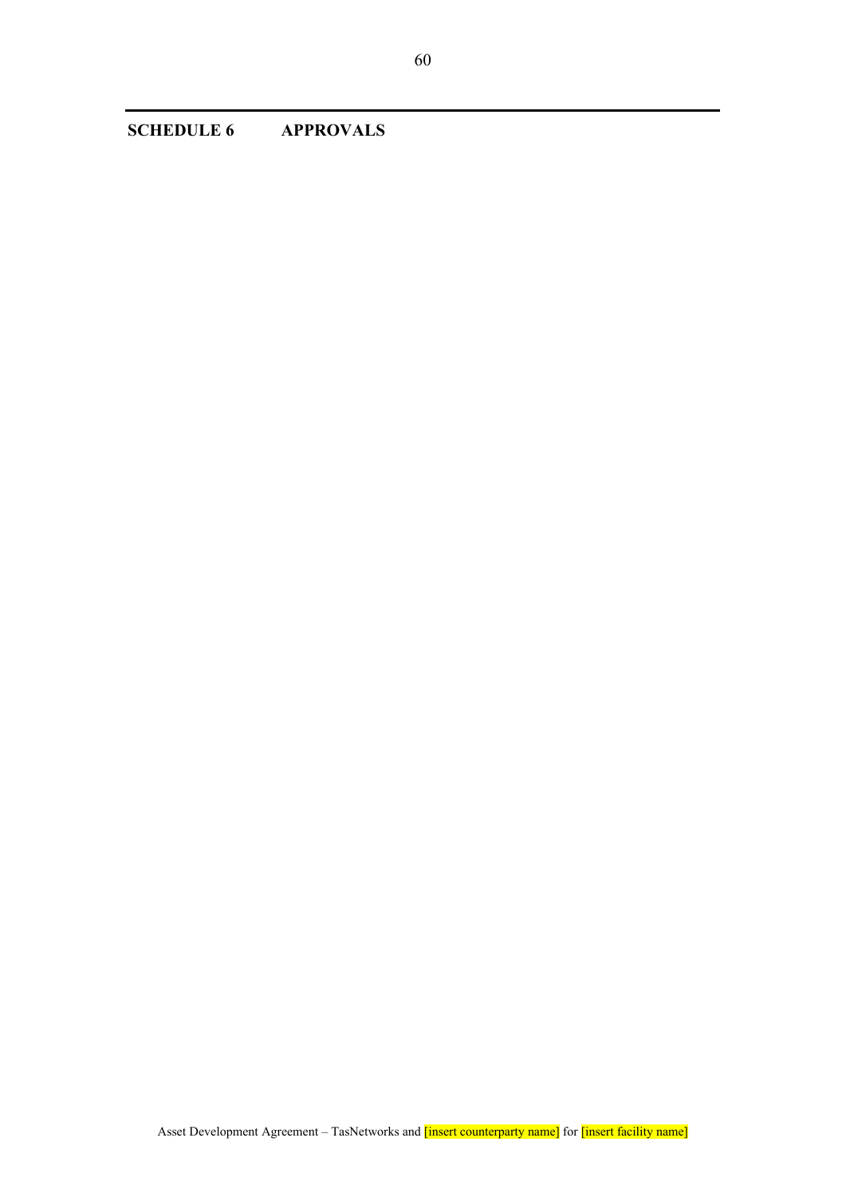# SCHEDULE 6 APPROVALS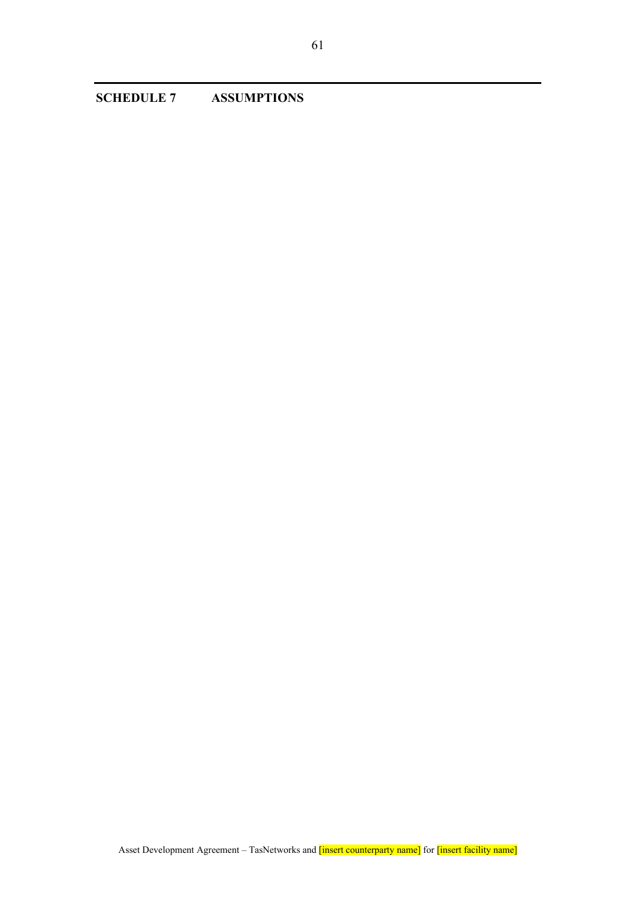## SCHEDULE 7 ASSUMPTIONS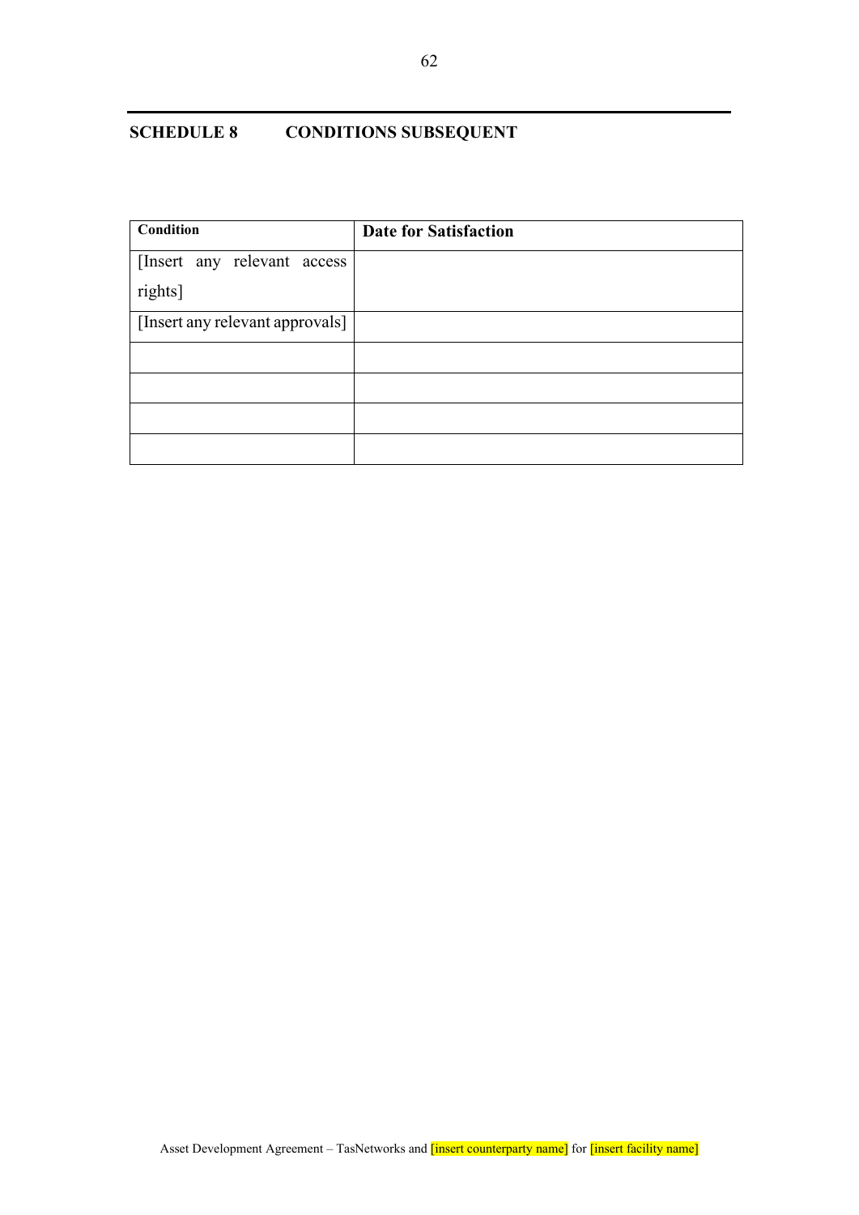## SCHEDULE 8 CONDITIONS SUBSEQUENT

| Condition | Date for Satisfaction |
|---|---|
| [Insert any relevant access rights] | |
| [Insert any relevant approvals] | |
| | |
| | |
| | |
| | |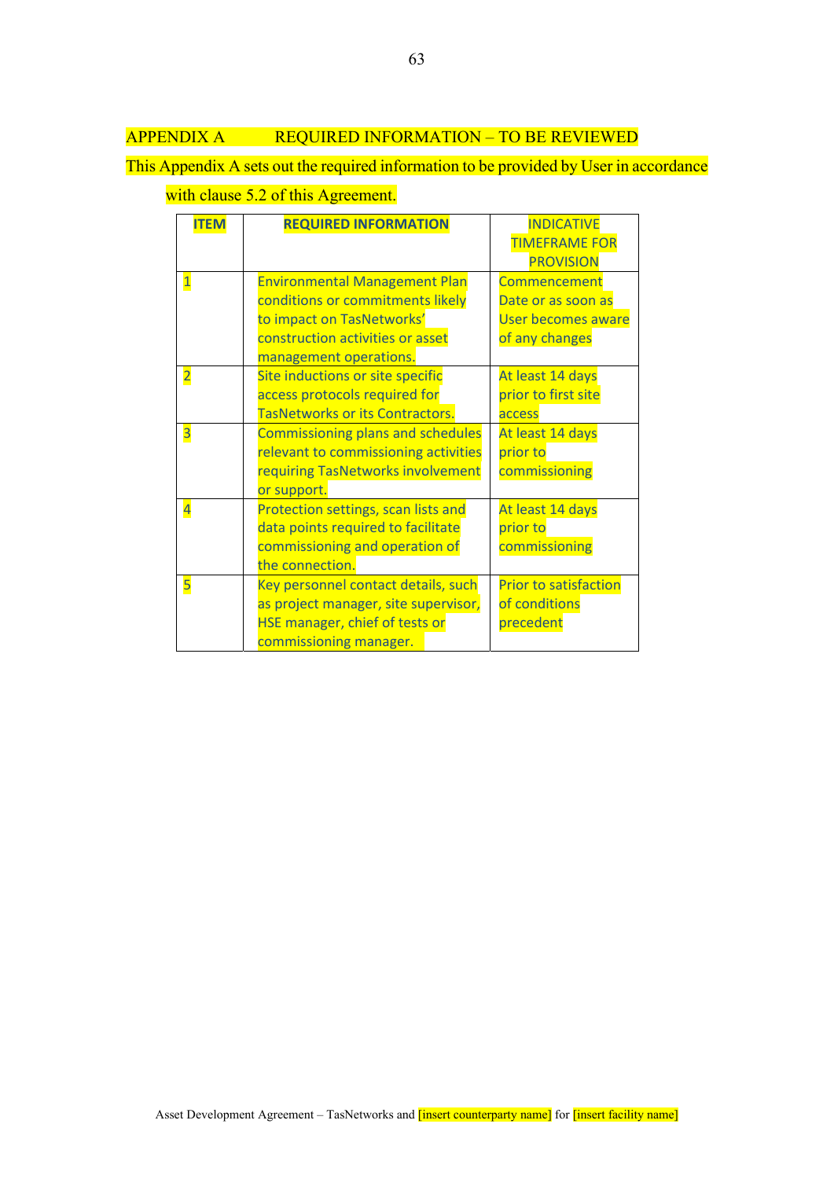# APPENDIX A REQUIRED INFORMATION – TO BE REVIEWED

This Appendix A sets out the required information to be provided by User in accordance with clause 5.2 of this Agreement.

| ITEM | REQUIRED INFORMATION | INDICATIVE TIMEFRAME FOR PROVISION |
|---|---|---|
| 1 | Environmental Management Plan conditions or commitments likely to impact on TasNetworks' construction activities or asset management operations. | Commencement Date or as soon as User becomes aware of any changes |
| 2 | Site inductions or site specific access protocols required for TasNetworks or its Contractors. | At least 14 days prior to first site access |
| 3 | Commissioning plans and schedules relevant to commissioning activities requiring TasNetworks involvement or support. | At least 14 days prior to commissioning |
| 4 | Protection settings, scan lists and data points required to facilitate commissioning and operation of the connection. | At least 14 days prior to commissioning |
| 5 | Key personnel contact details, such as project manager, site supervisor, HSE manager, chief of tests or commissioning manager. | Prior to satisfaction of conditions precedent |